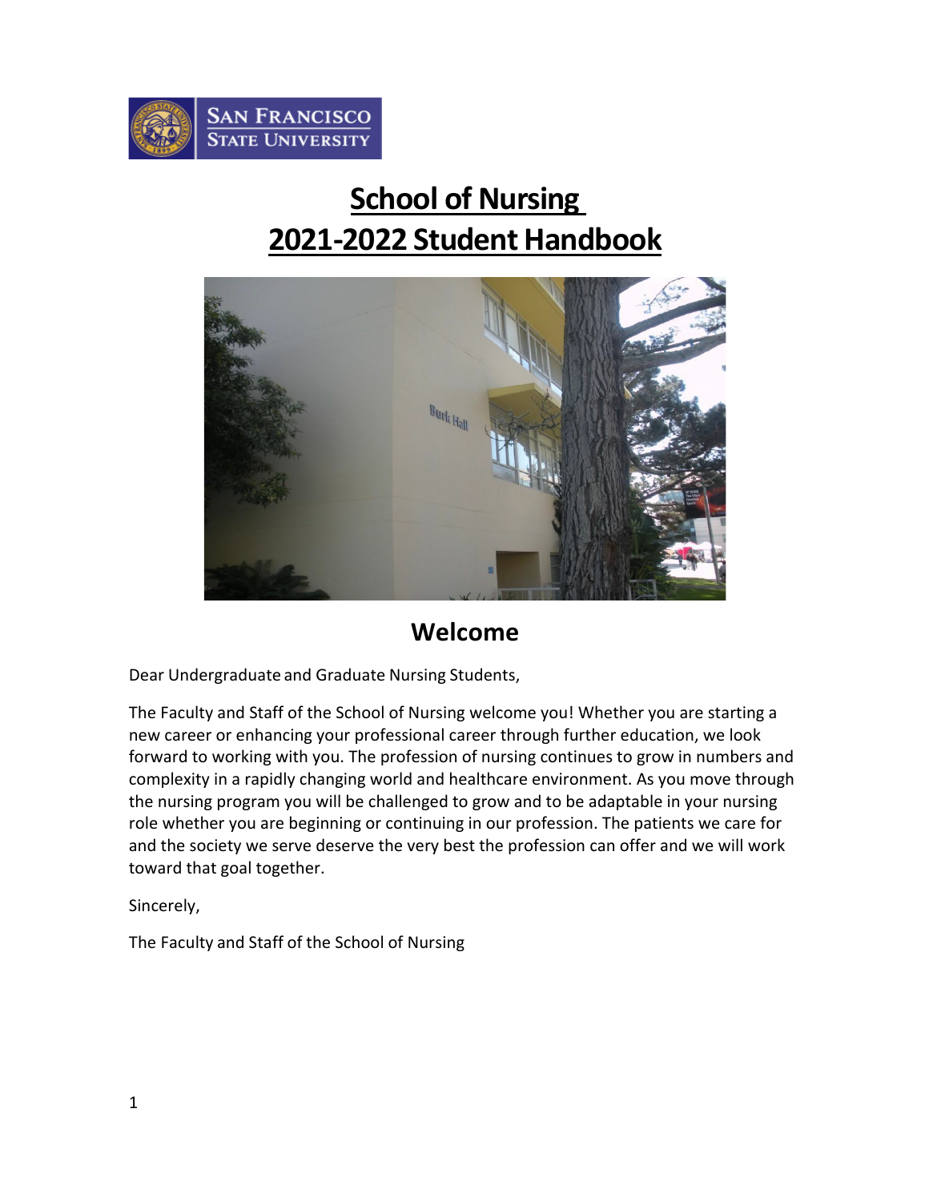# School of Nursing
# 2021-2022 Student Handbook

## Welcome

Dear Undergraduate and Graduate Nursing Students,

The Faculty and Staff of the School of Nursing welcome you! Whether you are starting a new career or enhancing your professional career through further education, we look forward to working with you. The profession of nursing continues to grow in numbers and complexity in a rapidly changing world and healthcare environment. As you move through the nursing program you will be challenged to grow and to be adaptable in your nursing role whether you are beginning or continuing in our profession. The patients we care for and the society we serve deserve the very best the profession can offer and we will work toward that goal together.

Sincerely,

The Faculty and Staff of the School of Nursing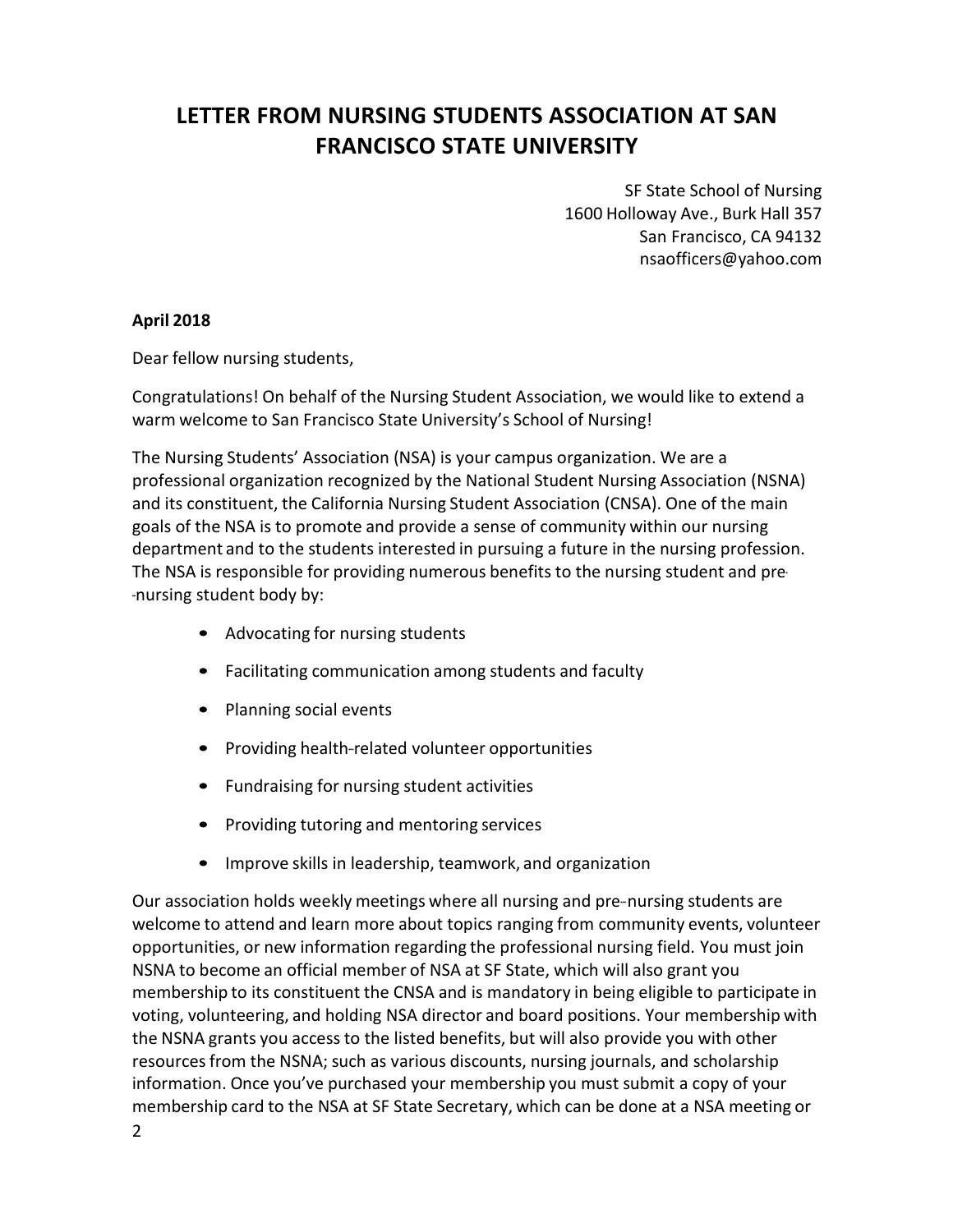# LETTER FROM NURSING STUDENTS ASSOCIATION AT SAN FRANCISCO STATE UNIVERSITY

SF State School of Nursing
1600 Holloway Ave., Burk Hall 357
San Francisco, CA 94132
nsaofficers@yahoo.com

**April 2018**

Dear fellow nursing students,

Congratulations! On behalf of the Nursing Student Association, we would like to extend a warm welcome to San Francisco State University's School of Nursing!

The Nursing Students' Association (NSA) is your campus organization. We are a professional organization recognized by the National Student Nursing Association (NSNA) and its constituent, the California Nursing Student Association (CNSA). One of the main goals of the NSA is to promote and provide a sense of community within our nursing department and to the students interested in pursuing a future in the nursing profession. The NSA is responsible for providing numerous benefits to the nursing student and pre-nursing student body by:

- Advocating for nursing students
- Facilitating communication among students and faculty
- Planning social events
- Providing health-related volunteer opportunities
- Fundraising for nursing student activities
- Providing tutoring and mentoring services
- Improve skills in leadership, teamwork, and organization

Our association holds weekly meetings where all nursing and pre-nursing students are welcome to attend and learn more about topics ranging from community events, volunteer opportunities, or new information regarding the professional nursing field. You must join NSNA to become an official member of NSA at SF State, which will also grant you membership to its constituent the CNSA and is mandatory in being eligible to participate in voting, volunteering, and holding NSA director and board positions. Your membership with the NSNA grants you access to the listed benefits, but will also provide you with other resources from the NSNA; such as various discounts, nursing journals, and scholarship information. Once you've purchased your membership you must submit a copy of your membership card to the NSA at SF State Secretary, which can be done at a NSA meeting or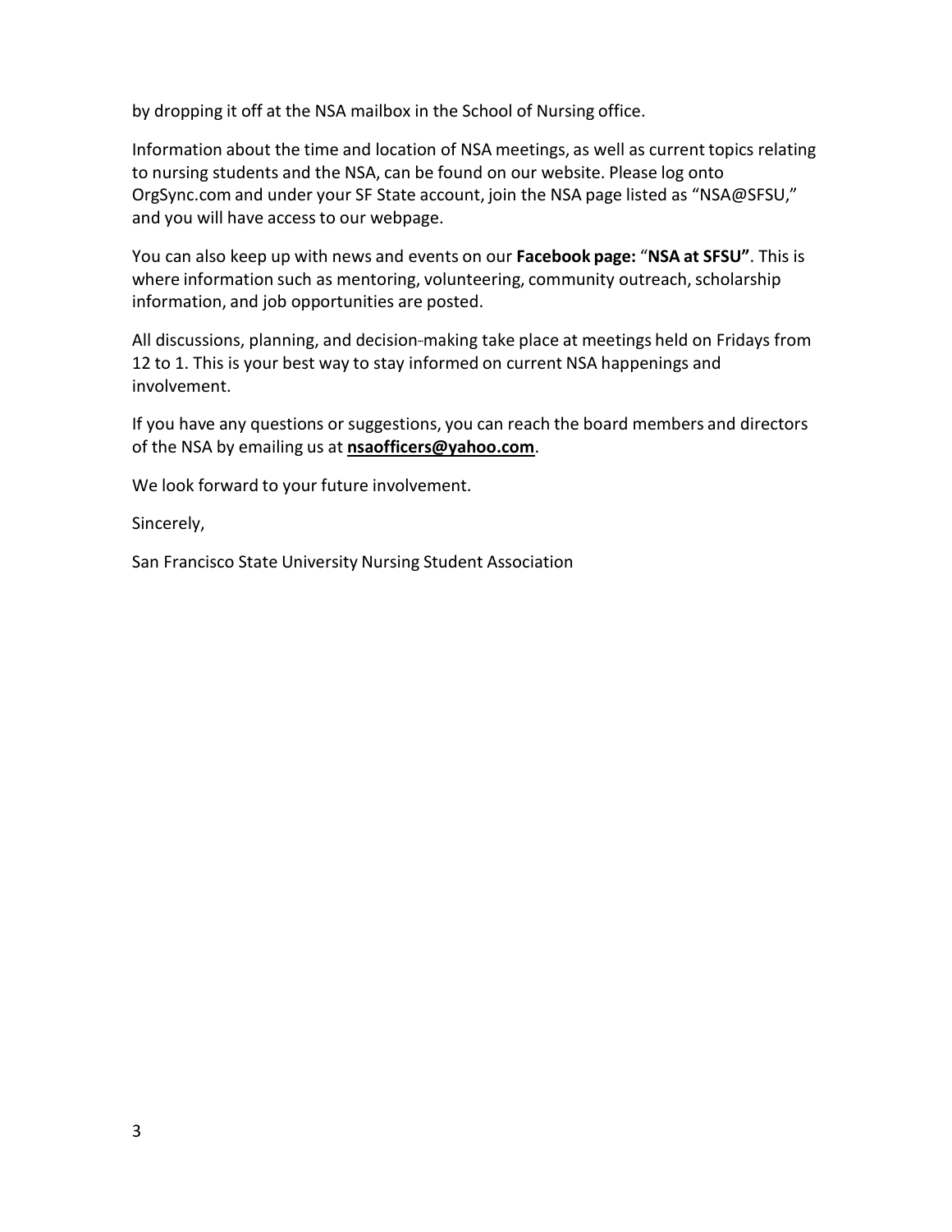by dropping it off at the NSA mailbox in the School of Nursing office.

Information about the time and location of NSA meetings, as well as current topics relating to nursing students and the NSA, can be found on our website. Please log onto OrgSync.com and under your SF State account, join the NSA page listed as "NSA@SFSU," and you will have access to our webpage.

You can also keep up with news and events on our **Facebook page:** "**NSA at SFSU"**. This is where information such as mentoring, volunteering, community outreach, scholarship information, and job opportunities are posted.

All discussions, planning, and decision-making take place at meetings held on Fridays from 12 to 1. This is your best way to stay informed on current NSA happenings and involvement.

If you have any questions or suggestions, you can reach the board members and directors of the NSA by emailing us at **nsaofficers@yahoo.com**.

We look forward to your future involvement.

Sincerely,

San Francisco State University Nursing Student Association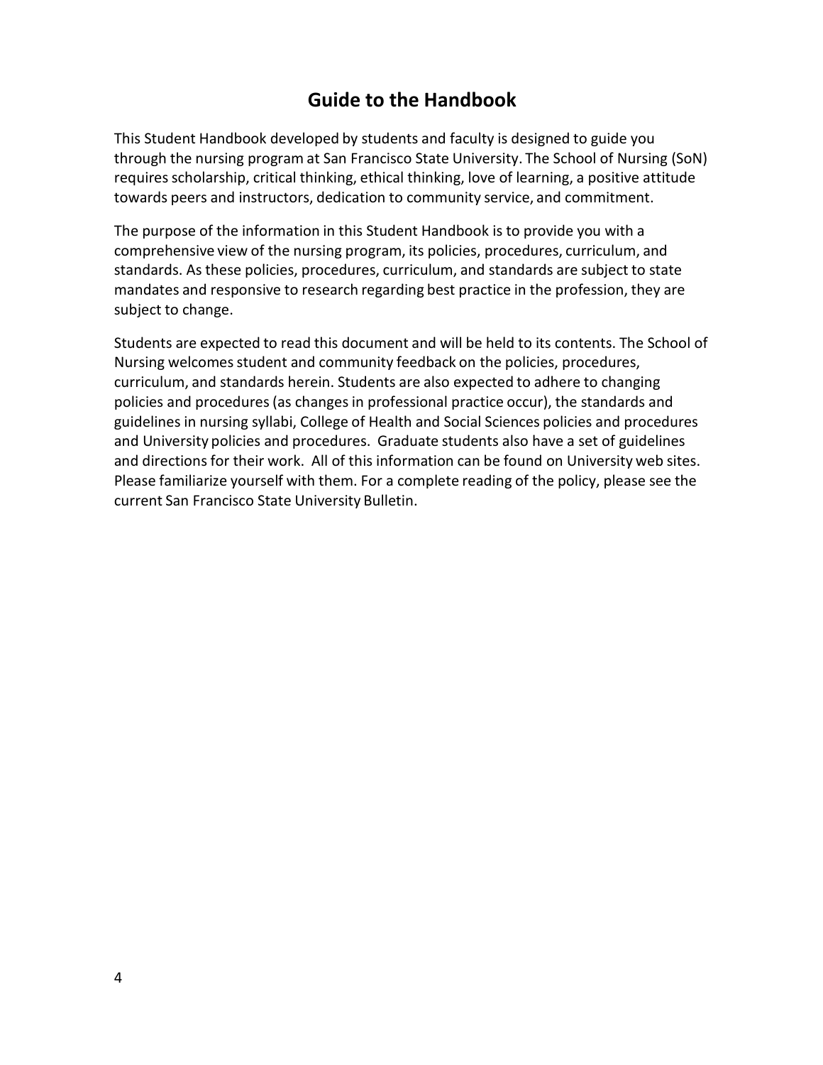# Guide to the Handbook

This Student Handbook developed by students and faculty is designed to guide you through the nursing program at San Francisco State University. The School of Nursing (SoN) requires scholarship, critical thinking, ethical thinking, love of learning, a positive attitude towards peers and instructors, dedication to community service, and commitment.

The purpose of the information in this Student Handbook is to provide you with a comprehensive view of the nursing program, its policies, procedures, curriculum, and standards. As these policies, procedures, curriculum, and standards are subject to state mandates and responsive to research regarding best practice in the profession, they are subject to change.

Students are expected to read this document and will be held to its contents. The School of Nursing welcomes student and community feedback on the policies, procedures, curriculum, and standards herein. Students are also expected to adhere to changing policies and procedures (as changes in professional practice occur), the standards and guidelines in nursing syllabi, College of Health and Social Sciences policies and procedures and University policies and procedures. Graduate students also have a set of guidelines and directions for their work. All of this information can be found on University web sites. Please familiarize yourself with them. For a complete reading of the policy, please see the current San Francisco State University Bulletin.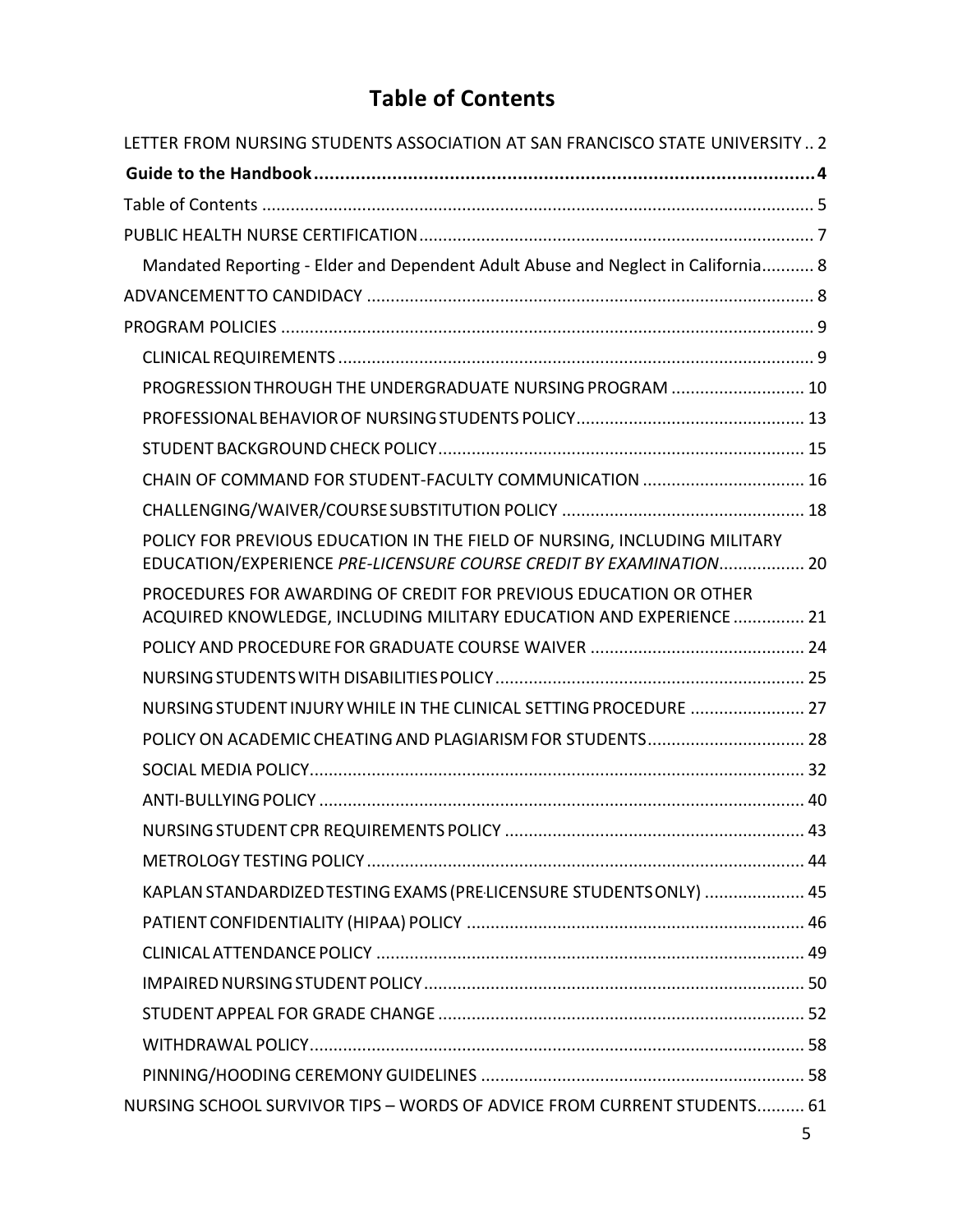# Table of Contents

LETTER FROM NURSING STUDENTS ASSOCIATION AT SAN FRANCISCO STATE UNIVERSITY .. 2

**Guide to the Handbook ........................................................................................ 4**

Table of Contents ........................................................................................................ 5

PUBLIC HEALTH NURSE CERTIFICATION .................................................................... 7

- Mandated Reporting - Elder and Dependent Adult Abuse and Neglect in California........... 8

ADVANCEMENT TO CANDIDACY ................................................................................ 8

PROGRAM POLICIES ................................................................................................. 9

- CLINICAL REQUIREMENTS ...................................................................................... 9
- PROGRESSION THROUGH THE UNDERGRADUATE NURSING PROGRAM ............................ 10
- PROFESSIONAL BEHAVIOR OF NURSING STUDENTS POLICY ................................................ 13
- STUDENT BACKGROUND CHECK POLICY ............................................................................. 15
- CHAIN OF COMMAND FOR STUDENT-FACULTY COMMUNICATION .................................. 16
- CHALLENGING/WAIVER/COURSE SUBSTITUTION POLICY ................................................... 18
- POLICY FOR PREVIOUS EDUCATION IN THE FIELD OF NURSING, INCLUDING MILITARY EDUCATION/EXPERIENCE *PRE-LICENSURE COURSE CREDIT BY EXAMINATION*.................. 20
- PROCEDURES FOR AWARDING OF CREDIT FOR PREVIOUS EDUCATION OR OTHER ACQUIRED KNOWLEDGE, INCLUDING MILITARY EDUCATION AND EXPERIENCE ............... 21
- POLICY AND PROCEDURE FOR GRADUATE COURSE WAIVER ............................................. 24
- NURSING STUDENTS WITH DISABILITIES POLICY ................................................................. 25
- NURSING STUDENT INJURY WHILE IN THE CLINICAL SETTING PROCEDURE ........................ 27
- POLICY ON ACADEMIC CHEATING AND PLAGIARISM FOR STUDENTS................................. 28
- SOCIAL MEDIA POLICY ......................................................................................................... 32
- ANTI-BULLYING POLICY ....................................................................................................... 40
- NURSING STUDENT CPR REQUIREMENTS POLICY ............................................................... 43
- METROLOGY TESTING POLICY ............................................................................................ 44
- KAPLAN STANDARDIZED TESTING EXAMS (PRE-LICENSURE STUDENTS ONLY) ..................... 45
- PATIENT CONFIDENTIALITY (HIPAA) POLICY ....................................................................... 46
- CLINICAL ATTENDANCE POLICY .......................................................................................... 49
- IMPAIRED NURSING STUDENT POLICY ................................................................................ 50
- STUDENT APPEAL FOR GRADE CHANGE ............................................................................. 52
- WITHDRAWAL POLICY ........................................................................................................ 58
- PINNING/HOODING CEREMONY GUIDELINES .................................................................... 58

NURSING SCHOOL SURVIVOR TIPS – WORDS OF ADVICE FROM CURRENT STUDENTS.......... 61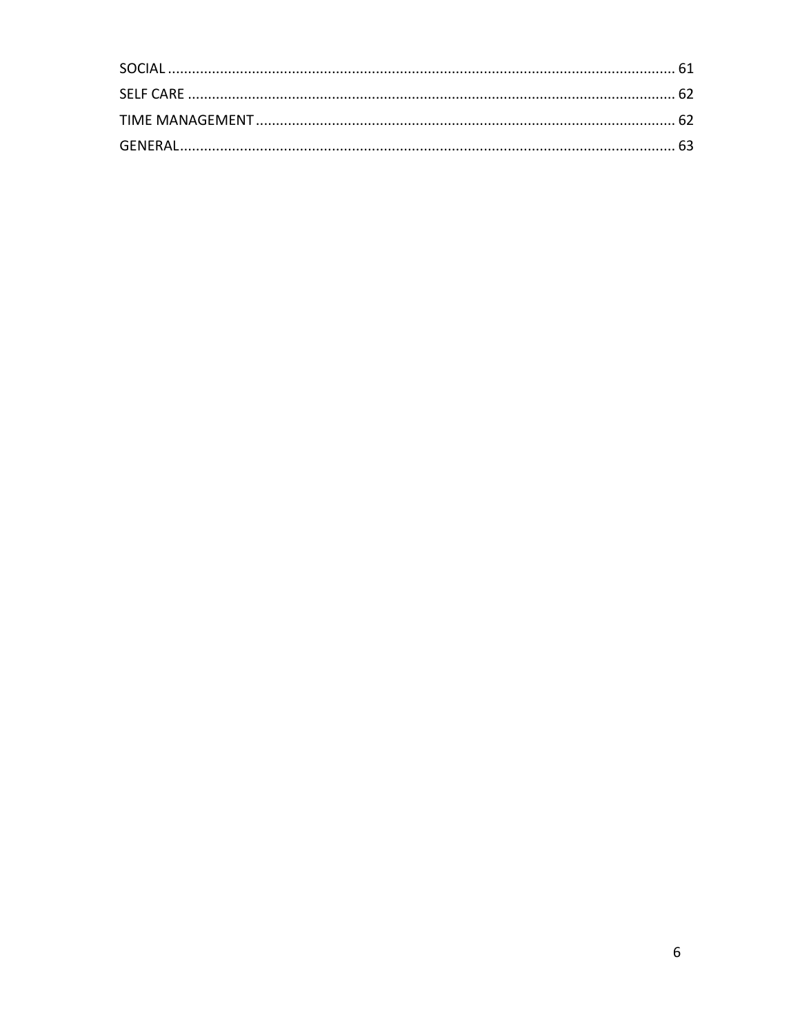SOCIAL ........................................................................................................................................ 61
SELF CARE .................................................................................................................................. 62
TIME MANAGEMENT ................................................................................................................ 62
GENERAL ..................................................................................................................................... 63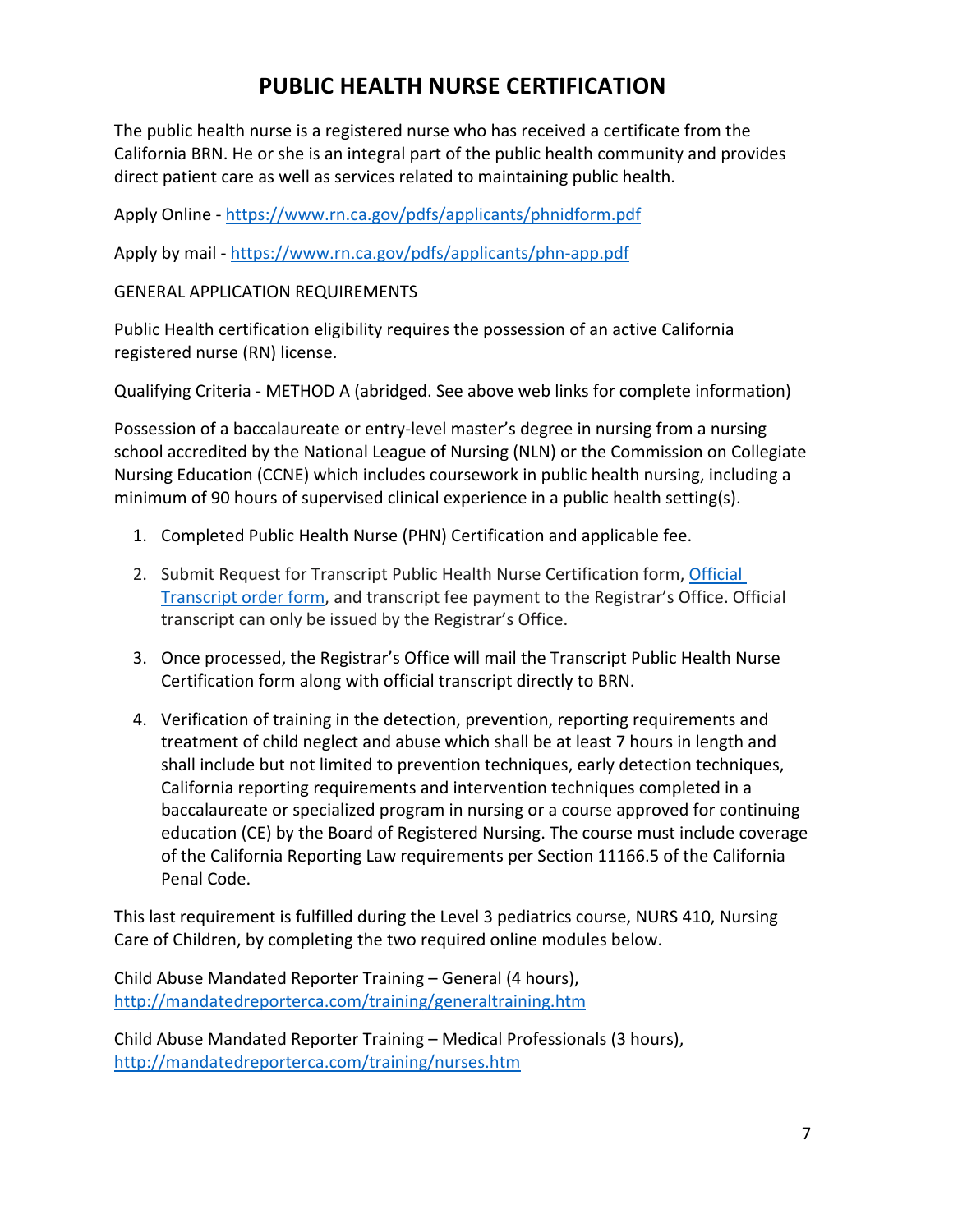# PUBLIC HEALTH NURSE CERTIFICATION

The public health nurse is a registered nurse who has received a certificate from the California BRN. He or she is an integral part of the public health community and provides direct patient care as well as services related to maintaining public health.

Apply Online - [https://www.rn.ca.gov/pdfs/applicants/phnidform.pdf](https://www.rn.ca.gov/pdfs/applicants/phnidform.pdf)

Apply by mail - [https://www.rn.ca.gov/pdfs/applicants/phn-app.pdf](https://www.rn.ca.gov/pdfs/applicants/phn-app.pdf)

GENERAL APPLICATION REQUIREMENTS

Public Health certification eligibility requires the possession of an active California registered nurse (RN) license.

Qualifying Criteria - METHOD A (abridged. See above web links for complete information)

Possession of a baccalaureate or entry-level master's degree in nursing from a nursing school accredited by the National League of Nursing (NLN) or the Commission on Collegiate Nursing Education (CCNE) which includes coursework in public health nursing, including a minimum of 90 hours of supervised clinical experience in a public health setting(s).

1. Completed Public Health Nurse (PHN) Certification and applicable fee.
2. Submit Request for Transcript Public Health Nurse Certification form, Official Transcript order form, and transcript fee payment to the Registrar's Office. Official transcript can only be issued by the Registrar's Office.
3. Once processed, the Registrar's Office will mail the Transcript Public Health Nurse Certification form along with official transcript directly to BRN.
4. Verification of training in the detection, prevention, reporting requirements and treatment of child neglect and abuse which shall be at least 7 hours in length and shall include but not limited to prevention techniques, early detection techniques, California reporting requirements and intervention techniques completed in a baccalaureate or specialized program in nursing or a course approved for continuing education (CE) by the Board of Registered Nursing. The course must include coverage of the California Reporting Law requirements per Section 11166.5 of the California Penal Code.

This last requirement is fulfilled during the Level 3 pediatrics course, NURS 410, Nursing Care of Children, by completing the two required online modules below.

Child Abuse Mandated Reporter Training – General (4 hours), [http://mandatedreporterca.com/training/generaltraining.htm](http://mandatedreporterca.com/training/generaltraining.htm)

Child Abuse Mandated Reporter Training – Medical Professionals (3 hours), [http://mandatedreporterca.com/training/nurses.htm](http://mandatedreporterca.com/training/nurses.htm)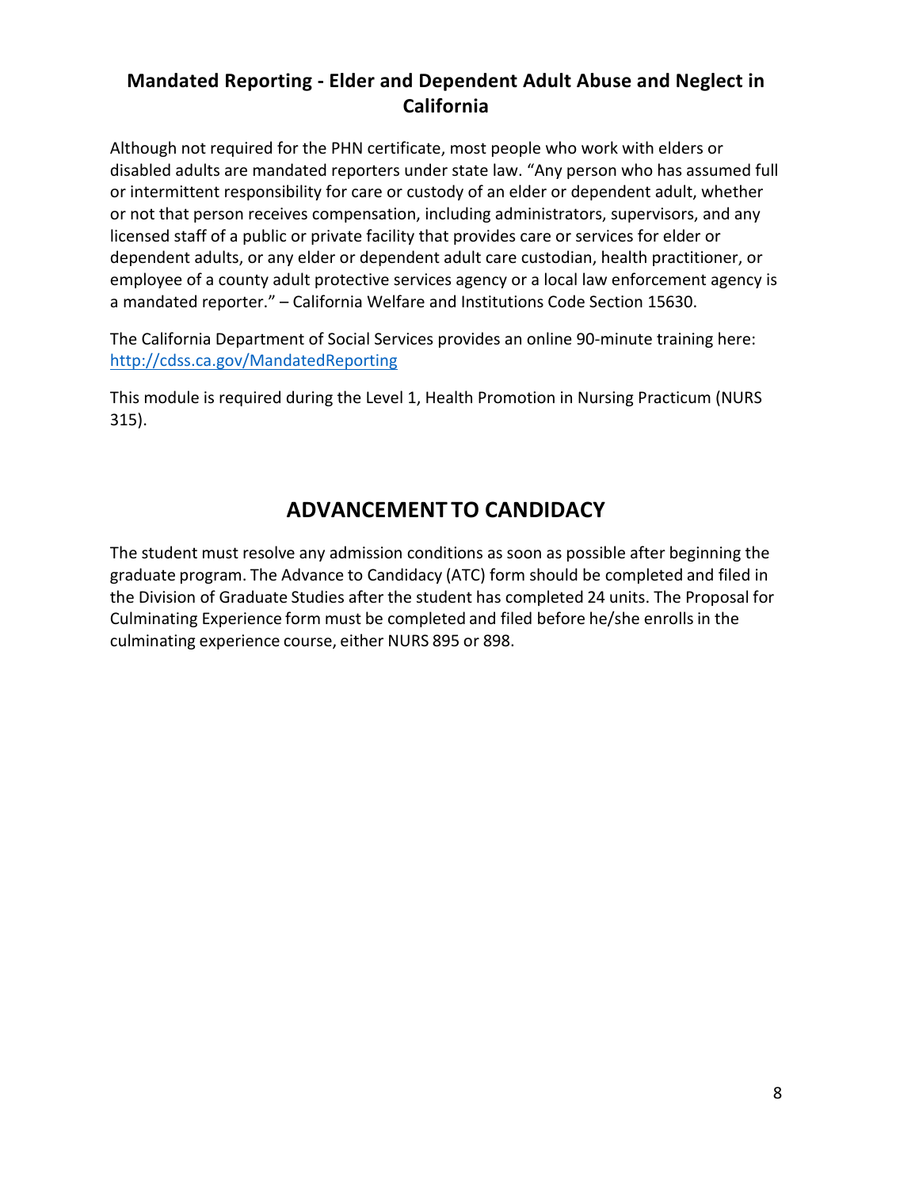## Mandated Reporting - Elder and Dependent Adult Abuse and Neglect in California

Although not required for the PHN certificate, most people who work with elders or disabled adults are mandated reporters under state law. "Any person who has assumed full or intermittent responsibility for care or custody of an elder or dependent adult, whether or not that person receives compensation, including administrators, supervisors, and any licensed staff of a public or private facility that provides care or services for elder or dependent adults, or any elder or dependent adult care custodian, health practitioner, or employee of a county adult protective services agency or a local law enforcement agency is a mandated reporter." – California Welfare and Institutions Code Section 15630.

The California Department of Social Services provides an online 90-minute training here: [http://cdss.ca.gov/MandatedReporting](http://cdss.ca.gov/MandatedReporting)

This module is required during the Level 1, Health Promotion in Nursing Practicum (NURS 315).

# ADVANCEMENT TO CANDIDACY

The student must resolve any admission conditions as soon as possible after beginning the graduate program. The Advance to Candidacy (ATC) form should be completed and filed in the Division of Graduate Studies after the student has completed 24 units. The Proposal for Culminating Experience form must be completed and filed before he/she enrolls in the culminating experience course, either NURS 895 or 898.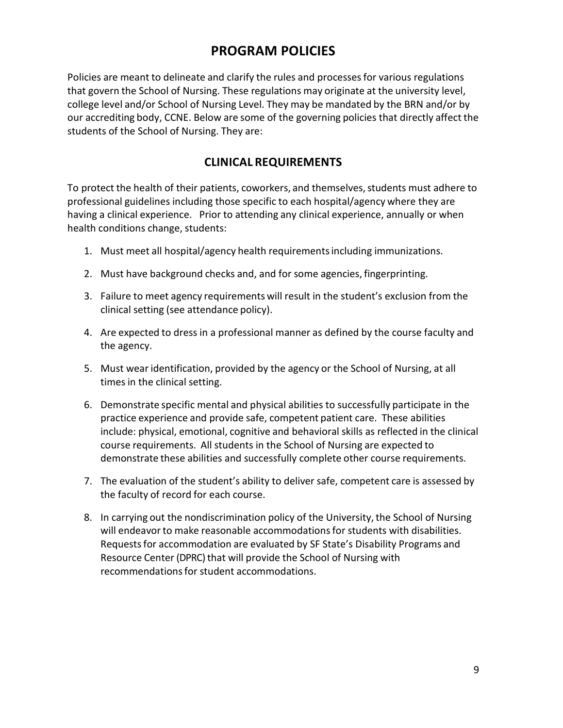# PROGRAM POLICIES

Policies are meant to delineate and clarify the rules and processes for various regulations that govern the School of Nursing. These regulations may originate at the university level, college level and/or School of Nursing Level. They may be mandated by the BRN and/or by our accrediting body, CCNE. Below are some of the governing policies that directly affect the students of the School of Nursing. They are:

## CLINICAL REQUIREMENTS

To protect the health of their patients, coworkers, and themselves, students must adhere to professional guidelines including those specific to each hospital/agency where they are having a clinical experience. Prior to attending any clinical experience, annually or when health conditions change, students:

1. Must meet all hospital/agency health requirements including immunizations.

2. Must have background checks and, and for some agencies, fingerprinting.

3. Failure to meet agency requirements will result in the student's exclusion from the clinical setting (see attendance policy).

4. Are expected to dress in a professional manner as defined by the course faculty and the agency.

5. Must wear identification, provided by the agency or the School of Nursing, at all times in the clinical setting.

6. Demonstrate specific mental and physical abilities to successfully participate in the practice experience and provide safe, competent patient care. These abilities include: physical, emotional, cognitive and behavioral skills as reflected in the clinical course requirements. All students in the School of Nursing are expected to demonstrate these abilities and successfully complete other course requirements.

7. The evaluation of the student's ability to deliver safe, competent care is assessed by the faculty of record for each course.

8. In carrying out the nondiscrimination policy of the University, the School of Nursing will endeavor to make reasonable accommodations for students with disabilities. Requests for accommodation are evaluated by SF State's Disability Programs and Resource Center (DPRC) that will provide the School of Nursing with recommendations for student accommodations.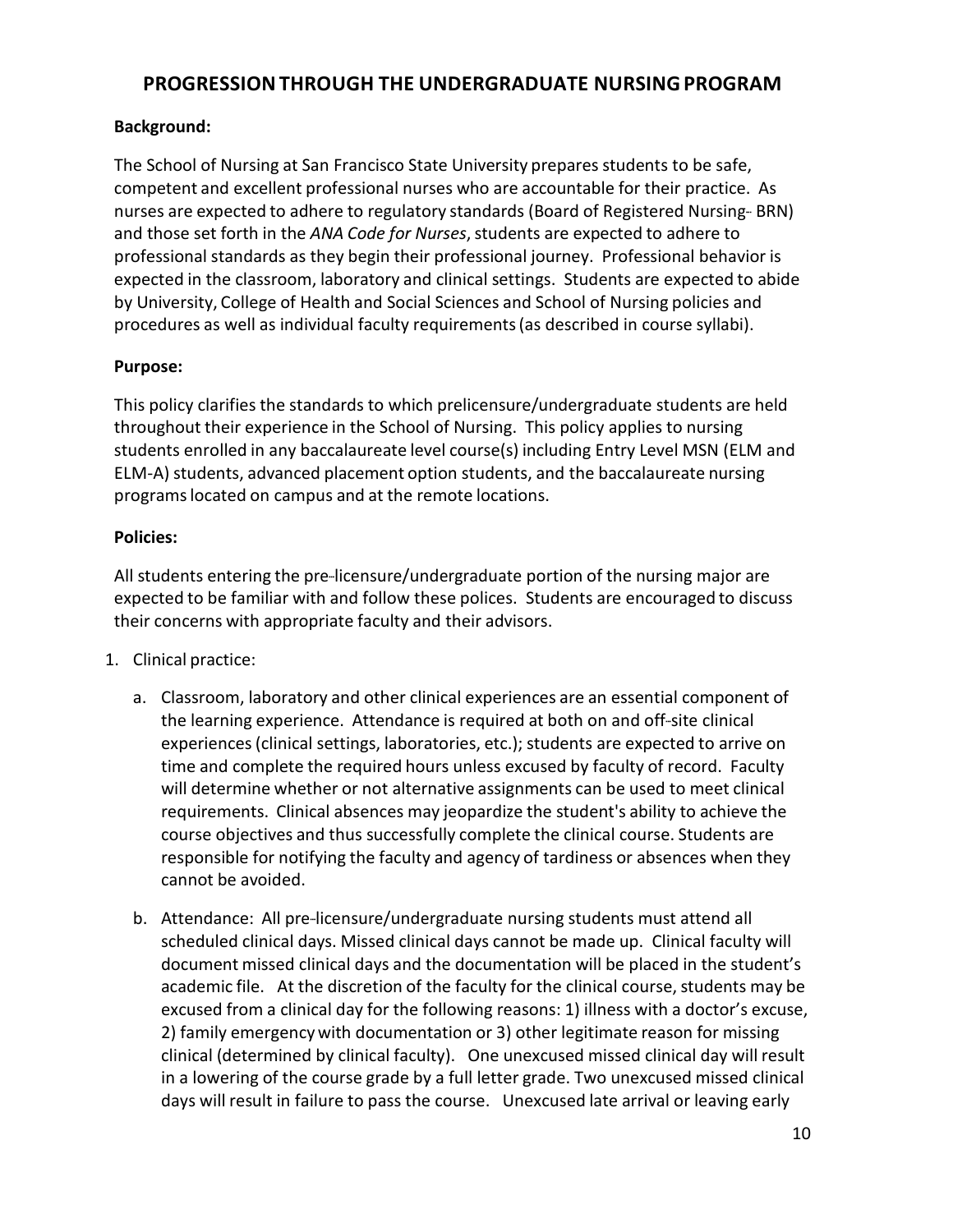## PROGRESSION THROUGH THE UNDERGRADUATE NURSING PROGRAM

**Background:**

The School of Nursing at San Francisco State University prepares students to be safe, competent and excellent professional nurses who are accountable for their practice. As nurses are expected to adhere to regulatory standards (Board of Registered Nursing‐ BRN) and those set forth in the *ANA Code for Nurses*, students are expected to adhere to professional standards as they begin their professional journey. Professional behavior is expected in the classroom, laboratory and clinical settings. Students are expected to abide by University, College of Health and Social Sciences and School of Nursing policies and procedures as well as individual faculty requirements (as described in course syllabi).

**Purpose:**

This policy clarifies the standards to which prelicensure/undergraduate students are held throughout their experience in the School of Nursing. This policy applies to nursing students enrolled in any baccalaureate level course(s) including Entry Level MSN (ELM and ELM-A) students, advanced placement option students, and the baccalaureate nursing programs located on campus and at the remote locations.

**Policies:**

All students entering the pre‐licensure/undergraduate portion of the nursing major are expected to be familiar with and follow these polices. Students are encouraged to discuss their concerns with appropriate faculty and their advisors.

1. Clinical practice:

   a. Classroom, laboratory and other clinical experiences are an essential component of the learning experience. Attendance is required at both on and off‐site clinical experiences (clinical settings, laboratories, etc.); students are expected to arrive on time and complete the required hours unless excused by faculty of record. Faculty will determine whether or not alternative assignments can be used to meet clinical requirements. Clinical absences may jeopardize the student's ability to achieve the course objectives and thus successfully complete the clinical course. Students are responsible for notifying the faculty and agency of tardiness or absences when they cannot be avoided.

   b. Attendance: All pre‐licensure/undergraduate nursing students must attend all scheduled clinical days. Missed clinical days cannot be made up. Clinical faculty will document missed clinical days and the documentation will be placed in the student's academic file. At the discretion of the faculty for the clinical course, students may be excused from a clinical day for the following reasons: 1) illness with a doctor's excuse, 2) family emergency with documentation or 3) other legitimate reason for missing clinical (determined by clinical faculty). One unexcused missed clinical day will result in a lowering of the course grade by a full letter grade. Two unexcused missed clinical days will result in failure to pass the course. Unexcused late arrival or leaving early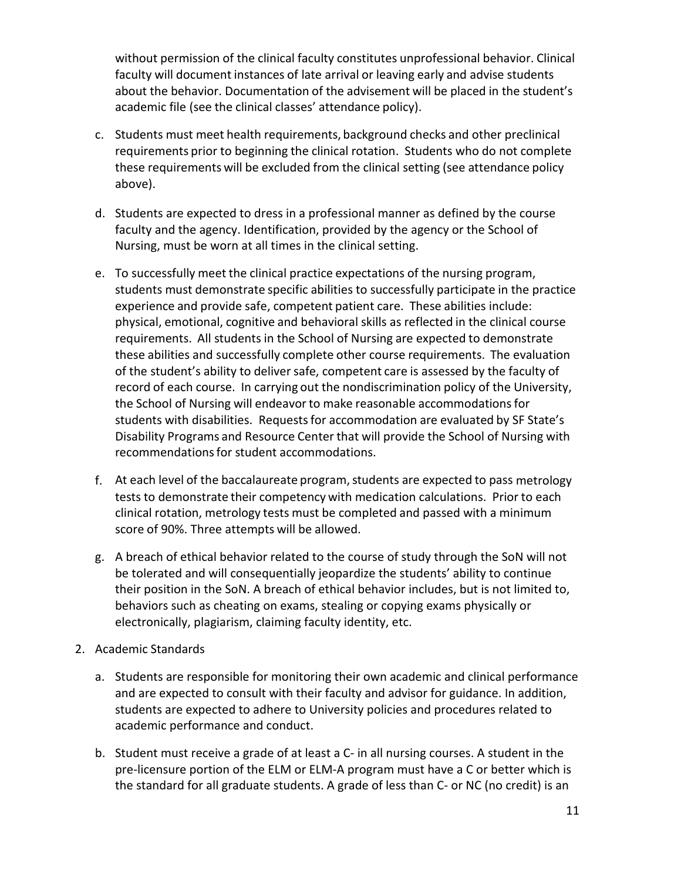without permission of the clinical faculty constitutes unprofessional behavior. Clinical faculty will document instances of late arrival or leaving early and advise students about the behavior. Documentation of the advisement will be placed in the student's academic file (see the clinical classes' attendance policy).

c. Students must meet health requirements, background checks and other preclinical requirements prior to beginning the clinical rotation. Students who do not complete these requirements will be excluded from the clinical setting (see attendance policy above).

d. Students are expected to dress in a professional manner as defined by the course faculty and the agency. Identification, provided by the agency or the School of Nursing, must be worn at all times in the clinical setting.

e. To successfully meet the clinical practice expectations of the nursing program, students must demonstrate specific abilities to successfully participate in the practice experience and provide safe, competent patient care. These abilities include: physical, emotional, cognitive and behavioral skills as reflected in the clinical course requirements. All students in the School of Nursing are expected to demonstrate these abilities and successfully complete other course requirements. The evaluation of the student's ability to deliver safe, competent care is assessed by the faculty of record of each course. In carrying out the nondiscrimination policy of the University, the School of Nursing will endeavor to make reasonable accommodations for students with disabilities. Requests for accommodation are evaluated by SF State's Disability Programs and Resource Center that will provide the School of Nursing with recommendations for student accommodations.

f. At each level of the baccalaureate program, students are expected to pass metrology tests to demonstrate their competency with medication calculations. Prior to each clinical rotation, metrology tests must be completed and passed with a minimum score of 90%. Three attempts will be allowed.

g. A breach of ethical behavior related to the course of study through the SoN will not be tolerated and will consequentially jeopardize the students' ability to continue their position in the SoN. A breach of ethical behavior includes, but is not limited to, behaviors such as cheating on exams, stealing or copying exams physically or electronically, plagiarism, claiming faculty identity, etc.

2. Academic Standards

   a. Students are responsible for monitoring their own academic and clinical performance and are expected to consult with their faculty and advisor for guidance. In addition, students are expected to adhere to University policies and procedures related to academic performance and conduct.

   b. Student must receive a grade of at least a C- in all nursing courses. A student in the pre-licensure portion of the ELM or ELM-A program must have a C or better which is the standard for all graduate students. A grade of less than C- or NC (no credit) is an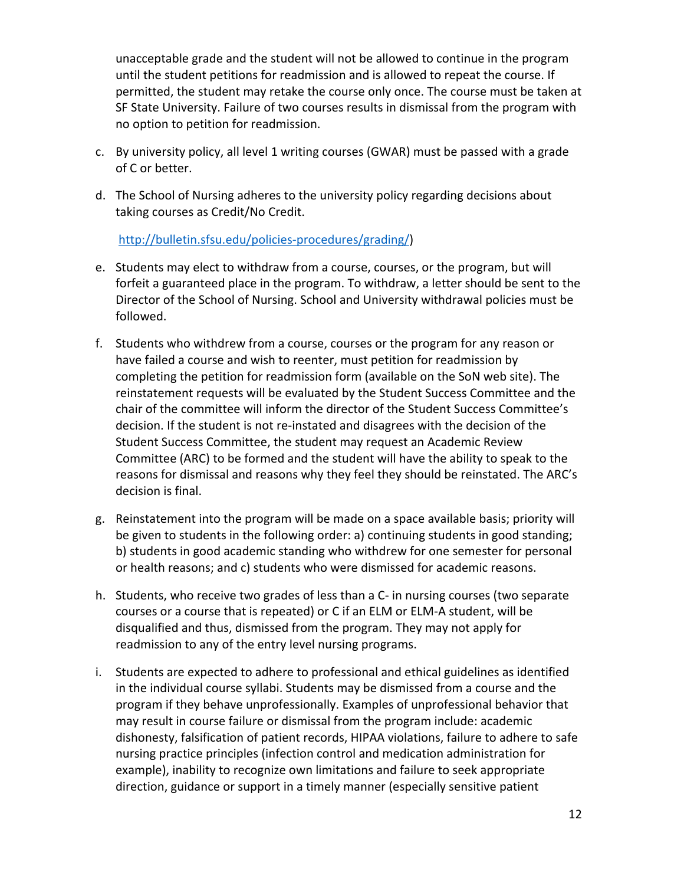unacceptable grade and the student will not be allowed to continue in the program until the student petitions for readmission and is allowed to repeat the course. If permitted, the student may retake the course only once. The course must be taken at SF State University. Failure of two courses results in dismissal from the program with no option to petition for readmission.

c. By university policy, all level 1 writing courses (GWAR) must be passed with a grade of C or better.

d. The School of Nursing adheres to the university policy regarding decisions about taking courses as Credit/No Credit.

   http://bulletin.sfsu.edu/policies-procedures/grading/)

e. Students may elect to withdraw from a course, courses, or the program, but will forfeit a guaranteed place in the program. To withdraw, a letter should be sent to the Director of the School of Nursing. School and University withdrawal policies must be followed.

f. Students who withdrew from a course, courses or the program for any reason or have failed a course and wish to reenter, must petition for readmission by completing the petition for readmission form (available on the SoN web site). The reinstatement requests will be evaluated by the Student Success Committee and the chair of the committee will inform the director of the Student Success Committee's decision. If the student is not re-instated and disagrees with the decision of the Student Success Committee, the student may request an Academic Review Committee (ARC) to be formed and the student will have the ability to speak to the reasons for dismissal and reasons why they feel they should be reinstated. The ARC's decision is final.

g. Reinstatement into the program will be made on a space available basis; priority will be given to students in the following order: a) continuing students in good standing; b) students in good academic standing who withdrew for one semester for personal or health reasons; and c) students who were dismissed for academic reasons.

h. Students, who receive two grades of less than a C- in nursing courses (two separate courses or a course that is repeated) or C if an ELM or ELM-A student, will be disqualified and thus, dismissed from the program. They may not apply for readmission to any of the entry level nursing programs.

i. Students are expected to adhere to professional and ethical guidelines as identified in the individual course syllabi. Students may be dismissed from a course and the program if they behave unprofessionally. Examples of unprofessional behavior that may result in course failure or dismissal from the program include: academic dishonesty, falsification of patient records, HIPAA violations, failure to adhere to safe nursing practice principles (infection control and medication administration for example), inability to recognize own limitations and failure to seek appropriate direction, guidance or support in a timely manner (especially sensitive patient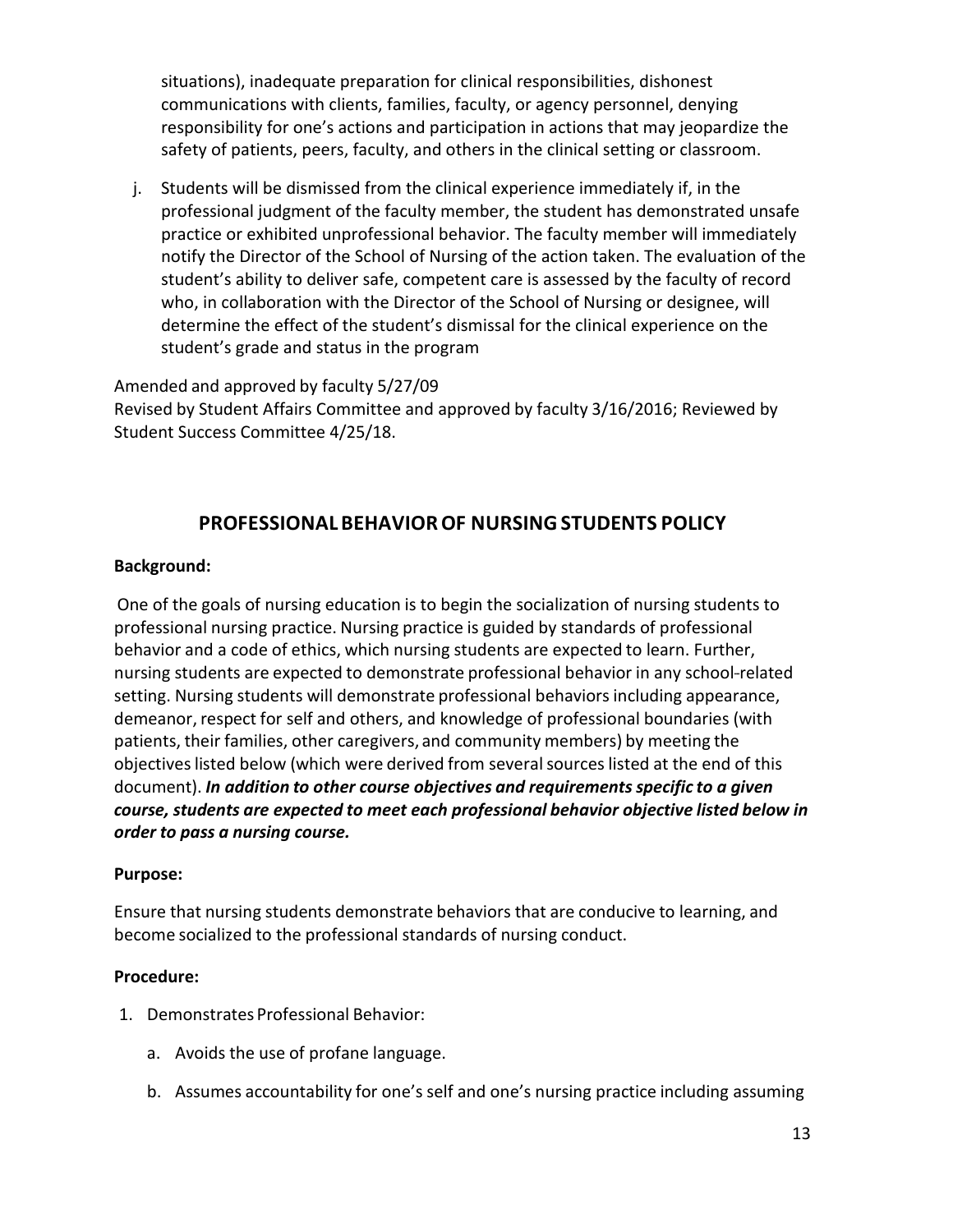situations), inadequate preparation for clinical responsibilities, dishonest communications with clients, families, faculty, or agency personnel, denying responsibility for one's actions and participation in actions that may jeopardize the safety of patients, peers, faculty, and others in the clinical setting or classroom.

j. Students will be dismissed from the clinical experience immediately if, in the professional judgment of the faculty member, the student has demonstrated unsafe practice or exhibited unprofessional behavior. The faculty member will immediately notify the Director of the School of Nursing of the action taken. The evaluation of the student's ability to deliver safe, competent care is assessed by the faculty of record who, in collaboration with the Director of the School of Nursing or designee, will determine the effect of the student's dismissal for the clinical experience on the student's grade and status in the program

Amended and approved by faculty 5/27/09
Revised by Student Affairs Committee and approved by faculty 3/16/2016; Reviewed by Student Success Committee 4/25/18.

## PROFESSIONAL BEHAVIOR OF NURSING STUDENTS POLICY

**Background:**

One of the goals of nursing education is to begin the socialization of nursing students to professional nursing practice. Nursing practice is guided by standards of professional behavior and a code of ethics, which nursing students are expected to learn. Further, nursing students are expected to demonstrate professional behavior in any school-related setting. Nursing students will demonstrate professional behaviors including appearance, demeanor, respect for self and others, and knowledge of professional boundaries (with patients, their families, other caregivers, and community members) by meeting the objectives listed below (which were derived from several sources listed at the end of this document). ***In addition to other course objectives and requirements specific to a given course, students are expected to meet each professional behavior objective listed below in order to pass a nursing course.***

**Purpose:**

Ensure that nursing students demonstrate behaviors that are conducive to learning, and become socialized to the professional standards of nursing conduct.

**Procedure:**

1. Demonstrates Professional Behavior:
   a. Avoids the use of profane language.
   b. Assumes accountability for one's self and one's nursing practice including assuming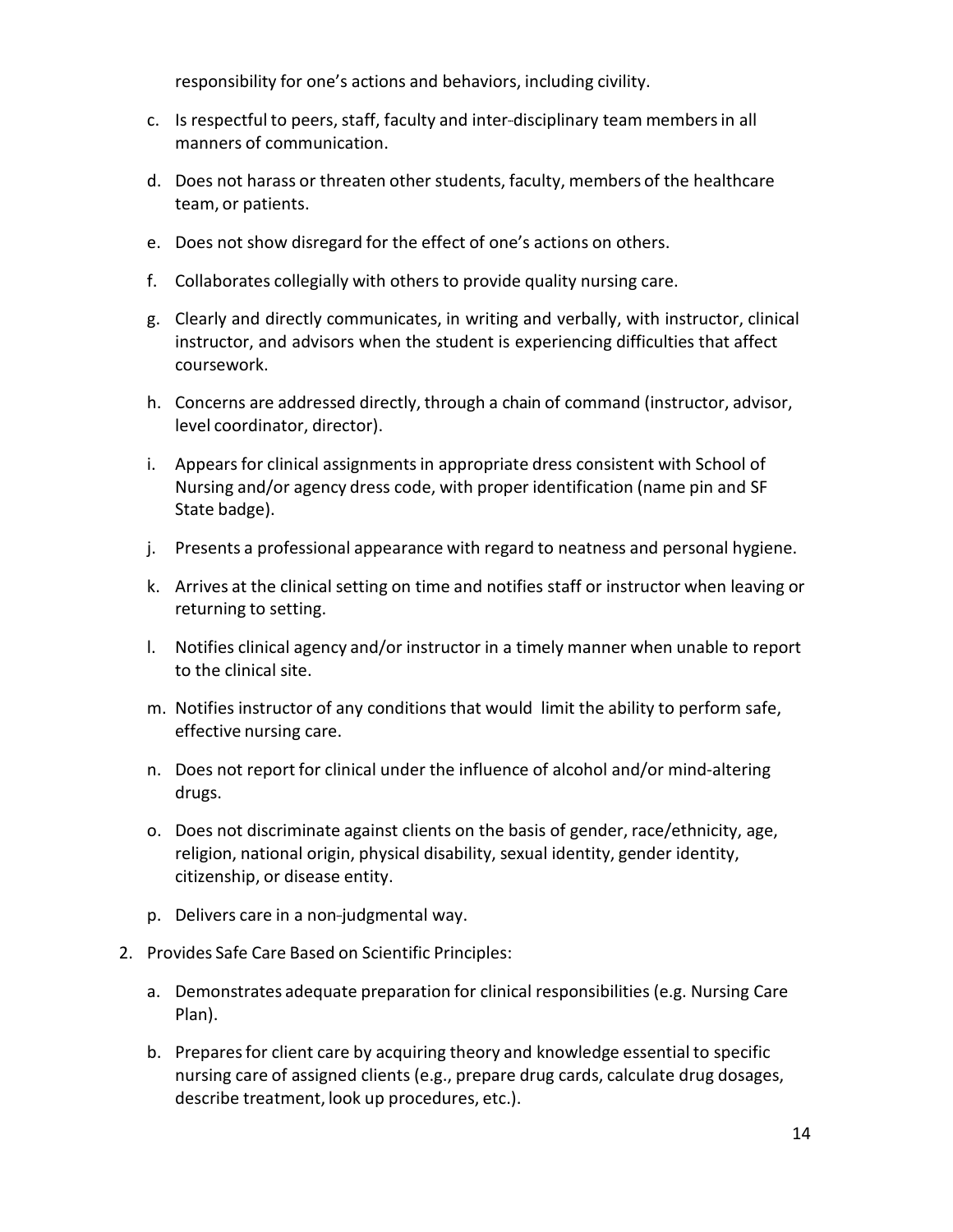responsibility for one's actions and behaviors, including civility.

c. Is respectful to peers, staff, faculty and inter-disciplinary team members in all manners of communication.

d. Does not harass or threaten other students, faculty, members of the healthcare team, or patients.

e. Does not show disregard for the effect of one's actions on others.

f. Collaborates collegially with others to provide quality nursing care.

g. Clearly and directly communicates, in writing and verbally, with instructor, clinical instructor, and advisors when the student is experiencing difficulties that affect coursework.

h. Concerns are addressed directly, through a chain of command (instructor, advisor, level coordinator, director).

i. Appears for clinical assignments in appropriate dress consistent with School of Nursing and/or agency dress code, with proper identification (name pin and SF State badge).

j. Presents a professional appearance with regard to neatness and personal hygiene.

k. Arrives at the clinical setting on time and notifies staff or instructor when leaving or returning to setting.

l. Notifies clinical agency and/or instructor in a timely manner when unable to report to the clinical site.

m. Notifies instructor of any conditions that would limit the ability to perform safe, effective nursing care.

n. Does not report for clinical under the influence of alcohol and/or mind-altering drugs.

o. Does not discriminate against clients on the basis of gender, race/ethnicity, age, religion, national origin, physical disability, sexual identity, gender identity, citizenship, or disease entity.

p. Delivers care in a non-judgmental way.

2. Provides Safe Care Based on Scientific Principles:

   a. Demonstrates adequate preparation for clinical responsibilities (e.g. Nursing Care Plan).

   b. Prepares for client care by acquiring theory and knowledge essential to specific nursing care of assigned clients (e.g., prepare drug cards, calculate drug dosages, describe treatment, look up procedures, etc.).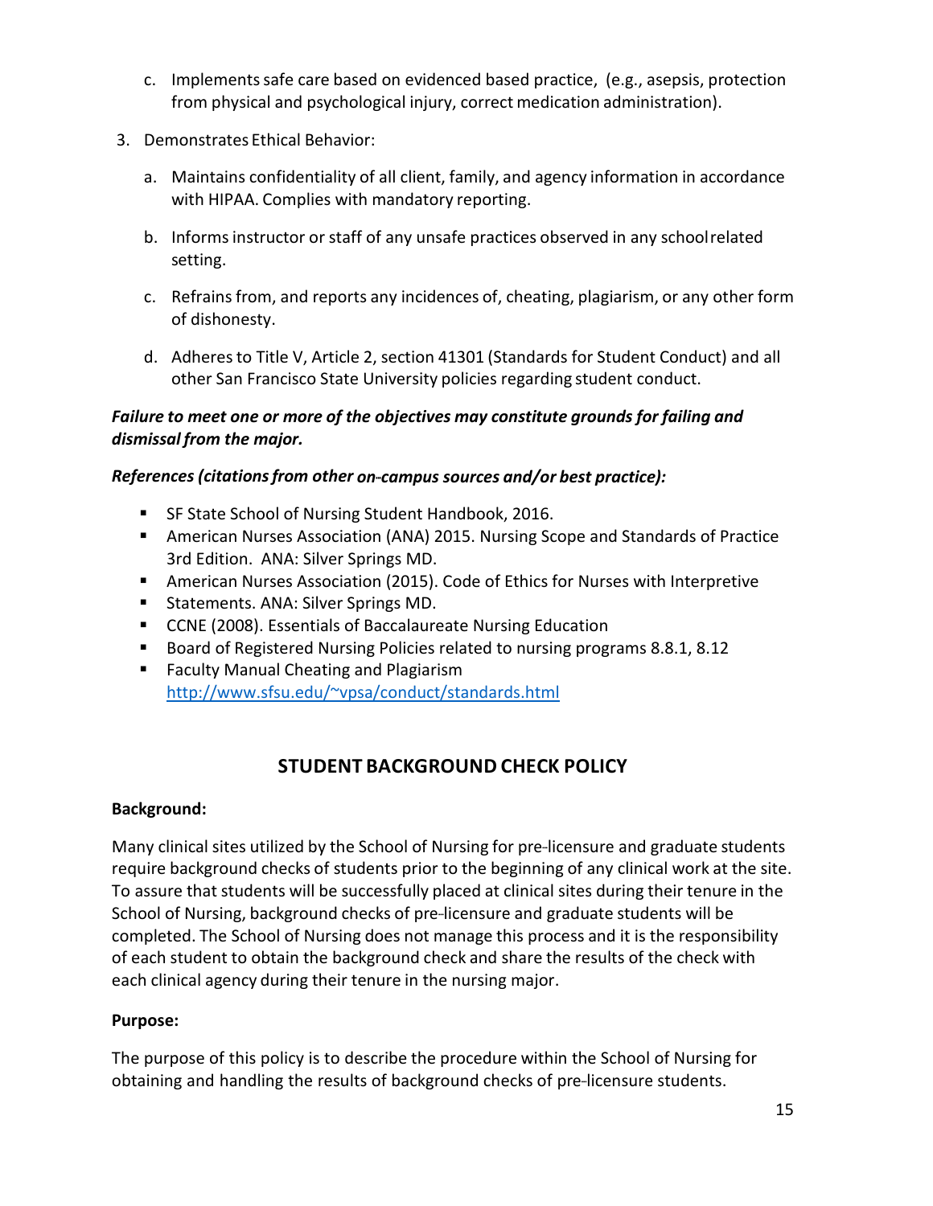c. Implements safe care based on evidenced based practice, (e.g., asepsis, protection from physical and psychological injury, correct medication administration).

3. Demonstrates Ethical Behavior:

   a. Maintains confidentiality of all client, family, and agency information in accordance with HIPAA. Complies with mandatory reporting.

   b. Informs instructor or staff of any unsafe practices observed in any school related setting.

   c. Refrains from, and reports any incidences of, cheating, plagiarism, or any other form of dishonesty.

   d. Adheres to Title V, Article 2, section 41301 (Standards for Student Conduct) and all other San Francisco State University policies regarding student conduct.

***Failure to meet one or more of the objectives may constitute grounds for failing and dismissal from the major.***

***References (citations from other on-campus sources and/or best practice):***

- SF State School of Nursing Student Handbook, 2016.
- American Nurses Association (ANA) 2015. Nursing Scope and Standards of Practice 3rd Edition. ANA: Silver Springs MD.
- American Nurses Association (2015). Code of Ethics for Nurses with Interpretive
- Statements. ANA: Silver Springs MD.
- CCNE (2008). Essentials of Baccalaureate Nursing Education
- Board of Registered Nursing Policies related to nursing programs 8.8.1, 8.12
- Faculty Manual Cheating and Plagiarism http://www.sfsu.edu/~vpsa/conduct/standards.html

## STUDENT BACKGROUND CHECK POLICY

**Background:**

Many clinical sites utilized by the School of Nursing for pre-licensure and graduate students require background checks of students prior to the beginning of any clinical work at the site. To assure that students will be successfully placed at clinical sites during their tenure in the School of Nursing, background checks of pre-licensure and graduate students will be completed. The School of Nursing does not manage this process and it is the responsibility of each student to obtain the background check and share the results of the check with each clinical agency during their tenure in the nursing major.

**Purpose:**

The purpose of this policy is to describe the procedure within the School of Nursing for obtaining and handling the results of background checks of pre-licensure students.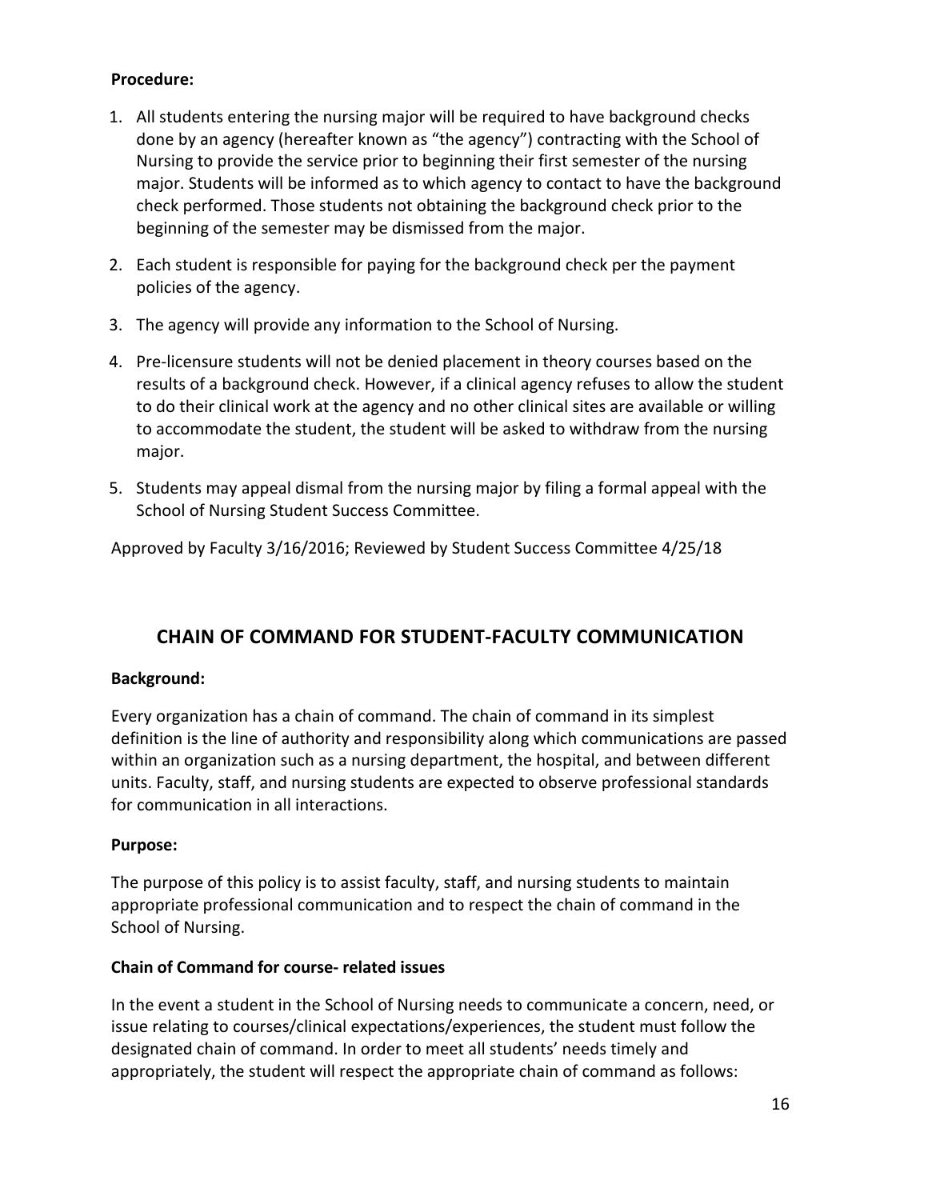**Procedure:**

1. All students entering the nursing major will be required to have background checks done by an agency (hereafter known as "the agency") contracting with the School of Nursing to provide the service prior to beginning their first semester of the nursing major. Students will be informed as to which agency to contact to have the background check performed. Those students not obtaining the background check prior to the beginning of the semester may be dismissed from the major.
2. Each student is responsible for paying for the background check per the payment policies of the agency.
3. The agency will provide any information to the School of Nursing.
4. Pre-licensure students will not be denied placement in theory courses based on the results of a background check. However, if a clinical agency refuses to allow the student to do their clinical work at the agency and no other clinical sites are available or willing to accommodate the student, the student will be asked to withdraw from the nursing major.
5. Students may appeal dismal from the nursing major by filing a formal appeal with the School of Nursing Student Success Committee.

Approved by Faculty 3/16/2016; Reviewed by Student Success Committee 4/25/18

## CHAIN OF COMMAND FOR STUDENT-FACULTY COMMUNICATION

**Background:**

Every organization has a chain of command. The chain of command in its simplest definition is the line of authority and responsibility along which communications are passed within an organization such as a nursing department, the hospital, and between different units. Faculty, staff, and nursing students are expected to observe professional standards for communication in all interactions.

**Purpose:**

The purpose of this policy is to assist faculty, staff, and nursing students to maintain appropriate professional communication and to respect the chain of command in the School of Nursing.

**Chain of Command for course- related issues**

In the event a student in the School of Nursing needs to communicate a concern, need, or issue relating to courses/clinical expectations/experiences, the student must follow the designated chain of command. In order to meet all students' needs timely and appropriately, the student will respect the appropriate chain of command as follows: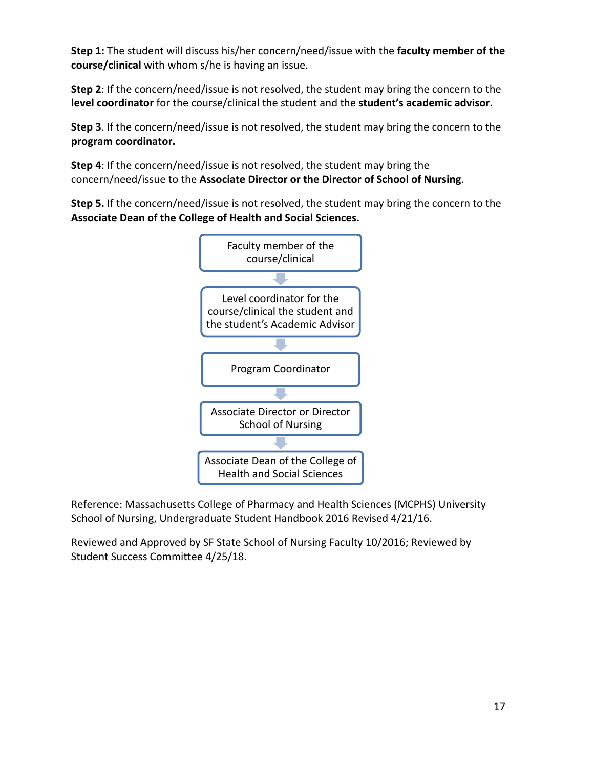**Step 1:** The student will discuss his/her concern/need/issue with the **faculty member of the course/clinical** with whom s/he is having an issue.

**Step 2**: If the concern/need/issue is not resolved, the student may bring the concern to the **level coordinator** for the course/clinical the student and the **student's academic advisor.**

**Step 3**. If the concern/need/issue is not resolved, the student may bring the concern to the **program coordinator.**

**Step 4**: If the concern/need/issue is not resolved, the student may bring the concern/need/issue to the **Associate Director or the Director of School of Nursing**.

**Step 5.** If the concern/need/issue is not resolved, the student may bring the concern to the **Associate Dean of the College of Health and Social Sciences.**

Faculty member of the course/clinical
↓
Level coordinator for the course/clinical the student and the student's Academic Advisor
↓
Program Coordinator
↓
Associate Director or Director School of Nursing
↓
Associate Dean of the College of Health and Social Sciences

Reference: Massachusetts College of Pharmacy and Health Sciences (MCPHS) University School of Nursing, Undergraduate Student Handbook 2016 Revised 4/21/16.

Reviewed and Approved by SF State School of Nursing Faculty 10/2016; Reviewed by Student Success Committee 4/25/18.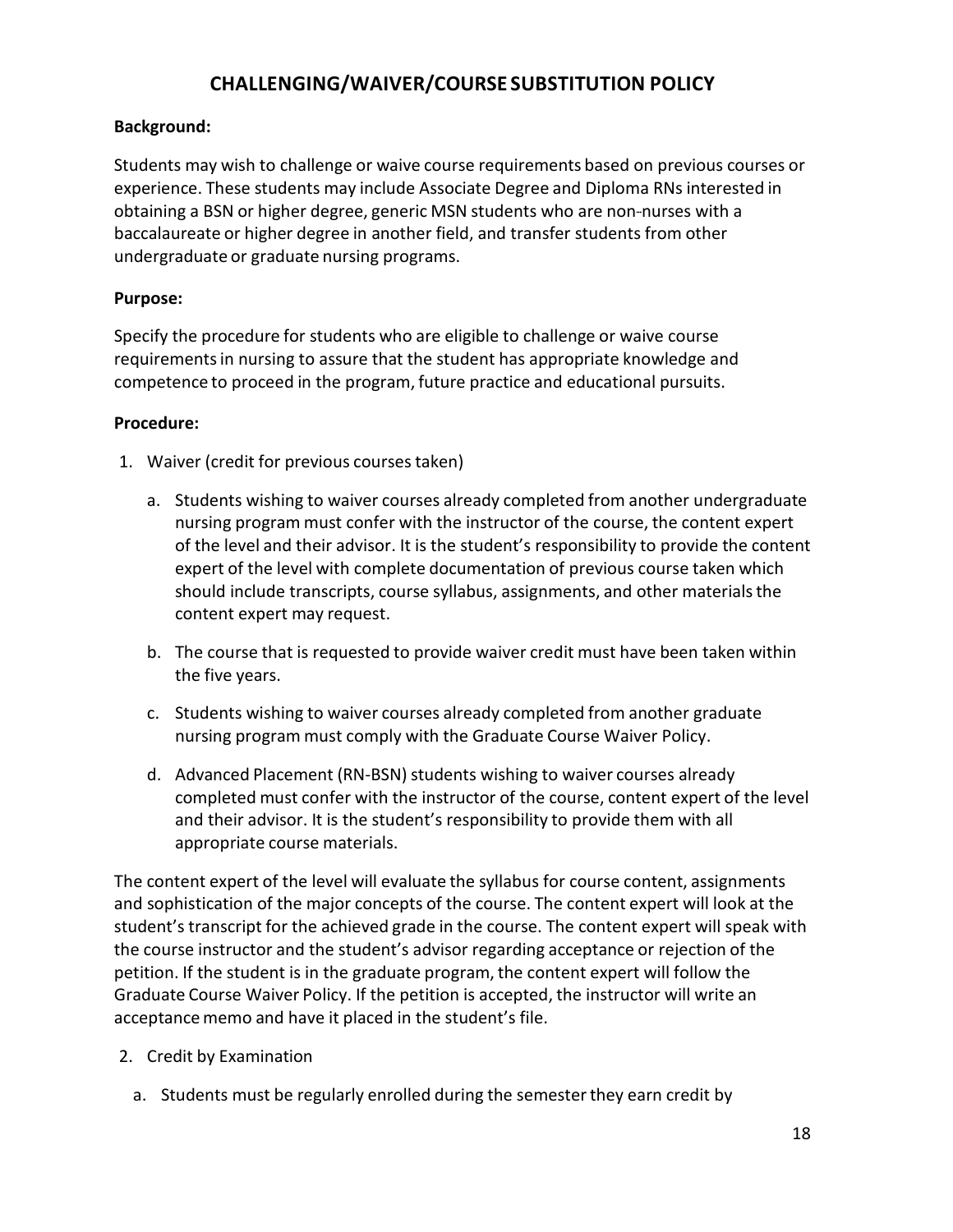## CHALLENGING/WAIVER/COURSE SUBSTITUTION POLICY

**Background:**

Students may wish to challenge or waive course requirements based on previous courses or experience. These students may include Associate Degree and Diploma RNs interested in obtaining a BSN or higher degree, generic MSN students who are non-nurses with a baccalaureate or higher degree in another field, and transfer students from other undergraduate or graduate nursing programs.

**Purpose:**

Specify the procedure for students who are eligible to challenge or waive course requirements in nursing to assure that the student has appropriate knowledge and competence to proceed in the program, future practice and educational pursuits.

**Procedure:**

1. Waiver (credit for previous courses taken)

   a. Students wishing to waiver courses already completed from another undergraduate nursing program must confer with the instructor of the course, the content expert of the level and their advisor. It is the student's responsibility to provide the content expert of the level with complete documentation of previous course taken which should include transcripts, course syllabus, assignments, and other materials the content expert may request.

   b. The course that is requested to provide waiver credit must have been taken within the five years.

   c. Students wishing to waiver courses already completed from another graduate nursing program must comply with the Graduate Course Waiver Policy.

   d. Advanced Placement (RN-BSN) students wishing to waiver courses already completed must confer with the instructor of the course, content expert of the level and their advisor. It is the student's responsibility to provide them with all appropriate course materials.

The content expert of the level will evaluate the syllabus for course content, assignments and sophistication of the major concepts of the course. The content expert will look at the student's transcript for the achieved grade in the course. The content expert will speak with the course instructor and the student's advisor regarding acceptance or rejection of the petition. If the student is in the graduate program, the content expert will follow the Graduate Course Waiver Policy. If the petition is accepted, the instructor will write an acceptance memo and have it placed in the student's file.

2. Credit by Examination

   a. Students must be regularly enrolled during the semester they earn credit by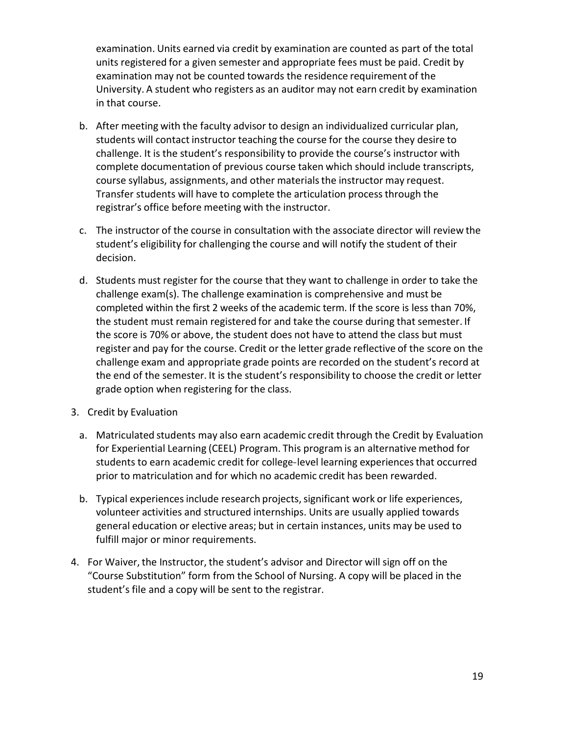examination. Units earned via credit by examination are counted as part of the total units registered for a given semester and appropriate fees must be paid. Credit by examination may not be counted towards the residence requirement of the University. A student who registers as an auditor may not earn credit by examination in that course.

b. After meeting with the faculty advisor to design an individualized curricular plan, students will contact instructor teaching the course for the course they desire to challenge. It is the student's responsibility to provide the course's instructor with complete documentation of previous course taken which should include transcripts, course syllabus, assignments, and other materials the instructor may request. Transfer students will have to complete the articulation process through the registrar's office before meeting with the instructor.

c. The instructor of the course in consultation with the associate director will review the student's eligibility for challenging the course and will notify the student of their decision.

d. Students must register for the course that they want to challenge in order to take the challenge exam(s). The challenge examination is comprehensive and must be completed within the first 2 weeks of the academic term. If the score is less than 70%, the student must remain registered for and take the course during that semester. If the score is 70% or above, the student does not have to attend the class but must register and pay for the course. Credit or the letter grade reflective of the score on the challenge exam and appropriate grade points are recorded on the student's record at the end of the semester. It is the student's responsibility to choose the credit or letter grade option when registering for the class.

3. Credit by Evaluation

   a. Matriculated students may also earn academic credit through the Credit by Evaluation for Experiential Learning (CEEL) Program. This program is an alternative method for students to earn academic credit for college-level learning experiences that occurred prior to matriculation and for which no academic credit has been rewarded.

   b. Typical experiences include research projects, significant work or life experiences, volunteer activities and structured internships. Units are usually applied towards general education or elective areas; but in certain instances, units may be used to fulfill major or minor requirements.

4. For Waiver, the Instructor, the student's advisor and Director will sign off on the "Course Substitution" form from the School of Nursing. A copy will be placed in the student's file and a copy will be sent to the registrar.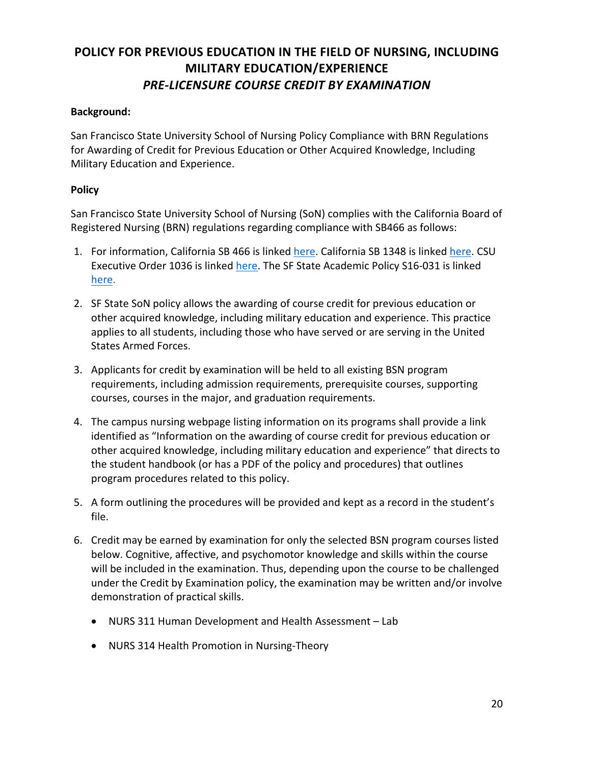# POLICY FOR PREVIOUS EDUCATION IN THE FIELD OF NURSING, INCLUDING MILITARY EDUCATION/EXPERIENCE
## *PRE-LICENSURE COURSE CREDIT BY EXAMINATION*

**Background:**

San Francisco State University School of Nursing Policy Compliance with BRN Regulations for Awarding of Credit for Previous Education or Other Acquired Knowledge, Including Military Education and Experience.

**Policy**

San Francisco State University School of Nursing (SoN) complies with the California Board of Registered Nursing (BRN) regulations regarding compliance with SB466 as follows:

1. For information, California SB 466 is linked [here](). California SB 1348 is linked [here](). CSU Executive Order 1036 is linked [here](). The SF State Academic Policy S16-031 is linked [here.]()

2. SF State SoN policy allows the awarding of course credit for previous education or other acquired knowledge, including military education and experience. This practice applies to all students, including those who have served or are serving in the United States Armed Forces.

3. Applicants for credit by examination will be held to all existing BSN program requirements, including admission requirements, prerequisite courses, supporting courses, courses in the major, and graduation requirements.

4. The campus nursing webpage listing information on its programs shall provide a link identified as "Information on the awarding of course credit for previous education or other acquired knowledge, including military education and experience" that directs to the student handbook (or has a PDF of the policy and procedures) that outlines program procedures related to this policy.

5. A form outlining the procedures will be provided and kept as a record in the student's file.

6. Credit may be earned by examination for only the selected BSN program courses listed below. Cognitive, affective, and psychomotor knowledge and skills within the course will be included in the examination. Thus, depending upon the course to be challenged under the Credit by Examination policy, the examination may be written and/or involve demonstration of practical skills.

   - NURS 311 Human Development and Health Assessment – Lab
   - NURS 314 Health Promotion in Nursing-Theory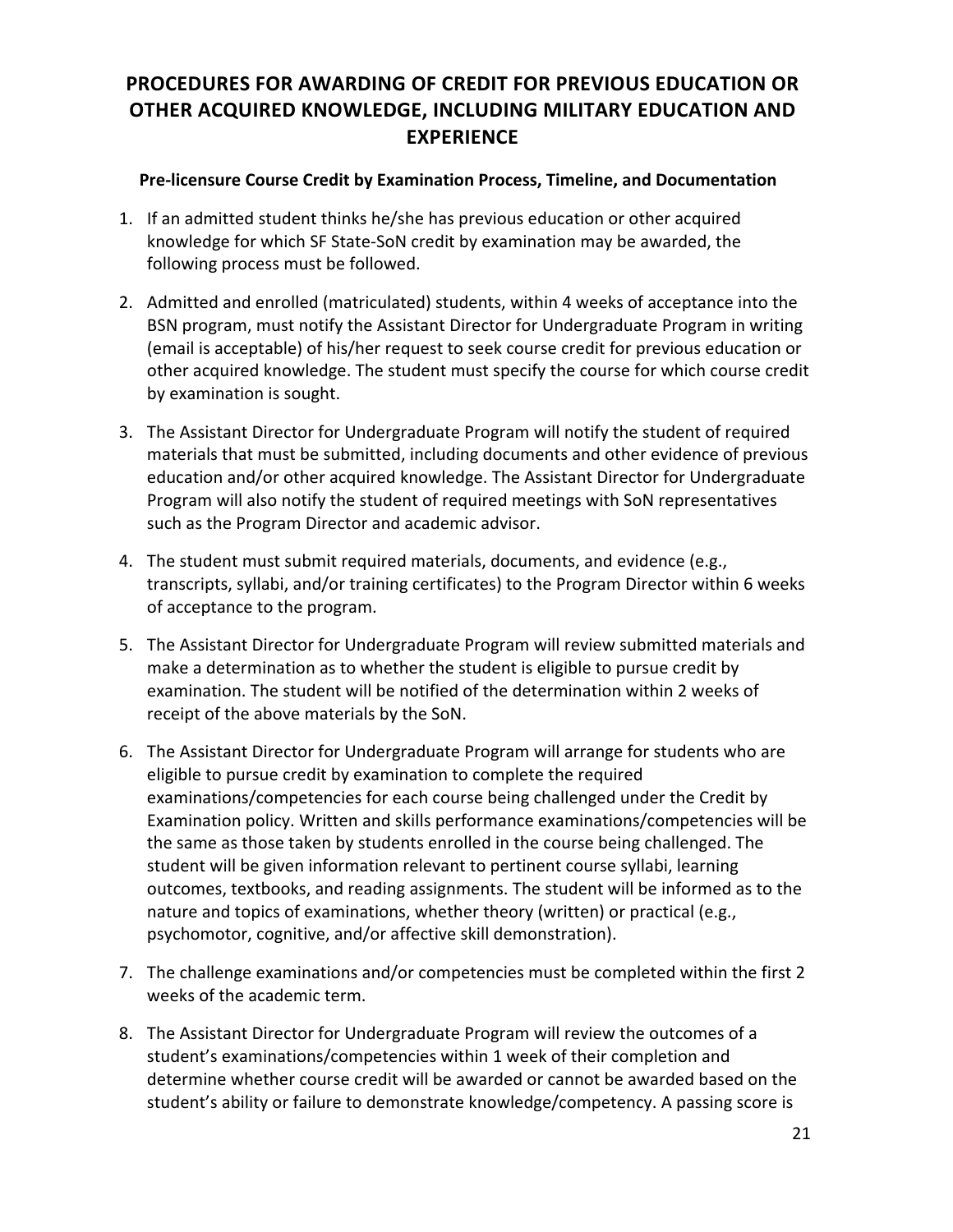# PROCEDURES FOR AWARDING OF CREDIT FOR PREVIOUS EDUCATION OR OTHER ACQUIRED KNOWLEDGE, INCLUDING MILITARY EDUCATION AND EXPERIENCE

### Pre-licensure Course Credit by Examination Process, Timeline, and Documentation

1. If an admitted student thinks he/she has previous education or other acquired knowledge for which SF State-SoN credit by examination may be awarded, the following process must be followed.

2. Admitted and enrolled (matriculated) students, within 4 weeks of acceptance into the BSN program, must notify the Assistant Director for Undergraduate Program in writing (email is acceptable) of his/her request to seek course credit for previous education or other acquired knowledge. The student must specify the course for which course credit by examination is sought.

3. The Assistant Director for Undergraduate Program will notify the student of required materials that must be submitted, including documents and other evidence of previous education and/or other acquired knowledge. The Assistant Director for Undergraduate Program will also notify the student of required meetings with SoN representatives such as the Program Director and academic advisor.

4. The student must submit required materials, documents, and evidence (e.g., transcripts, syllabi, and/or training certificates) to the Program Director within 6 weeks of acceptance to the program.

5. The Assistant Director for Undergraduate Program will review submitted materials and make a determination as to whether the student is eligible to pursue credit by examination. The student will be notified of the determination within 2 weeks of receipt of the above materials by the SoN.

6. The Assistant Director for Undergraduate Program will arrange for students who are eligible to pursue credit by examination to complete the required examinations/competencies for each course being challenged under the Credit by Examination policy. Written and skills performance examinations/competencies will be the same as those taken by students enrolled in the course being challenged. The student will be given information relevant to pertinent course syllabi, learning outcomes, textbooks, and reading assignments. The student will be informed as to the nature and topics of examinations, whether theory (written) or practical (e.g., psychomotor, cognitive, and/or affective skill demonstration).

7. The challenge examinations and/or competencies must be completed within the first 2 weeks of the academic term.

8. The Assistant Director for Undergraduate Program will review the outcomes of a student's examinations/competencies within 1 week of their completion and determine whether course credit will be awarded or cannot be awarded based on the student's ability or failure to demonstrate knowledge/competency. A passing score is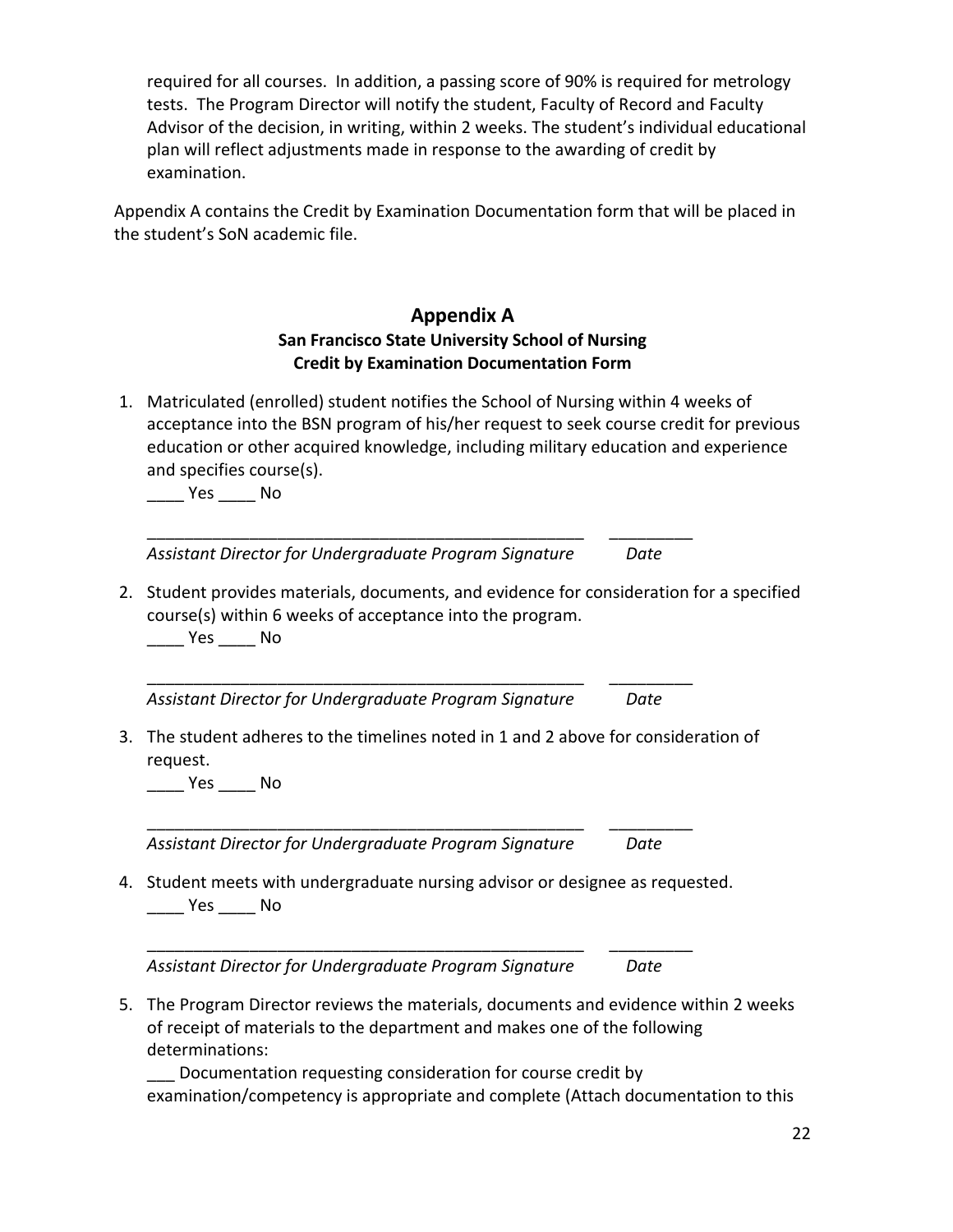required for all courses. In addition, a passing score of 90% is required for metrology tests. The Program Director will notify the student, Faculty of Record and Faculty Advisor of the decision, in writing, within 2 weeks. The student's individual educational plan will reflect adjustments made in response to the awarding of credit by examination.

Appendix A contains the Credit by Examination Documentation form that will be placed in the student's SoN academic file.

## Appendix A

### San Francisco State University School of Nursing
### Credit by Examination Documentation Form

1. Matriculated (enrolled) student notifies the School of Nursing within 4 weeks of acceptance into the BSN program of his/her request to seek course credit for previous education or other acquired knowledge, including military education and experience and specifies course(s).

   ____ Yes ____ No

   _________________________________________________ _________
   *Assistant Director for Undergraduate Program Signature* *Date*

2. Student provides materials, documents, and evidence for consideration for a specified course(s) within 6 weeks of acceptance into the program.

   ____ Yes ____ No

   _________________________________________________ _________
   *Assistant Director for Undergraduate Program Signature* *Date*

3. The student adheres to the timelines noted in 1 and 2 above for consideration of request.

   ____ Yes ____ No

   _________________________________________________ _________
   *Assistant Director for Undergraduate Program Signature* *Date*

4. Student meets with undergraduate nursing advisor or designee as requested.

   ____ Yes ____ No

   _________________________________________________ _________
   *Assistant Director for Undergraduate Program Signature* *Date*

5. The Program Director reviews the materials, documents and evidence within 2 weeks of receipt of materials to the department and makes one of the following determinations:

   ___ Documentation requesting consideration for course credit by examination/competency is appropriate and complete (Attach documentation to this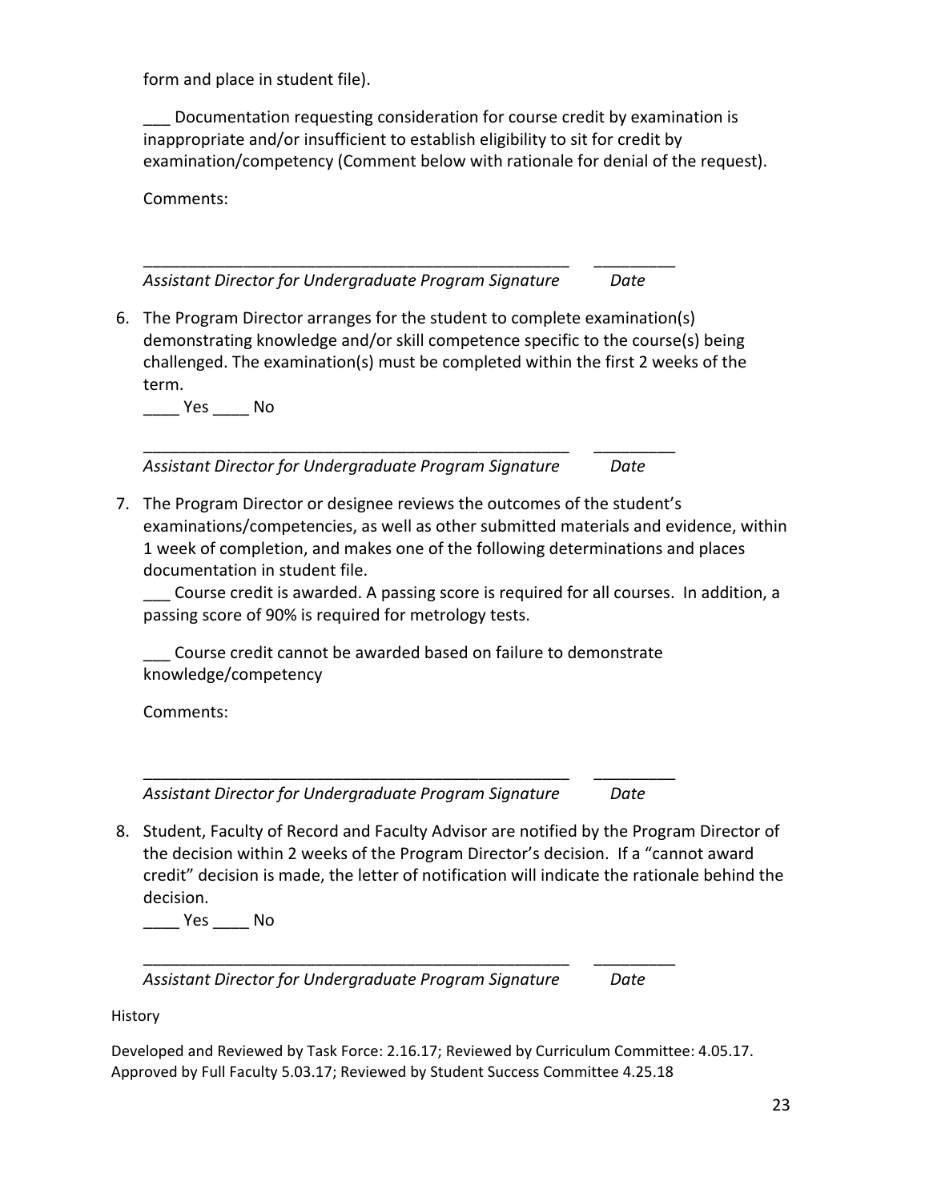form and place in student file).

___ Documentation requesting consideration for course credit by examination is inappropriate and/or insufficient to establish eligibility to sit for credit by examination/competency (Comment below with rationale for denial of the request).

Comments:

_________________________________________________ _________
*Assistant Director for Undergraduate Program Signature* *Date*

6. The Program Director arranges for the student to complete examination(s) demonstrating knowledge and/or skill competence specific to the course(s) being challenged. The examination(s) must be completed within the first 2 weeks of the term.

   ____ Yes ____ No

   _________________________________________________ _________
   *Assistant Director for Undergraduate Program Signature* *Date*

7. The Program Director or designee reviews the outcomes of the student's examinations/competencies, as well as other submitted materials and evidence, within 1 week of completion, and makes one of the following determinations and places documentation in student file.

   ___ Course credit is awarded. A passing score is required for all courses. In addition, a passing score of 90% is required for metrology tests.

   ___ Course credit cannot be awarded based on failure to demonstrate knowledge/competency

   Comments:

   _________________________________________________ _________
   *Assistant Director for Undergraduate Program Signature* *Date*

8. Student, Faculty of Record and Faculty Advisor are notified by the Program Director of the decision within 2 weeks of the Program Director's decision. If a "cannot award credit" decision is made, the letter of notification will indicate the rationale behind the decision.

   ____ Yes ____ No

   _________________________________________________ _________
   *Assistant Director for Undergraduate Program Signature* *Date*

History

Developed and Reviewed by Task Force: 2.16.17; Reviewed by Curriculum Committee: 4.05.17. Approved by Full Faculty 5.03.17; Reviewed by Student Success Committee 4.25.18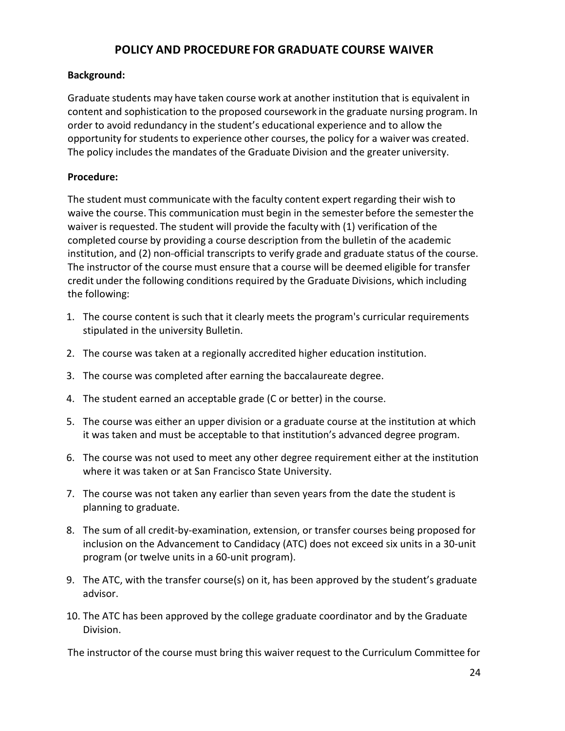## POLICY AND PROCEDURE FOR GRADUATE COURSE WAIVER

**Background:**

Graduate students may have taken course work at another institution that is equivalent in content and sophistication to the proposed coursework in the graduate nursing program. In order to avoid redundancy in the student's educational experience and to allow the opportunity for students to experience other courses, the policy for a waiver was created. The policy includes the mandates of the Graduate Division and the greater university.

**Procedure:**

The student must communicate with the faculty content expert regarding their wish to waive the course. This communication must begin in the semester before the semester the waiver is requested. The student will provide the faculty with (1) verification of the completed course by providing a course description from the bulletin of the academic institution, and (2) non-official transcripts to verify grade and graduate status of the course. The instructor of the course must ensure that a course will be deemed eligible for transfer credit under the following conditions required by the Graduate Divisions, which including the following:

1. The course content is such that it clearly meets the program's curricular requirements stipulated in the university Bulletin.
2. The course was taken at a regionally accredited higher education institution.
3. The course was completed after earning the baccalaureate degree.
4. The student earned an acceptable grade (C or better) in the course.
5. The course was either an upper division or a graduate course at the institution at which it was taken and must be acceptable to that institution's advanced degree program.
6. The course was not used to meet any other degree requirement either at the institution where it was taken or at San Francisco State University.
7. The course was not taken any earlier than seven years from the date the student is planning to graduate.
8. The sum of all credit-by-examination, extension, or transfer courses being proposed for inclusion on the Advancement to Candidacy (ATC) does not exceed six units in a 30-unit program (or twelve units in a 60-unit program).
9. The ATC, with the transfer course(s) on it, has been approved by the student's graduate advisor.
10. The ATC has been approved by the college graduate coordinator and by the Graduate Division.

The instructor of the course must bring this waiver request to the Curriculum Committee for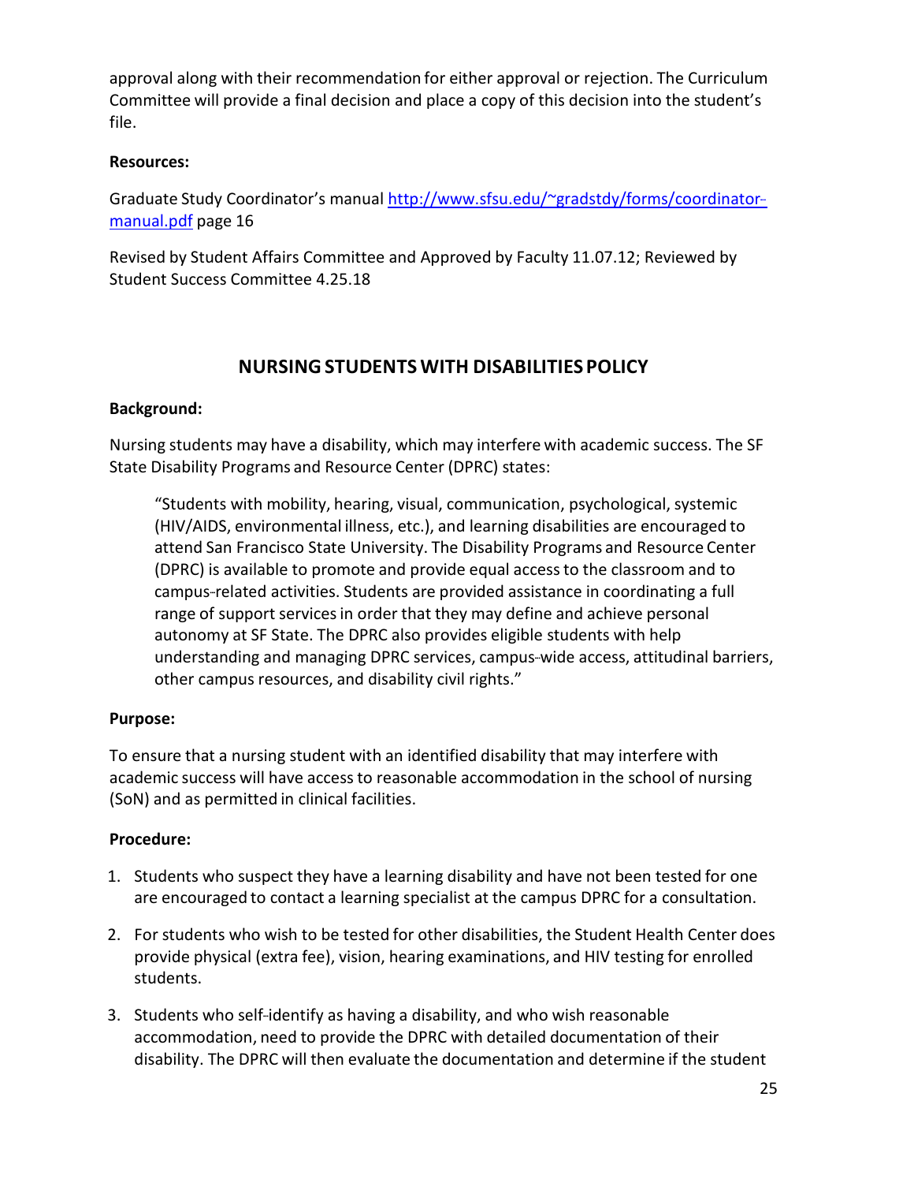approval along with their recommendation for either approval or rejection. The Curriculum Committee will provide a final decision and place a copy of this decision into the student's file.

**Resources:**

Graduate Study Coordinator's manual [http://www.sfsu.edu/~gradstdy/forms/coordinator-manual.pdf](http://www.sfsu.edu/~gradstdy/forms/coordinator-manual.pdf) page 16

Revised by Student Affairs Committee and Approved by Faculty 11.07.12; Reviewed by Student Success Committee 4.25.18

## NURSING STUDENTS WITH DISABILITIES POLICY

**Background:**

Nursing students may have a disability, which may interfere with academic success. The SF State Disability Programs and Resource Center (DPRC) states:

> "Students with mobility, hearing, visual, communication, psychological, systemic (HIV/AIDS, environmental illness, etc.), and learning disabilities are encouraged to attend San Francisco State University. The Disability Programs and Resource Center (DPRC) is available to promote and provide equal access to the classroom and to campus-related activities. Students are provided assistance in coordinating a full range of support services in order that they may define and achieve personal autonomy at SF State. The DPRC also provides eligible students with help understanding and managing DPRC services, campus-wide access, attitudinal barriers, other campus resources, and disability civil rights."

**Purpose:**

To ensure that a nursing student with an identified disability that may interfere with academic success will have access to reasonable accommodation in the school of nursing (SoN) and as permitted in clinical facilities.

**Procedure:**

1. Students who suspect they have a learning disability and have not been tested for one are encouraged to contact a learning specialist at the campus DPRC for a consultation.
2. For students who wish to be tested for other disabilities, the Student Health Center does provide physical (extra fee), vision, hearing examinations, and HIV testing for enrolled students.
3. Students who self-identify as having a disability, and who wish reasonable accommodation, need to provide the DPRC with detailed documentation of their disability. The DPRC will then evaluate the documentation and determine if the student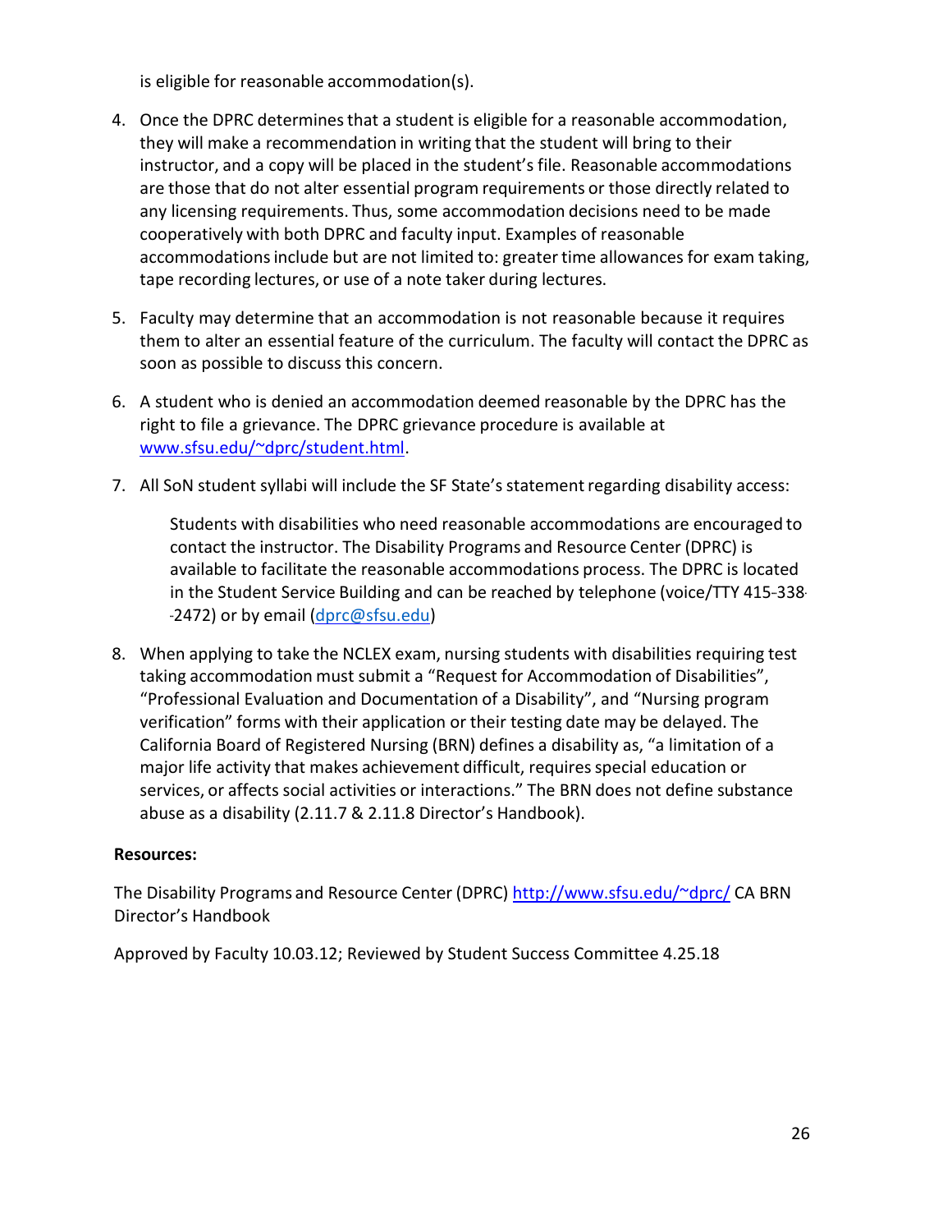is eligible for reasonable accommodation(s).

4. Once the DPRC determines that a student is eligible for a reasonable accommodation, they will make a recommendation in writing that the student will bring to their instructor, and a copy will be placed in the student's file. Reasonable accommodations are those that do not alter essential program requirements or those directly related to any licensing requirements. Thus, some accommodation decisions need to be made cooperatively with both DPRC and faculty input. Examples of reasonable accommodations include but are not limited to: greater time allowances for exam taking, tape recording lectures, or use of a note taker during lectures.

5. Faculty may determine that an accommodation is not reasonable because it requires them to alter an essential feature of the curriculum. The faculty will contact the DPRC as soon as possible to discuss this concern.

6. A student who is denied an accommodation deemed reasonable by the DPRC has the right to file a grievance. The DPRC grievance procedure is available at www.sfsu.edu/~dprc/student.html.

7. All SoN student syllabi will include the SF State's statement regarding disability access:

   Students with disabilities who need reasonable accommodations are encouraged to contact the instructor. The Disability Programs and Resource Center (DPRC) is available to facilitate the reasonable accommodations process. The DPRC is located in the Student Service Building and can be reached by telephone (voice/TTY 415-338--2472) or by email (dprc@sfsu.edu)

8. When applying to take the NCLEX exam, nursing students with disabilities requiring test taking accommodation must submit a "Request for Accommodation of Disabilities", "Professional Evaluation and Documentation of a Disability", and "Nursing program verification" forms with their application or their testing date may be delayed. The California Board of Registered Nursing (BRN) defines a disability as, "a limitation of a major life activity that makes achievement difficult, requires special education or services, or affects social activities or interactions." The BRN does not define substance abuse as a disability (2.11.7 & 2.11.8 Director's Handbook).

**Resources:**

The Disability Programs and Resource Center (DPRC) http://www.sfsu.edu/~dprc/ CA BRN Director's Handbook

Approved by Faculty 10.03.12; Reviewed by Student Success Committee 4.25.18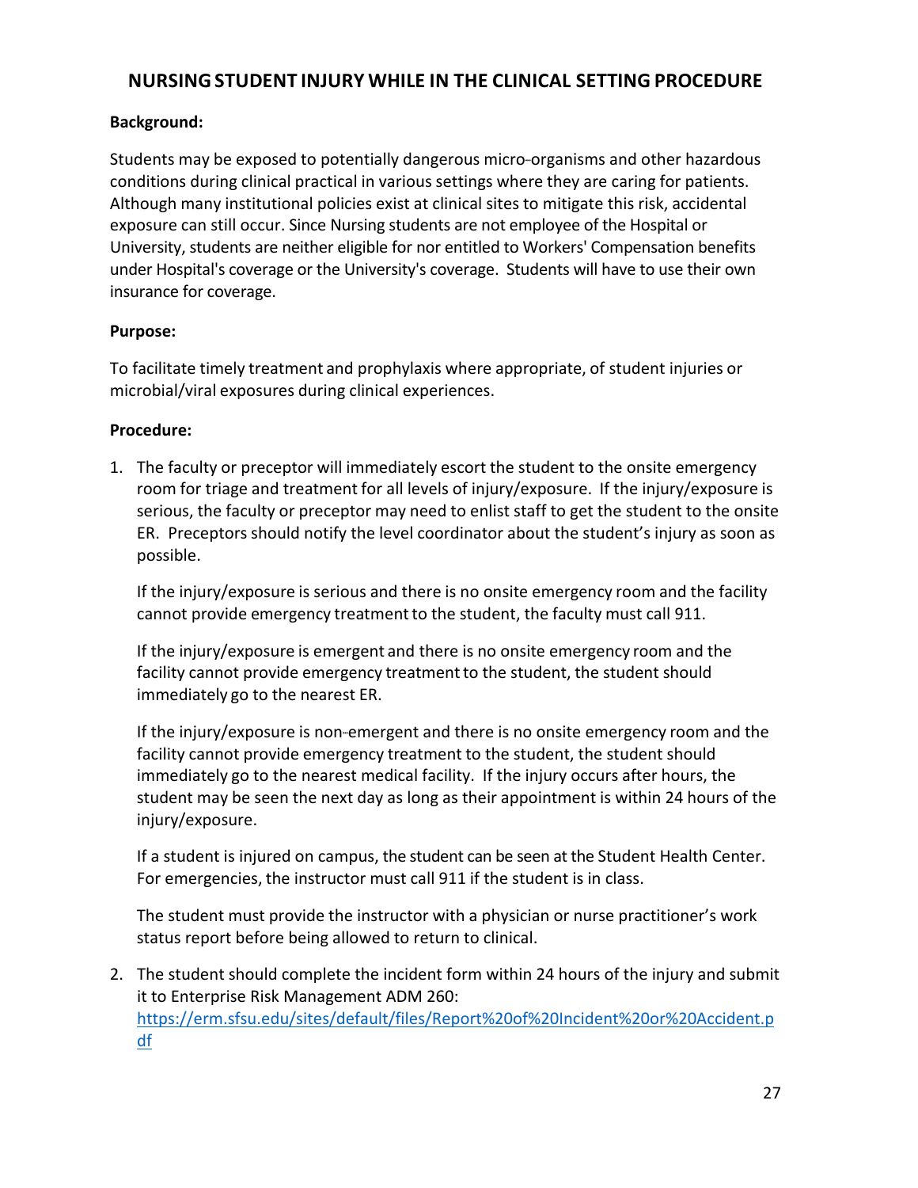## NURSING STUDENT INJURY WHILE IN THE CLINICAL SETTING PROCEDURE

**Background:**

Students may be exposed to potentially dangerous micro-organisms and other hazardous conditions during clinical practical in various settings where they are caring for patients. Although many institutional policies exist at clinical sites to mitigate this risk, accidental exposure can still occur. Since Nursing students are not employee of the Hospital or University, students are neither eligible for nor entitled to Workers' Compensation benefits under Hospital's coverage or the University's coverage. Students will have to use their own insurance for coverage.

**Purpose:**

To facilitate timely treatment and prophylaxis where appropriate, of student injuries or microbial/viral exposures during clinical experiences.

**Procedure:**

1. The faculty or preceptor will immediately escort the student to the onsite emergency room for triage and treatment for all levels of injury/exposure. If the injury/exposure is serious, the faculty or preceptor may need to enlist staff to get the student to the onsite ER. Preceptors should notify the level coordinator about the student's injury as soon as possible.

   If the injury/exposure is serious and there is no onsite emergency room and the facility cannot provide emergency treatment to the student, the faculty must call 911.

   If the injury/exposure is emergent and there is no onsite emergency room and the facility cannot provide emergency treatment to the student, the student should immediately go to the nearest ER.

   If the injury/exposure is non-emergent and there is no onsite emergency room and the facility cannot provide emergency treatment to the student, the student should immediately go to the nearest medical facility. If the injury occurs after hours, the student may be seen the next day as long as their appointment is within 24 hours of the injury/exposure.

   If a student is injured on campus, the student can be seen at the Student Health Center. For emergencies, the instructor must call 911 if the student is in class.

   The student must provide the instructor with a physician or nurse practitioner's work status report before being allowed to return to clinical.

2. The student should complete the incident form within 24 hours of the injury and submit it to Enterprise Risk Management ADM 260: https://erm.sfsu.edu/sites/default/files/Report%20of%20Incident%20or%20Accident.pdf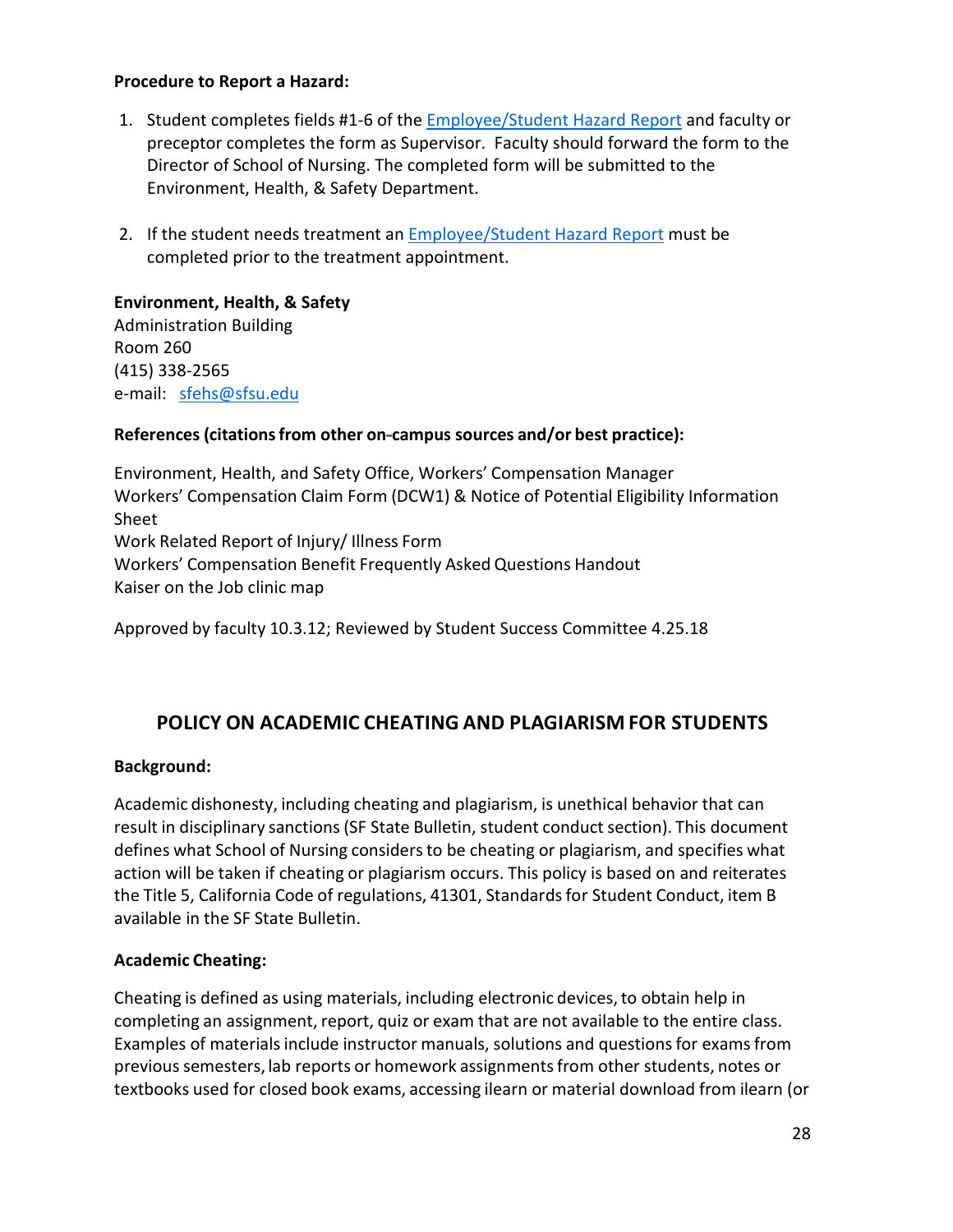**Procedure to Report a Hazard:**

1. Student completes fields #1-6 of the [Employee/Student Hazard Report](#) and faculty or preceptor completes the form as Supervisor. Faculty should forward the form to the Director of School of Nursing. The completed form will be submitted to the Environment, Health, & Safety Department.

2. If the student needs treatment an [Employee/Student Hazard Report](#) must be completed prior to the treatment appointment.

**Environment, Health, & Safety**
Administration Building
Room 260
(415) 338-2565
e-mail: [sfehs@sfsu.edu](mailto:sfehs@sfsu.edu)

**References (citations from other on-campus sources and/or best practice):**

Environment, Health, and Safety Office, Workers' Compensation Manager
Workers' Compensation Claim Form (DCW1) & Notice of Potential Eligibility Information Sheet
Work Related Report of Injury/ Illness Form
Workers' Compensation Benefit Frequently Asked Questions Handout
Kaiser on the Job clinic map

Approved by faculty 10.3.12; Reviewed by Student Success Committee 4.25.18

## POLICY ON ACADEMIC CHEATING AND PLAGIARISM FOR STUDENTS

**Background:**

Academic dishonesty, including cheating and plagiarism, is unethical behavior that can result in disciplinary sanctions (SF State Bulletin, student conduct section). This document defines what School of Nursing considers to be cheating or plagiarism, and specifies what action will be taken if cheating or plagiarism occurs. This policy is based on and reiterates the Title 5, California Code of regulations, 41301, Standards for Student Conduct, item B available in the SF State Bulletin.

**Academic Cheating:**

Cheating is defined as using materials, including electronic devices, to obtain help in completing an assignment, report, quiz or exam that are not available to the entire class. Examples of materials include instructor manuals, solutions and questions for exams from previous semesters, lab reports or homework assignments from other students, notes or textbooks used for closed book exams, accessing ilearn or material download from ilearn (or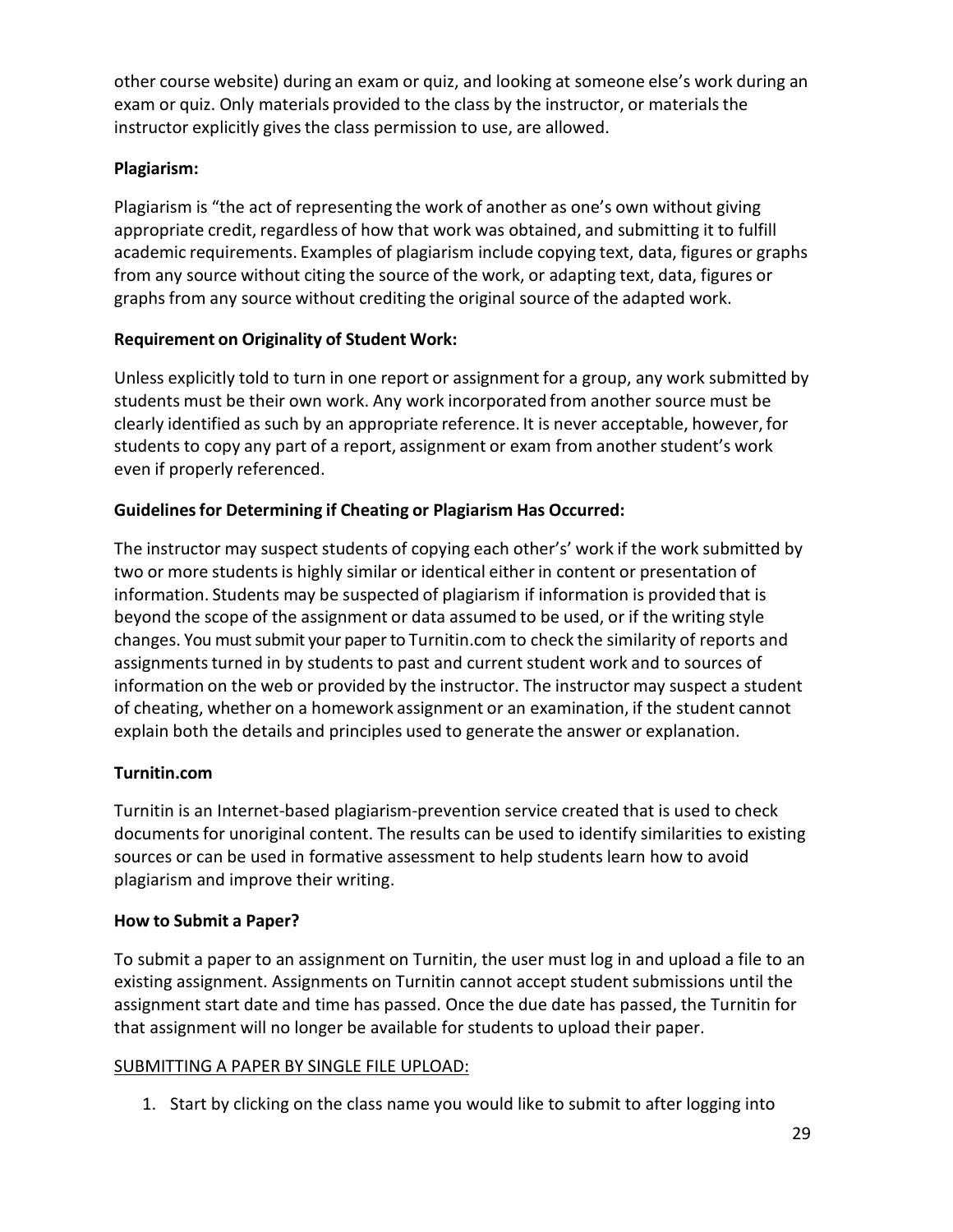other course website) during an exam or quiz, and looking at someone else's work during an exam or quiz. Only materials provided to the class by the instructor, or materials the instructor explicitly gives the class permission to use, are allowed.

**Plagiarism:**

Plagiarism is "the act of representing the work of another as one's own without giving appropriate credit, regardless of how that work was obtained, and submitting it to fulfill academic requirements. Examples of plagiarism include copying text, data, figures or graphs from any source without citing the source of the work, or adapting text, data, figures or graphs from any source without crediting the original source of the adapted work.

**Requirement on Originality of Student Work:**

Unless explicitly told to turn in one report or assignment for a group, any work submitted by students must be their own work. Any work incorporated from another source must be clearly identified as such by an appropriate reference. It is never acceptable, however, for students to copy any part of a report, assignment or exam from another student's work even if properly referenced.

**Guidelines for Determining if Cheating or Plagiarism Has Occurred:**

The instructor may suspect students of copying each other's' work if the work submitted by two or more students is highly similar or identical either in content or presentation of information. Students may be suspected of plagiarism if information is provided that is beyond the scope of the assignment or data assumed to be used, or if the writing style changes. You must submit your paper to Turnitin.com to check the similarity of reports and assignments turned in by students to past and current student work and to sources of information on the web or provided by the instructor. The instructor may suspect a student of cheating, whether on a homework assignment or an examination, if the student cannot explain both the details and principles used to generate the answer or explanation.

**Turnitin.com**

Turnitin is an Internet-based plagiarism-prevention service created that is used to check documents for unoriginal content. The results can be used to identify similarities to existing sources or can be used in formative assessment to help students learn how to avoid plagiarism and improve their writing.

**How to Submit a Paper?**

To submit a paper to an assignment on Turnitin, the user must log in and upload a file to an existing assignment. Assignments on Turnitin cannot accept student submissions until the assignment start date and time has passed. Once the due date has passed, the Turnitin for that assignment will no longer be available for students to upload their paper.

<u>SUBMITTING A PAPER BY SINGLE FILE UPLOAD:</u>

1. Start by clicking on the class name you would like to submit to after logging into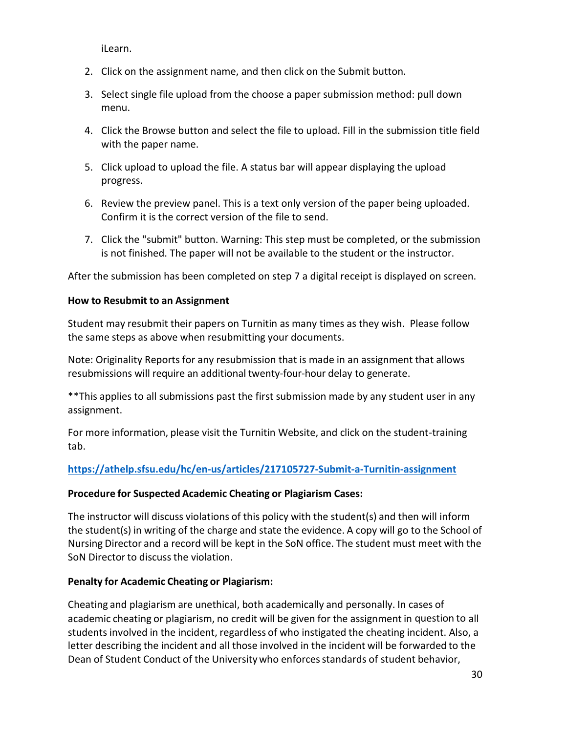iLearn.

2. Click on the assignment name, and then click on the Submit button.
3. Select single file upload from the choose a paper submission method: pull down menu.
4. Click the Browse button and select the file to upload. Fill in the submission title field with the paper name.
5. Click upload to upload the file. A status bar will appear displaying the upload progress.
6. Review the preview panel. This is a text only version of the paper being uploaded. Confirm it is the correct version of the file to send.
7. Click the "submit" button. Warning: This step must be completed, or the submission is not finished. The paper will not be available to the student or the instructor.

After the submission has been completed on step 7 a digital receipt is displayed on screen.

**How to Resubmit to an Assignment**

Student may resubmit their papers on Turnitin as many times as they wish. Please follow the same steps as above when resubmitting your documents.

Note: Originality Reports for any resubmission that is made in an assignment that allows resubmissions will require an additional twenty-four-hour delay to generate.

**This applies to all submissions past the first submission made by any student user in any assignment.

For more information, please visit the Turnitin Website, and click on the student-training tab.

**https://athelp.sfsu.edu/hc/en-us/articles/217105727-Submit-a-Turnitin-assignment**

**Procedure for Suspected Academic Cheating or Plagiarism Cases:**

The instructor will discuss violations of this policy with the student(s) and then will inform the student(s) in writing of the charge and state the evidence. A copy will go to the School of Nursing Director and a record will be kept in the SoN office. The student must meet with the SoN Director to discuss the violation.

**Penalty for Academic Cheating or Plagiarism:**

Cheating and plagiarism are unethical, both academically and personally. In cases of academic cheating or plagiarism, no credit will be given for the assignment in question to all students involved in the incident, regardless of who instigated the cheating incident. Also, a letter describing the incident and all those involved in the incident will be forwarded to the Dean of Student Conduct of the University who enforces standards of student behavior,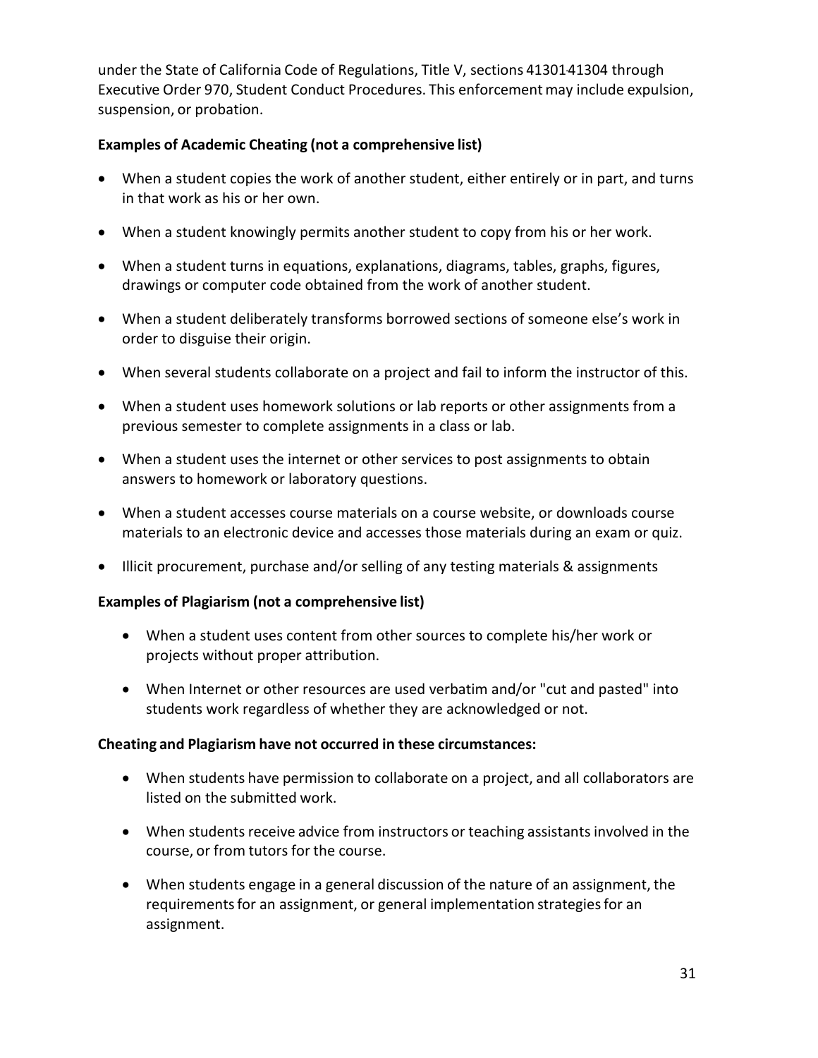under the State of California Code of Regulations, Title V, sections 41301-41304 through Executive Order 970, Student Conduct Procedures. This enforcement may include expulsion, suspension, or probation.

**Examples of Academic Cheating (not a comprehensive list)**

- When a student copies the work of another student, either entirely or in part, and turns in that work as his or her own.
- When a student knowingly permits another student to copy from his or her work.
- When a student turns in equations, explanations, diagrams, tables, graphs, figures, drawings or computer code obtained from the work of another student.
- When a student deliberately transforms borrowed sections of someone else's work in order to disguise their origin.
- When several students collaborate on a project and fail to inform the instructor of this.
- When a student uses homework solutions or lab reports or other assignments from a previous semester to complete assignments in a class or lab.
- When a student uses the internet or other services to post assignments to obtain answers to homework or laboratory questions.
- When a student accesses course materials on a course website, or downloads course materials to an electronic device and accesses those materials during an exam or quiz.
- Illicit procurement, purchase and/or selling of any testing materials & assignments

**Examples of Plagiarism (not a comprehensive list)**

- When a student uses content from other sources to complete his/her work or projects without proper attribution.
- When Internet or other resources are used verbatim and/or "cut and pasted" into students work regardless of whether they are acknowledged or not.

**Cheating and Plagiarism have not occurred in these circumstances:**

- When students have permission to collaborate on a project, and all collaborators are listed on the submitted work.
- When students receive advice from instructors or teaching assistants involved in the course, or from tutors for the course.
- When students engage in a general discussion of the nature of an assignment, the requirements for an assignment, or general implementation strategies for an assignment.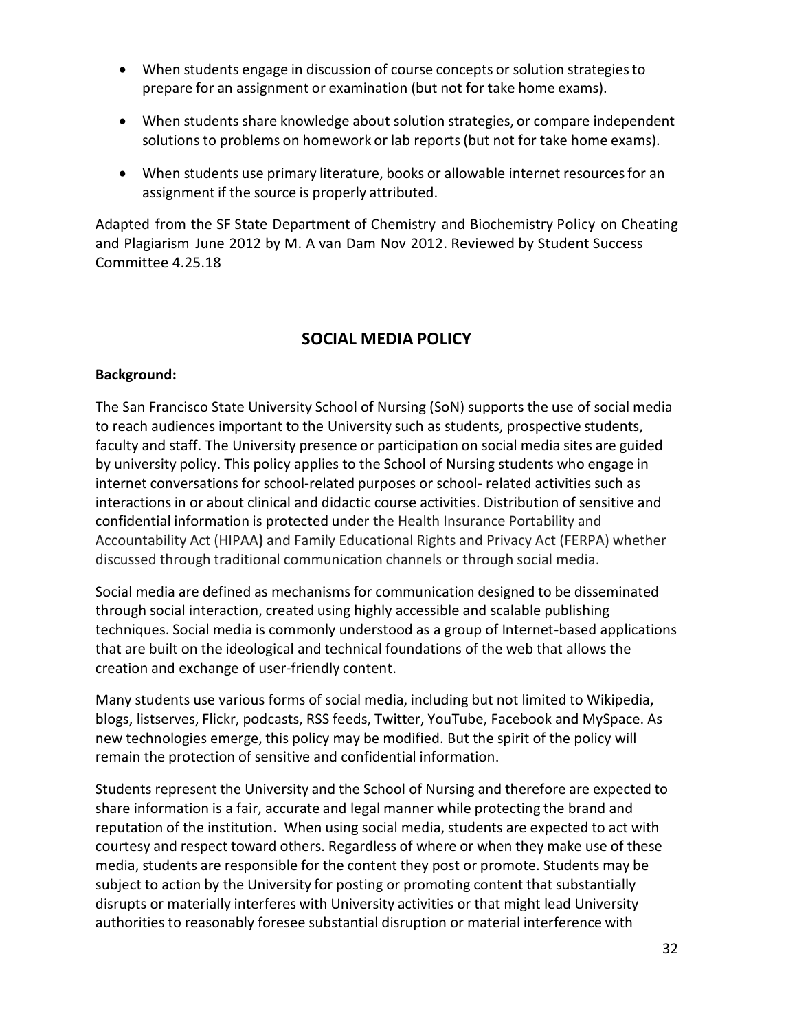- When students engage in discussion of course concepts or solution strategies to prepare for an assignment or examination (but not for take home exams).
- When students share knowledge about solution strategies, or compare independent solutions to problems on homework or lab reports (but not for take home exams).
- When students use primary literature, books or allowable internet resources for an assignment if the source is properly attributed.

Adapted from the SF State Department of Chemistry and Biochemistry Policy on Cheating and Plagiarism June 2012 by M. A van Dam Nov 2012. Reviewed by Student Success Committee 4.25.18

## SOCIAL MEDIA POLICY

**Background:**

The San Francisco State University School of Nursing (SoN) supports the use of social media to reach audiences important to the University such as students, prospective students, faculty and staff. The University presence or participation on social media sites are guided by university policy. This policy applies to the School of Nursing students who engage in internet conversations for school-related purposes or school- related activities such as interactions in or about clinical and didactic course activities. Distribution of sensitive and confidential information is protected under the Health Insurance Portability and Accountability Act (HIPAA**)** and Family Educational Rights and Privacy Act (FERPA) whether discussed through traditional communication channels or through social media.

Social media are defined as mechanisms for communication designed to be disseminated through social interaction, created using highly accessible and scalable publishing techniques. Social media is commonly understood as a group of Internet-based applications that are built on the ideological and technical foundations of the web that allows the creation and exchange of user-friendly content.

Many students use various forms of social media, including but not limited to Wikipedia, blogs, listserves, Flickr, podcasts, RSS feeds, Twitter, YouTube, Facebook and MySpace. As new technologies emerge, this policy may be modified. But the spirit of the policy will remain the protection of sensitive and confidential information.

Students represent the University and the School of Nursing and therefore are expected to share information is a fair, accurate and legal manner while protecting the brand and reputation of the institution. When using social media, students are expected to act with courtesy and respect toward others. Regardless of where or when they make use of these media, students are responsible for the content they post or promote. Students may be subject to action by the University for posting or promoting content that substantially disrupts or materially interferes with University activities or that might lead University authorities to reasonably foresee substantial disruption or material interference with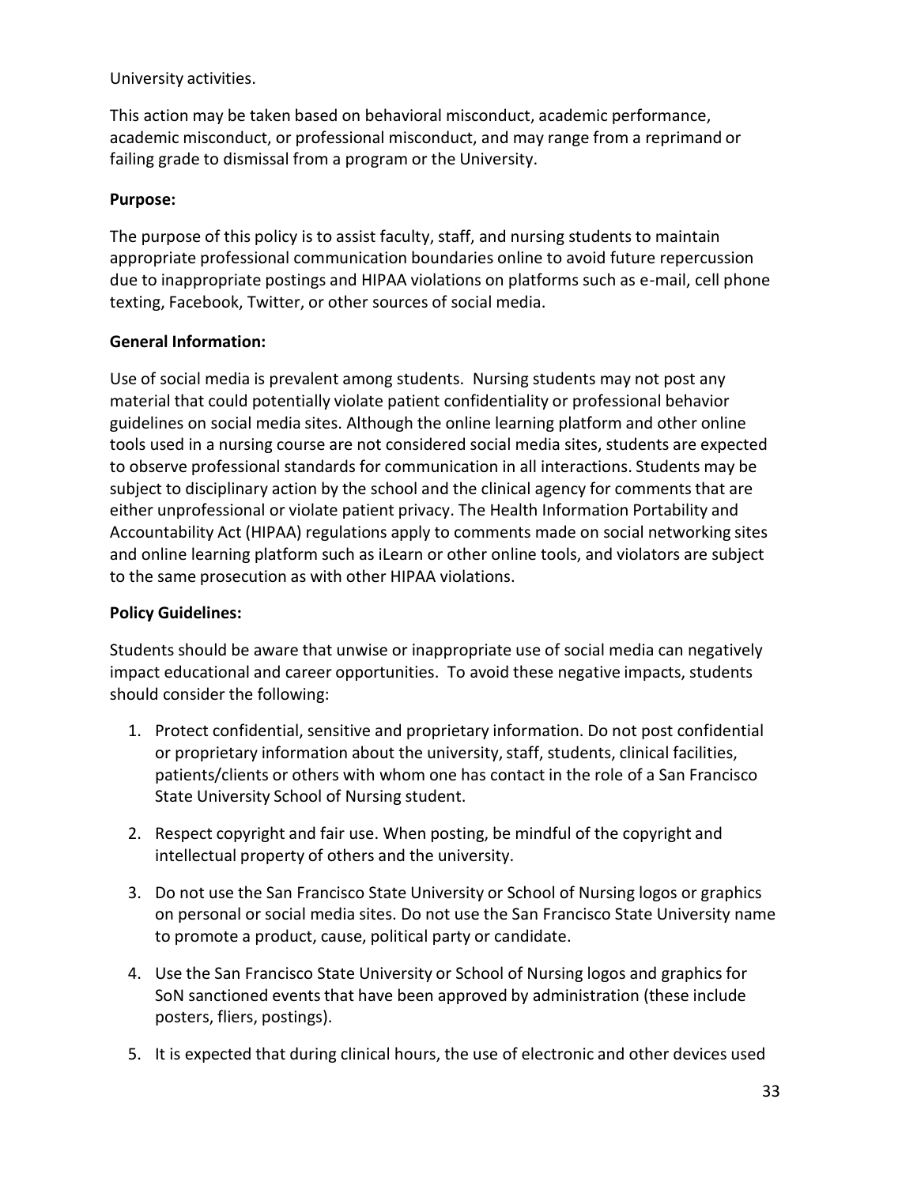University activities.

This action may be taken based on behavioral misconduct, academic performance, academic misconduct, or professional misconduct, and may range from a reprimand or failing grade to dismissal from a program or the University.

**Purpose:**

The purpose of this policy is to assist faculty, staff, and nursing students to maintain appropriate professional communication boundaries online to avoid future repercussion due to inappropriate postings and HIPAA violations on platforms such as e-mail, cell phone texting, Facebook, Twitter, or other sources of social media.

**General Information:**

Use of social media is prevalent among students. Nursing students may not post any material that could potentially violate patient confidentiality or professional behavior guidelines on social media sites. Although the online learning platform and other online tools used in a nursing course are not considered social media sites, students are expected to observe professional standards for communication in all interactions. Students may be subject to disciplinary action by the school and the clinical agency for comments that are either unprofessional or violate patient privacy. The Health Information Portability and Accountability Act (HIPAA) regulations apply to comments made on social networking sites and online learning platform such as iLearn or other online tools, and violators are subject to the same prosecution as with other HIPAA violations.

**Policy Guidelines:**

Students should be aware that unwise or inappropriate use of social media can negatively impact educational and career opportunities. To avoid these negative impacts, students should consider the following:

1. Protect confidential, sensitive and proprietary information. Do not post confidential or proprietary information about the university, staff, students, clinical facilities, patients/clients or others with whom one has contact in the role of a San Francisco State University School of Nursing student.
2. Respect copyright and fair use. When posting, be mindful of the copyright and intellectual property of others and the university.
3. Do not use the San Francisco State University or School of Nursing logos or graphics on personal or social media sites. Do not use the San Francisco State University name to promote a product, cause, political party or candidate.
4. Use the San Francisco State University or School of Nursing logos and graphics for SoN sanctioned events that have been approved by administration (these include posters, fliers, postings).
5. It is expected that during clinical hours, the use of electronic and other devices used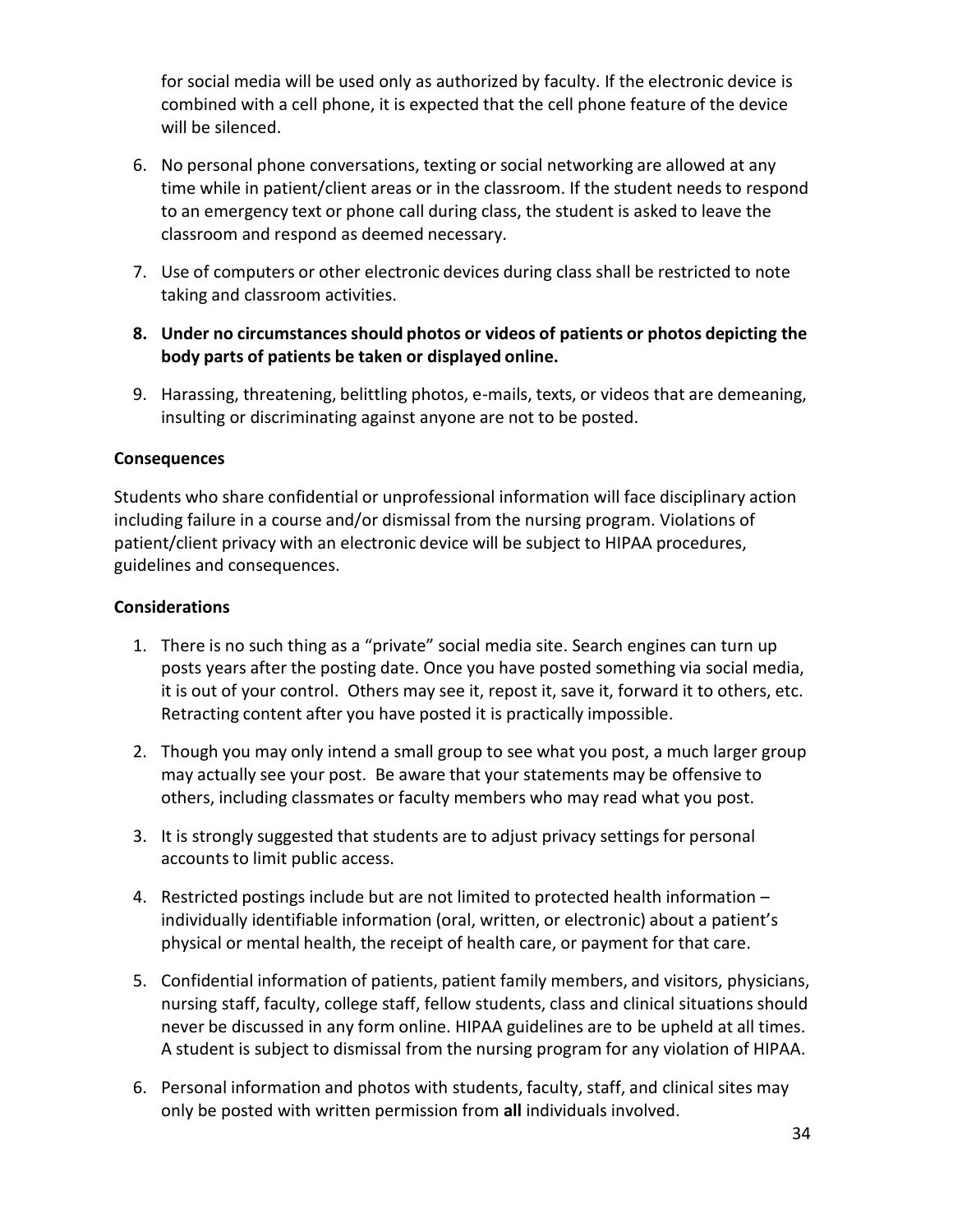for social media will be used only as authorized by faculty. If the electronic device is combined with a cell phone, it is expected that the cell phone feature of the device will be silenced.

6. No personal phone conversations, texting or social networking are allowed at any time while in patient/client areas or in the classroom. If the student needs to respond to an emergency text or phone call during class, the student is asked to leave the classroom and respond as deemed necessary.
7. Use of computers or other electronic devices during class shall be restricted to note taking and classroom activities.
8. **Under no circumstances should photos or videos of patients or photos depicting the body parts of patients be taken or displayed online.**
9. Harassing, threatening, belittling photos, e-mails, texts, or videos that are demeaning, insulting or discriminating against anyone are not to be posted.

**Consequences**

Students who share confidential or unprofessional information will face disciplinary action including failure in a course and/or dismissal from the nursing program. Violations of patient/client privacy with an electronic device will be subject to HIPAA procedures, guidelines and consequences.

**Considerations**

1. There is no such thing as a "private" social media site. Search engines can turn up posts years after the posting date. Once you have posted something via social media, it is out of your control. Others may see it, repost it, save it, forward it to others, etc. Retracting content after you have posted it is practically impossible.
2. Though you may only intend a small group to see what you post, a much larger group may actually see your post. Be aware that your statements may be offensive to others, including classmates or faculty members who may read what you post.
3. It is strongly suggested that students are to adjust privacy settings for personal accounts to limit public access.
4. Restricted postings include but are not limited to protected health information – individually identifiable information (oral, written, or electronic) about a patient's physical or mental health, the receipt of health care, or payment for that care.
5. Confidential information of patients, patient family members, and visitors, physicians, nursing staff, faculty, college staff, fellow students, class and clinical situations should never be discussed in any form online. HIPAA guidelines are to be upheld at all times. A student is subject to dismissal from the nursing program for any violation of HIPAA.
6. Personal information and photos with students, faculty, staff, and clinical sites may only be posted with written permission from **all** individuals involved.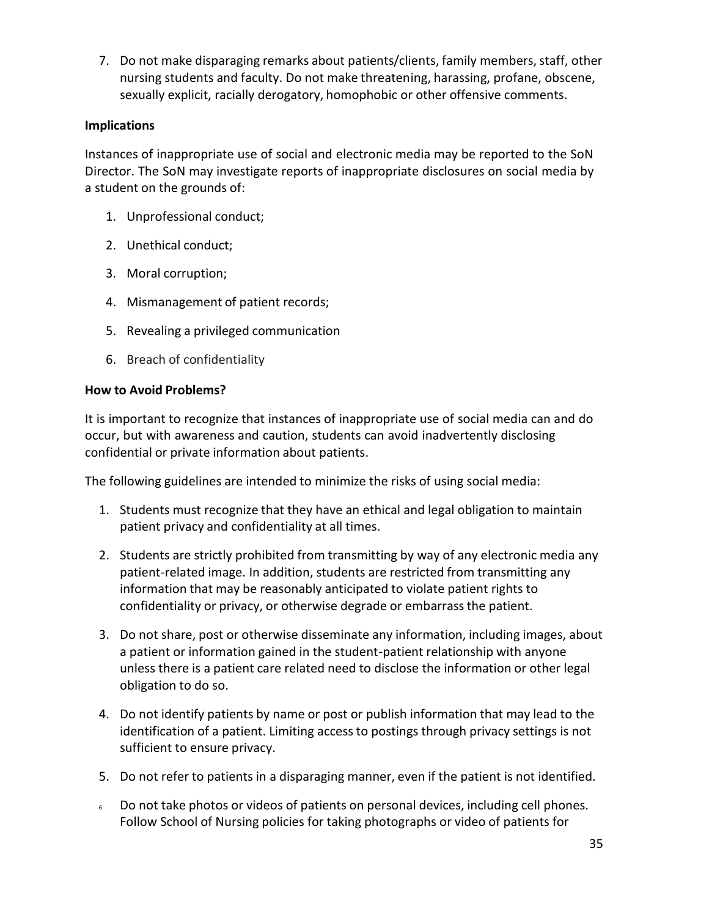7. Do not make disparaging remarks about patients/clients, family members, staff, other nursing students and faculty. Do not make threatening, harassing, profane, obscene, sexually explicit, racially derogatory, homophobic or other offensive comments.

**Implications**

Instances of inappropriate use of social and electronic media may be reported to the SoN Director. The SoN may investigate reports of inappropriate disclosures on social media by a student on the grounds of:

1. Unprofessional conduct;
2. Unethical conduct;
3. Moral corruption;
4. Mismanagement of patient records;
5. Revealing a privileged communication
6. Breach of confidentiality

**How to Avoid Problems?**

It is important to recognize that instances of inappropriate use of social media can and do occur, but with awareness and caution, students can avoid inadvertently disclosing confidential or private information about patients.

The following guidelines are intended to minimize the risks of using social media:

1. Students must recognize that they have an ethical and legal obligation to maintain patient privacy and confidentiality at all times.
2. Students are strictly prohibited from transmitting by way of any electronic media any patient-related image. In addition, students are restricted from transmitting any information that may be reasonably anticipated to violate patient rights to confidentiality or privacy, or otherwise degrade or embarrass the patient.
3. Do not share, post or otherwise disseminate any information, including images, about a patient or information gained in the student-patient relationship with anyone unless there is a patient care related need to disclose the information or other legal obligation to do so.
4. Do not identify patients by name or post or publish information that may lead to the identification of a patient. Limiting access to postings through privacy settings is not sufficient to ensure privacy.
5. Do not refer to patients in a disparaging manner, even if the patient is not identified.
6. Do not take photos or videos of patients on personal devices, including cell phones. Follow School of Nursing policies for taking photographs or video of patients for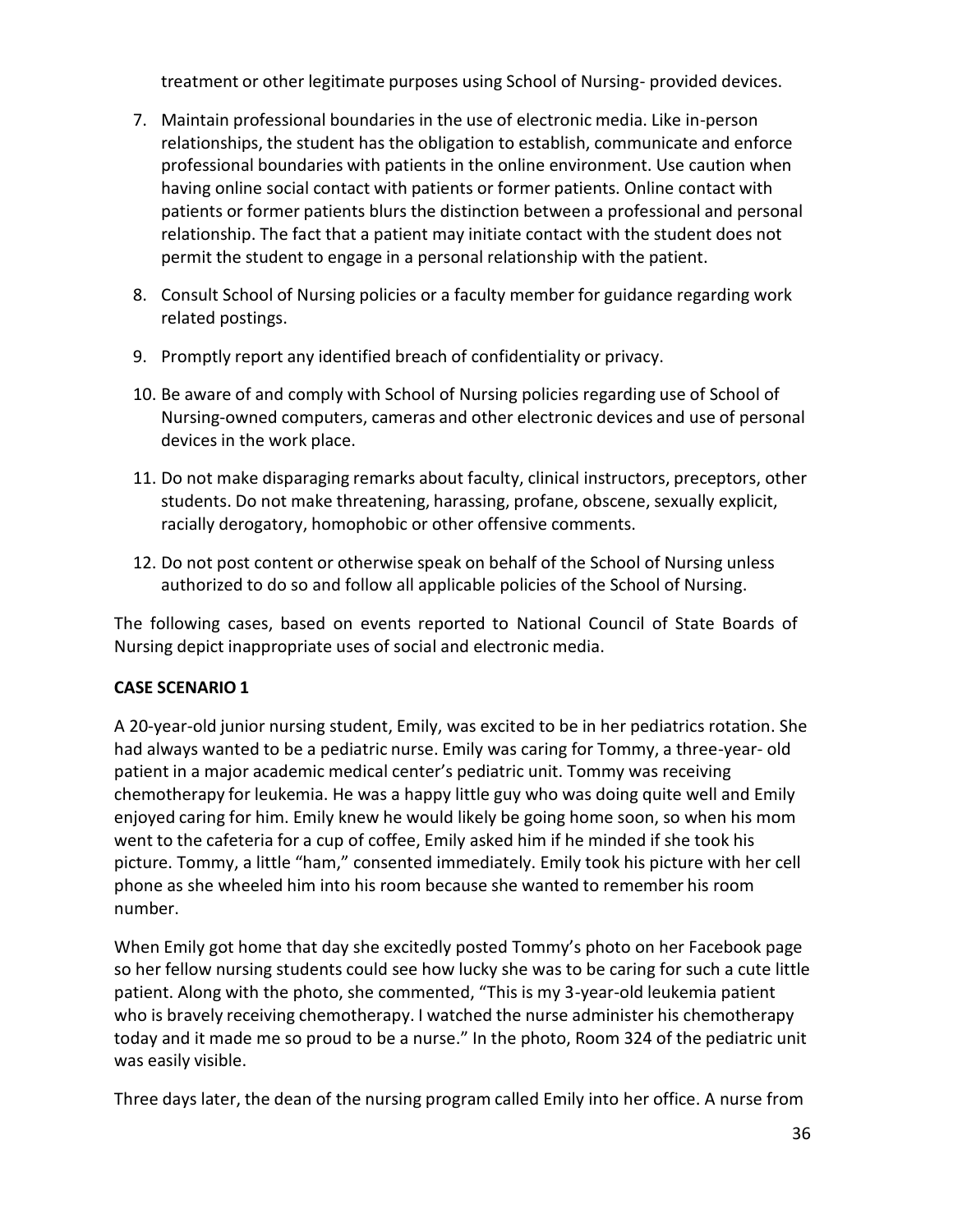treatment or other legitimate purposes using School of Nursing- provided devices.

7. Maintain professional boundaries in the use of electronic media. Like in-person relationships, the student has the obligation to establish, communicate and enforce professional boundaries with patients in the online environment. Use caution when having online social contact with patients or former patients. Online contact with patients or former patients blurs the distinction between a professional and personal relationship. The fact that a patient may initiate contact with the student does not permit the student to engage in a personal relationship with the patient.
8. Consult School of Nursing policies or a faculty member for guidance regarding work related postings.
9. Promptly report any identified breach of confidentiality or privacy.
10. Be aware of and comply with School of Nursing policies regarding use of School of Nursing-owned computers, cameras and other electronic devices and use of personal devices in the work place.
11. Do not make disparaging remarks about faculty, clinical instructors, preceptors, other students. Do not make threatening, harassing, profane, obscene, sexually explicit, racially derogatory, homophobic or other offensive comments.
12. Do not post content or otherwise speak on behalf of the School of Nursing unless authorized to do so and follow all applicable policies of the School of Nursing.

The following cases, based on events reported to National Council of State Boards of Nursing depict inappropriate uses of social and electronic media.

**CASE SCENARIO 1**

A 20-year-old junior nursing student, Emily, was excited to be in her pediatrics rotation. She had always wanted to be a pediatric nurse. Emily was caring for Tommy, a three-year- old patient in a major academic medical center's pediatric unit. Tommy was receiving chemotherapy for leukemia. He was a happy little guy who was doing quite well and Emily enjoyed caring for him. Emily knew he would likely be going home soon, so when his mom went to the cafeteria for a cup of coffee, Emily asked him if he minded if she took his picture. Tommy, a little "ham," consented immediately. Emily took his picture with her cell phone as she wheeled him into his room because she wanted to remember his room number.

When Emily got home that day she excitedly posted Tommy's photo on her Facebook page so her fellow nursing students could see how lucky she was to be caring for such a cute little patient. Along with the photo, she commented, "This is my 3-year-old leukemia patient who is bravely receiving chemotherapy. I watched the nurse administer his chemotherapy today and it made me so proud to be a nurse." In the photo, Room 324 of the pediatric unit was easily visible.

Three days later, the dean of the nursing program called Emily into her office. A nurse from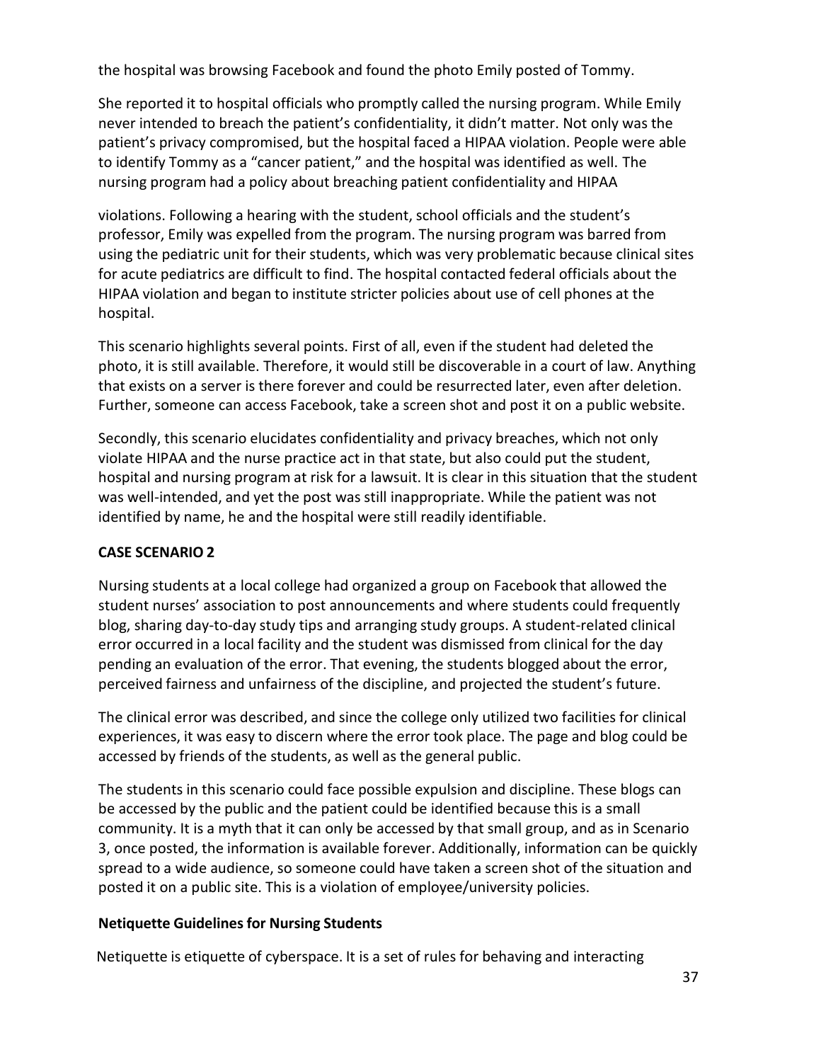the hospital was browsing Facebook and found the photo Emily posted of Tommy.

She reported it to hospital officials who promptly called the nursing program. While Emily never intended to breach the patient's confidentiality, it didn't matter. Not only was the patient's privacy compromised, but the hospital faced a HIPAA violation. People were able to identify Tommy as a "cancer patient," and the hospital was identified as well. The nursing program had a policy about breaching patient confidentiality and HIPAA

violations. Following a hearing with the student, school officials and the student's professor, Emily was expelled from the program. The nursing program was barred from using the pediatric unit for their students, which was very problematic because clinical sites for acute pediatrics are difficult to find. The hospital contacted federal officials about the HIPAA violation and began to institute stricter policies about use of cell phones at the hospital.

This scenario highlights several points. First of all, even if the student had deleted the photo, it is still available. Therefore, it would still be discoverable in a court of law. Anything that exists on a server is there forever and could be resurrected later, even after deletion. Further, someone can access Facebook, take a screen shot and post it on a public website.

Secondly, this scenario elucidates confidentiality and privacy breaches, which not only violate HIPAA and the nurse practice act in that state, but also could put the student, hospital and nursing program at risk for a lawsuit. It is clear in this situation that the student was well-intended, and yet the post was still inappropriate. While the patient was not identified by name, he and the hospital were still readily identifiable.

**CASE SCENARIO 2**

Nursing students at a local college had organized a group on Facebook that allowed the student nurses' association to post announcements and where students could frequently blog, sharing day-to-day study tips and arranging study groups. A student-related clinical error occurred in a local facility and the student was dismissed from clinical for the day pending an evaluation of the error. That evening, the students blogged about the error, perceived fairness and unfairness of the discipline, and projected the student's future.

The clinical error was described, and since the college only utilized two facilities for clinical experiences, it was easy to discern where the error took place. The page and blog could be accessed by friends of the students, as well as the general public.

The students in this scenario could face possible expulsion and discipline. These blogs can be accessed by the public and the patient could be identified because this is a small community. It is a myth that it can only be accessed by that small group, and as in Scenario 3, once posted, the information is available forever. Additionally, information can be quickly spread to a wide audience, so someone could have taken a screen shot of the situation and posted it on a public site. This is a violation of employee/university policies.

**Netiquette Guidelines for Nursing Students**

Netiquette is etiquette of cyberspace. It is a set of rules for behaving and interacting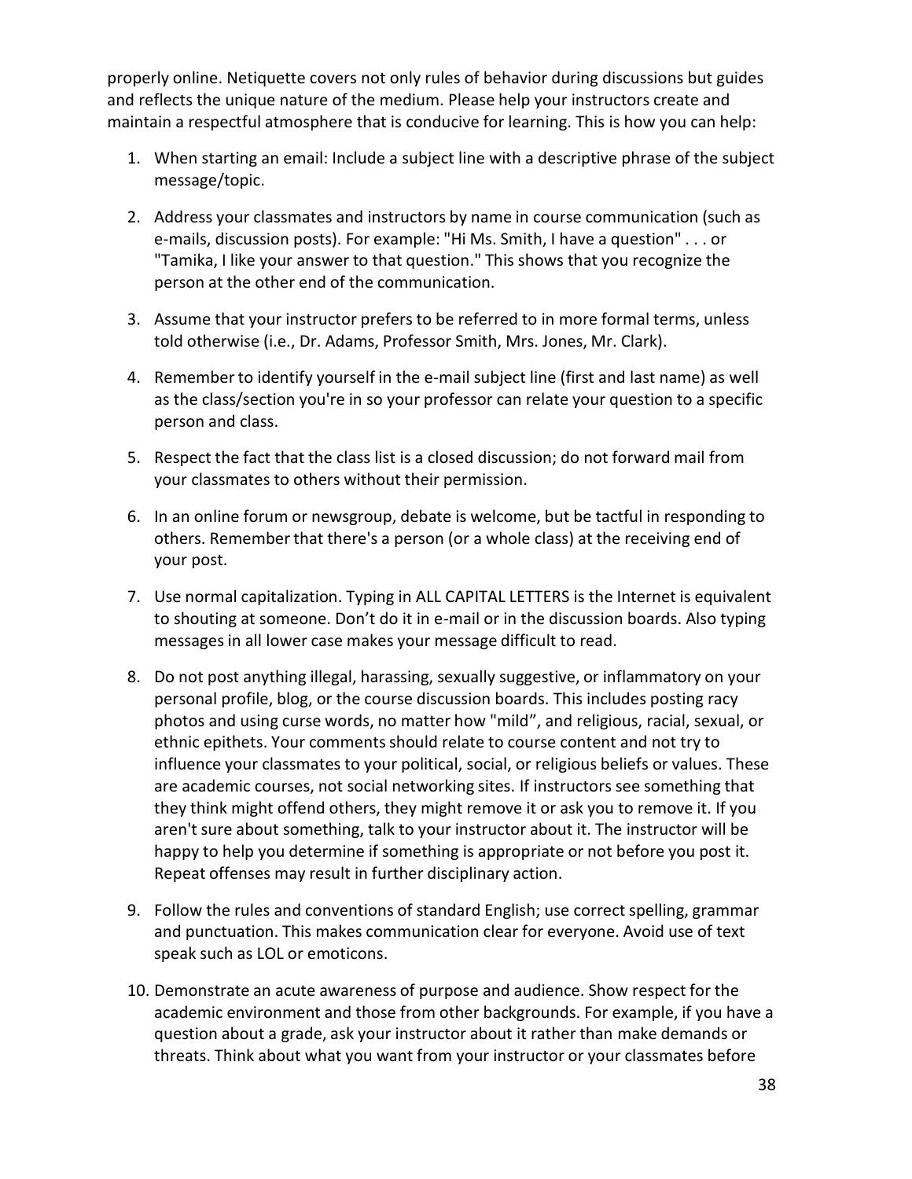properly online. Netiquette covers not only rules of behavior during discussions but guides and reflects the unique nature of the medium. Please help your instructors create and maintain a respectful atmosphere that is conducive for learning. This is how you can help:

1. When starting an email: Include a subject line with a descriptive phrase of the subject message/topic.

2. Address your classmates and instructors by name in course communication (such as e-mails, discussion posts). For example: "Hi Ms. Smith, I have a question" . . . or "Tamika, I like your answer to that question." This shows that you recognize the person at the other end of the communication.

3. Assume that your instructor prefers to be referred to in more formal terms, unless told otherwise (i.e., Dr. Adams, Professor Smith, Mrs. Jones, Mr. Clark).

4. Remember to identify yourself in the e-mail subject line (first and last name) as well as the class/section you're in so your professor can relate your question to a specific person and class.

5. Respect the fact that the class list is a closed discussion; do not forward mail from your classmates to others without their permission.

6. In an online forum or newsgroup, debate is welcome, but be tactful in responding to others. Remember that there's a person (or a whole class) at the receiving end of your post.

7. Use normal capitalization. Typing in ALL CAPITAL LETTERS is the Internet is equivalent to shouting at someone. Don't do it in e-mail or in the discussion boards. Also typing messages in all lower case makes your message difficult to read.

8. Do not post anything illegal, harassing, sexually suggestive, or inflammatory on your personal profile, blog, or the course discussion boards. This includes posting racy photos and using curse words, no matter how "mild", and religious, racial, sexual, or ethnic epithets. Your comments should relate to course content and not try to influence your classmates to your political, social, or religious beliefs or values. These are academic courses, not social networking sites. If instructors see something that they think might offend others, they might remove it or ask you to remove it. If you aren't sure about something, talk to your instructor about it. The instructor will be happy to help you determine if something is appropriate or not before you post it. Repeat offenses may result in further disciplinary action.

9. Follow the rules and conventions of standard English; use correct spelling, grammar and punctuation. This makes communication clear for everyone. Avoid use of text speak such as LOL or emoticons.

10. Demonstrate an acute awareness of purpose and audience. Show respect for the academic environment and those from other backgrounds. For example, if you have a question about a grade, ask your instructor about it rather than make demands or threats. Think about what you want from your instructor or your classmates before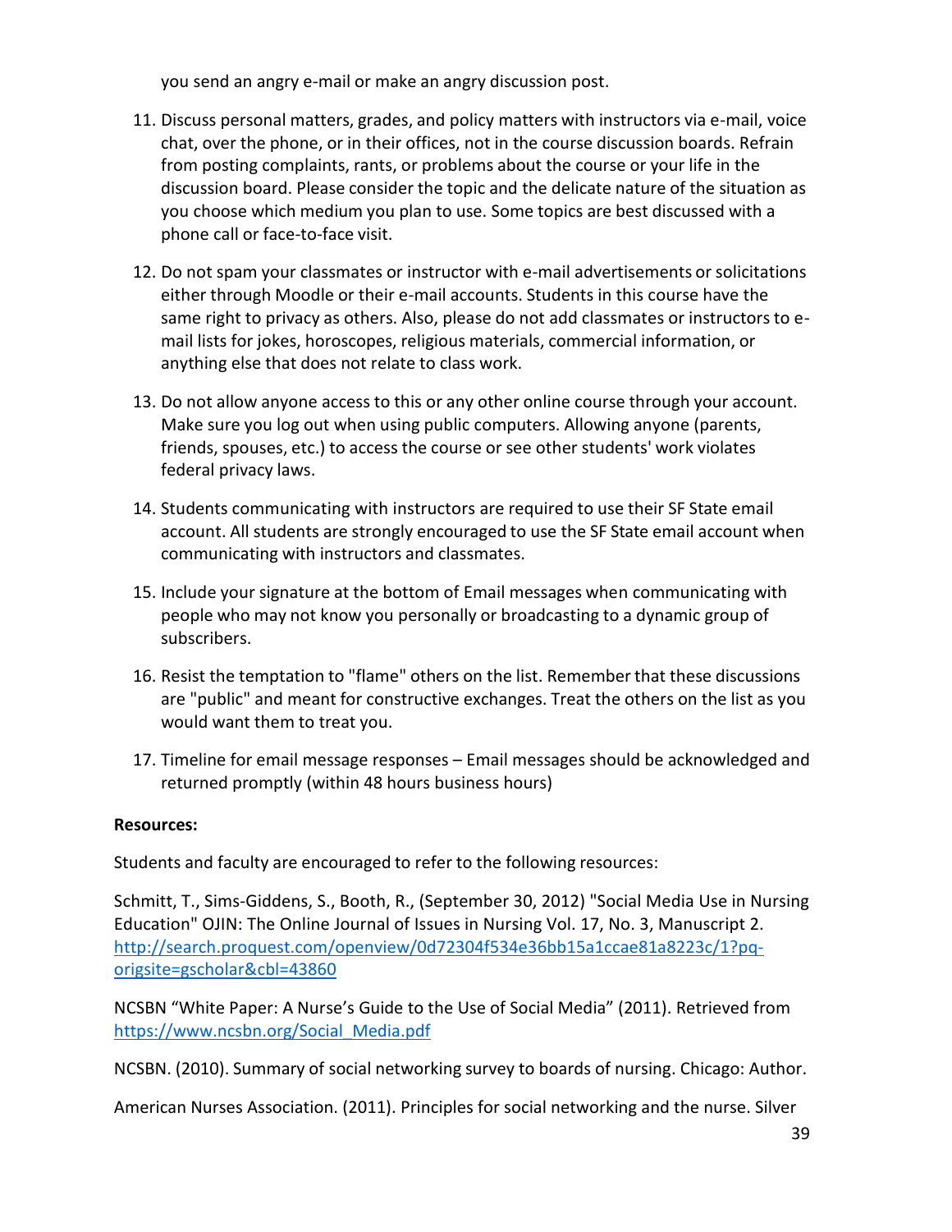you send an angry e-mail or make an angry discussion post.

11. Discuss personal matters, grades, and policy matters with instructors via e-mail, voice chat, over the phone, or in their offices, not in the course discussion boards. Refrain from posting complaints, rants, or problems about the course or your life in the discussion board. Please consider the topic and the delicate nature of the situation as you choose which medium you plan to use. Some topics are best discussed with a phone call or face-to-face visit.
12. Do not spam your classmates or instructor with e-mail advertisements or solicitations either through Moodle or their e-mail accounts. Students in this course have the same right to privacy as others. Also, please do not add classmates or instructors to e-mail lists for jokes, horoscopes, religious materials, commercial information, or anything else that does not relate to class work.
13. Do not allow anyone access to this or any other online course through your account. Make sure you log out when using public computers. Allowing anyone (parents, friends, spouses, etc.) to access the course or see other students' work violates federal privacy laws.
14. Students communicating with instructors are required to use their SF State email account. All students are strongly encouraged to use the SF State email account when communicating with instructors and classmates.
15. Include your signature at the bottom of Email messages when communicating with people who may not know you personally or broadcasting to a dynamic group of subscribers.
16. Resist the temptation to "flame" others on the list. Remember that these discussions are "public" and meant for constructive exchanges. Treat the others on the list as you would want them to treat you.
17. Timeline for email message responses – Email messages should be acknowledged and returned promptly (within 48 hours business hours)

**Resources:**

Students and faculty are encouraged to refer to the following resources:

Schmitt, T., Sims-Giddens, S., Booth, R., (September 30, 2012) "Social Media Use in Nursing Education" OJIN: The Online Journal of Issues in Nursing Vol. 17, No. 3, Manuscript 2. http://search.proquest.com/openview/0d72304f534e36bb15a1ccae81a8223c/1?pq-origsite=gscholar&cbl=43860

NCSBN "White Paper: A Nurse's Guide to the Use of Social Media" (2011). Retrieved from https://www.ncsbn.org/Social_Media.pdf

NCSBN. (2010). Summary of social networking survey to boards of nursing. Chicago: Author.

American Nurses Association. (2011). Principles for social networking and the nurse. Silver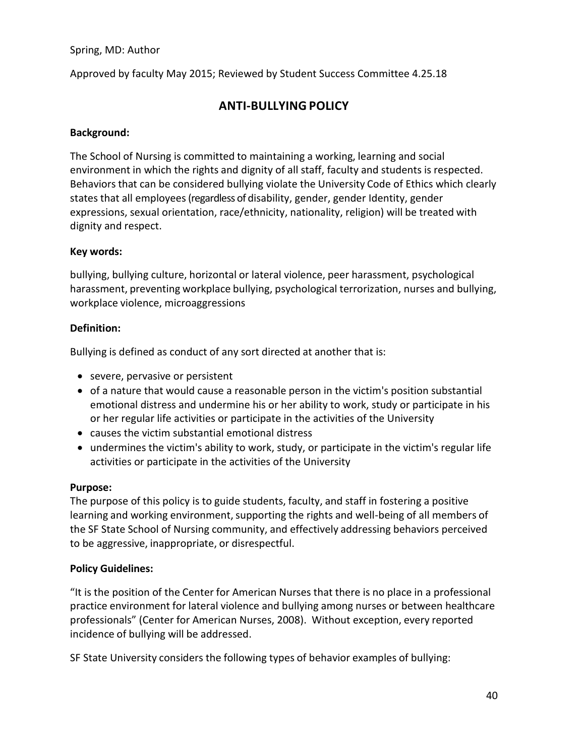Spring, MD: Author

Approved by faculty May 2015; Reviewed by Student Success Committee 4.25.18

## ANTI-BULLYING POLICY

**Background:**

The School of Nursing is committed to maintaining a working, learning and social environment in which the rights and dignity of all staff, faculty and students is respected. Behaviors that can be considered bullying violate the University Code of Ethics which clearly states that all employees (regardless of disability, gender, gender Identity, gender expressions, sexual orientation, race/ethnicity, nationality, religion) will be treated with dignity and respect.

**Key words:**

bullying, bullying culture, horizontal or lateral violence, peer harassment, psychological harassment, preventing workplace bullying, psychological terrorization, nurses and bullying, workplace violence, microaggressions

**Definition:**

Bullying is defined as conduct of any sort directed at another that is:

- severe, pervasive or persistent
- of a nature that would cause a reasonable person in the victim's position substantial emotional distress and undermine his or her ability to work, study or participate in his or her regular life activities or participate in the activities of the University
- causes the victim substantial emotional distress
- undermines the victim's ability to work, study, or participate in the victim's regular life activities or participate in the activities of the University

**Purpose:**
The purpose of this policy is to guide students, faculty, and staff in fostering a positive learning and working environment, supporting the rights and well-being of all members of the SF State School of Nursing community, and effectively addressing behaviors perceived to be aggressive, inappropriate, or disrespectful.

**Policy Guidelines:**

"It is the position of the Center for American Nurses that there is no place in a professional practice environment for lateral violence and bullying among nurses or between healthcare professionals" (Center for American Nurses, 2008). Without exception, every reported incidence of bullying will be addressed.

SF State University considers the following types of behavior examples of bullying: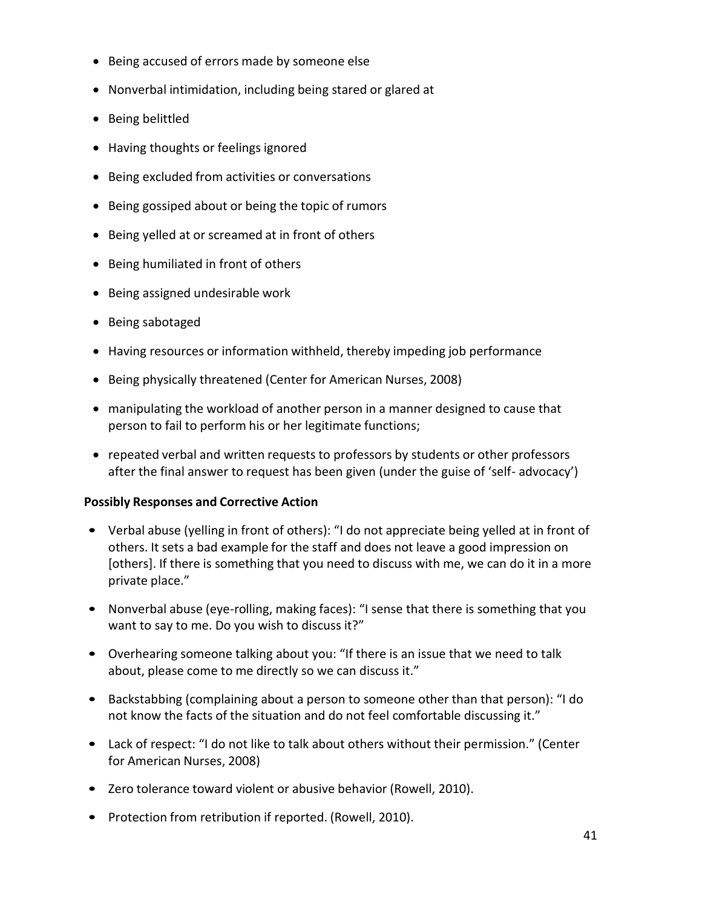- Being accused of errors made by someone else
- Nonverbal intimidation, including being stared or glared at
- Being belittled
- Having thoughts or feelings ignored
- Being excluded from activities or conversations
- Being gossiped about or being the topic of rumors
- Being yelled at or screamed at in front of others
- Being humiliated in front of others
- Being assigned undesirable work
- Being sabotaged
- Having resources or information withheld, thereby impeding job performance
- Being physically threatened (Center for American Nurses, 2008)
- manipulating the workload of another person in a manner designed to cause that person to fail to perform his or her legitimate functions;
- repeated verbal and written requests to professors by students or other professors after the final answer to request has been given (under the guise of 'self- advocacy')

**Possibly Responses and Corrective Action**

- Verbal abuse (yelling in front of others): "I do not appreciate being yelled at in front of others. It sets a bad example for the staff and does not leave a good impression on [others]. If there is something that you need to discuss with me, we can do it in a more private place."
- Nonverbal abuse (eye-rolling, making faces): "I sense that there is something that you want to say to me. Do you wish to discuss it?"
- Overhearing someone talking about you: "If there is an issue that we need to talk about, please come to me directly so we can discuss it."
- Backstabbing (complaining about a person to someone other than that person): "I do not know the facts of the situation and do not feel comfortable discussing it."
- Lack of respect: "I do not like to talk about others without their permission." (Center for American Nurses, 2008)
- Zero tolerance toward violent or abusive behavior (Rowell, 2010).
- Protection from retribution if reported. (Rowell, 2010).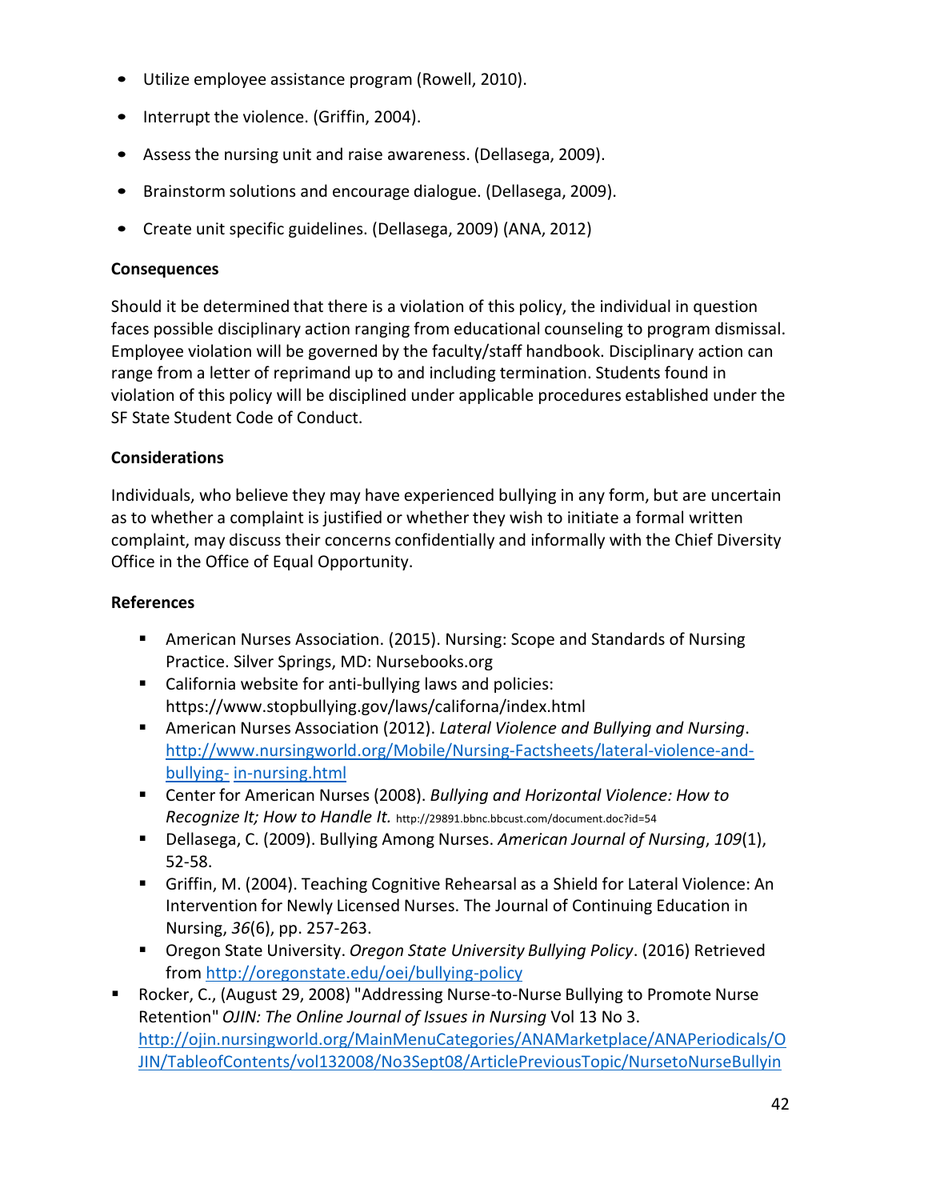- Utilize employee assistance program (Rowell, 2010).
- Interrupt the violence. (Griffin, 2004).
- Assess the nursing unit and raise awareness. (Dellasega, 2009).
- Brainstorm solutions and encourage dialogue. (Dellasega, 2009).
- Create unit specific guidelines. (Dellasega, 2009) (ANA, 2012)

**Consequences**

Should it be determined that there is a violation of this policy, the individual in question faces possible disciplinary action ranging from educational counseling to program dismissal. Employee violation will be governed by the faculty/staff handbook. Disciplinary action can range from a letter of reprimand up to and including termination. Students found in violation of this policy will be disciplined under applicable procedures established under the SF State Student Code of Conduct.

**Considerations**

Individuals, who believe they may have experienced bullying in any form, but are uncertain as to whether a complaint is justified or whether they wish to initiate a formal written complaint, may discuss their concerns confidentially and informally with the Chief Diversity Office in the Office of Equal Opportunity.

**References**

- American Nurses Association. (2015). Nursing: Scope and Standards of Nursing Practice. Silver Springs, MD: Nursebooks.org
- California website for anti-bullying laws and policies: https://www.stopbullying.gov/laws/californa/index.html
- American Nurses Association (2012). *Lateral Violence and Bullying and Nursing*. http://www.nursingworld.org/Mobile/Nursing-Factsheets/lateral-violence-and-bullying- in-nursing.html
- Center for American Nurses (2008). *Bullying and Horizontal Violence: How to Recognize It; How to Handle It.* http://29891.bbnc.bbcust.com/document.doc?id=54
- Dellasega, C. (2009). Bullying Among Nurses. *American Journal of Nursing*, *109*(1), 52-58.
- Griffin, M. (2004). Teaching Cognitive Rehearsal as a Shield for Lateral Violence: An Intervention for Newly Licensed Nurses. The Journal of Continuing Education in Nursing, *36*(6), pp. 257-263.
- Oregon State University. *Oregon State University Bullying Policy*. (2016) Retrieved from http://oregonstate.edu/oei/bullying-policy
- Rocker, C., (August 29, 2008) "Addressing Nurse-to-Nurse Bullying to Promote Nurse Retention" *OJIN: The Online Journal of Issues in Nursing* Vol 13 No 3. http://ojin.nursingworld.org/MainMenuCategories/ANAMarketplace/ANAPeriodicals/OJIN/TableofContents/vol132008/No3Sept08/ArticlePreviousTopic/NursetoNurseBullyin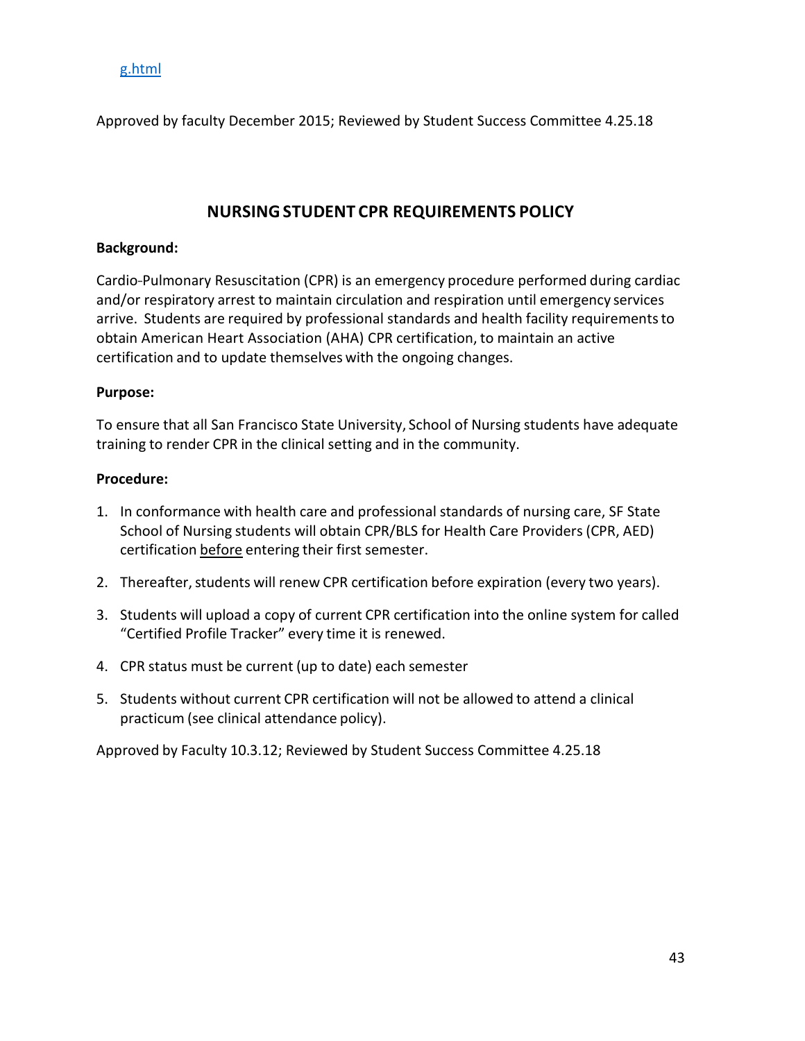g.html

Approved by faculty December 2015; Reviewed by Student Success Committee 4.25.18

## NURSING STUDENT CPR REQUIREMENTS POLICY

**Background:**

Cardio-Pulmonary Resuscitation (CPR) is an emergency procedure performed during cardiac and/or respiratory arrest to maintain circulation and respiration until emergency services arrive. Students are required by professional standards and health facility requirements to obtain American Heart Association (AHA) CPR certification, to maintain an active certification and to update themselves with the ongoing changes.

**Purpose:**

To ensure that all San Francisco State University, School of Nursing students have adequate training to render CPR in the clinical setting and in the community.

**Procedure:**

1. In conformance with health care and professional standards of nursing care, SF State School of Nursing students will obtain CPR/BLS for Health Care Providers (CPR, AED) certification <u>before</u> entering their first semester.
2. Thereafter, students will renew CPR certification before expiration (every two years).
3. Students will upload a copy of current CPR certification into the online system for called "Certified Profile Tracker" every time it is renewed.
4. CPR status must be current (up to date) each semester
5. Students without current CPR certification will not be allowed to attend a clinical practicum (see clinical attendance policy).

Approved by Faculty 10.3.12; Reviewed by Student Success Committee 4.25.18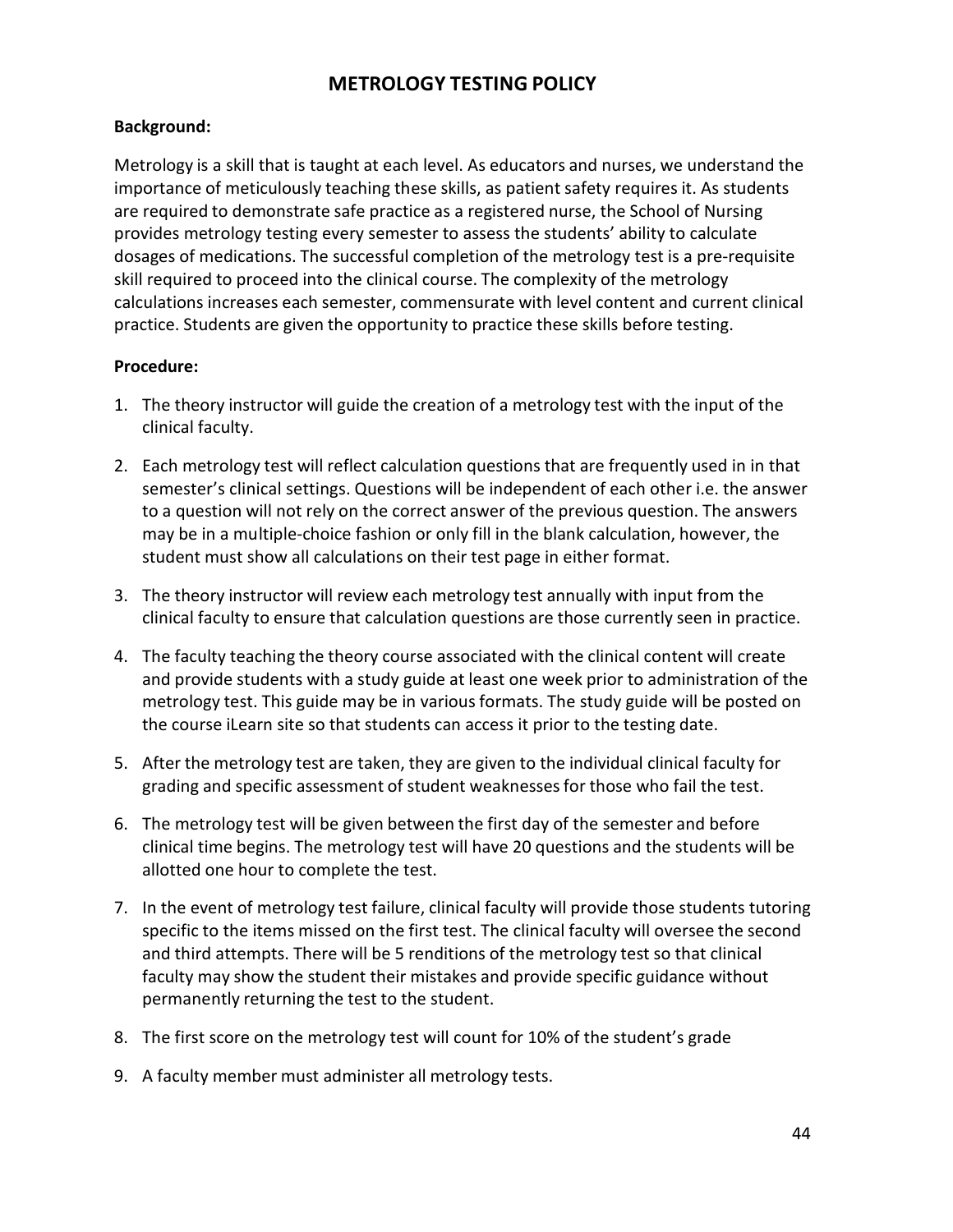# METROLOGY TESTING POLICY

**Background:**

Metrology is a skill that is taught at each level. As educators and nurses, we understand the importance of meticulously teaching these skills, as patient safety requires it. As students are required to demonstrate safe practice as a registered nurse, the School of Nursing provides metrology testing every semester to assess the students' ability to calculate dosages of medications. The successful completion of the metrology test is a pre-requisite skill required to proceed into the clinical course. The complexity of the metrology calculations increases each semester, commensurate with level content and current clinical practice. Students are given the opportunity to practice these skills before testing.

**Procedure:**

1. The theory instructor will guide the creation of a metrology test with the input of the clinical faculty.
2. Each metrology test will reflect calculation questions that are frequently used in in that semester's clinical settings. Questions will be independent of each other i.e. the answer to a question will not rely on the correct answer of the previous question. The answers may be in a multiple-choice fashion or only fill in the blank calculation, however, the student must show all calculations on their test page in either format.
3. The theory instructor will review each metrology test annually with input from the clinical faculty to ensure that calculation questions are those currently seen in practice.
4. The faculty teaching the theory course associated with the clinical content will create and provide students with a study guide at least one week prior to administration of the metrology test. This guide may be in various formats. The study guide will be posted on the course iLearn site so that students can access it prior to the testing date.
5. After the metrology test are taken, they are given to the individual clinical faculty for grading and specific assessment of student weaknesses for those who fail the test.
6. The metrology test will be given between the first day of the semester and before clinical time begins. The metrology test will have 20 questions and the students will be allotted one hour to complete the test.
7. In the event of metrology test failure, clinical faculty will provide those students tutoring specific to the items missed on the first test. The clinical faculty will oversee the second and third attempts. There will be 5 renditions of the metrology test so that clinical faculty may show the student their mistakes and provide specific guidance without permanently returning the test to the student.
8. The first score on the metrology test will count for 10% of the student's grade
9. A faculty member must administer all metrology tests.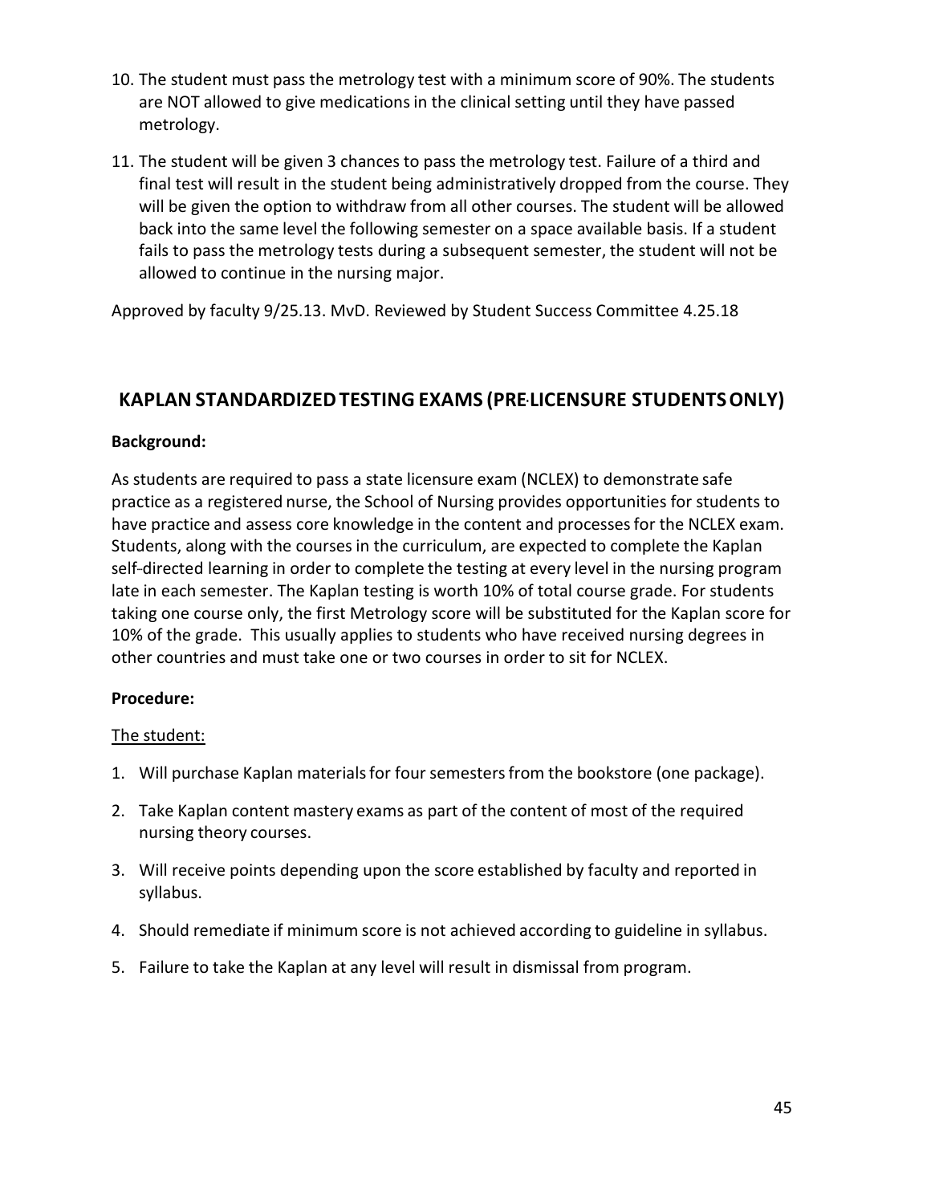10. The student must pass the metrology test with a minimum score of 90%. The students are NOT allowed to give medications in the clinical setting until they have passed metrology.

11. The student will be given 3 chances to pass the metrology test. Failure of a third and final test will result in the student being administratively dropped from the course. They will be given the option to withdraw from all other courses. The student will be allowed back into the same level the following semester on a space available basis. If a student fails to pass the metrology tests during a subsequent semester, the student will not be allowed to continue in the nursing major.

Approved by faculty 9/25.13. MvD. Reviewed by Student Success Committee 4.25.18

## KAPLAN STANDARDIZED TESTING EXAMS (PRE-LICENSURE STUDENTS ONLY)

**Background:**

As students are required to pass a state licensure exam (NCLEX) to demonstrate safe practice as a registered nurse, the School of Nursing provides opportunities for students to have practice and assess core knowledge in the content and processes for the NCLEX exam. Students, along with the courses in the curriculum, are expected to complete the Kaplan self-directed learning in order to complete the testing at every level in the nursing program late in each semester. The Kaplan testing is worth 10% of total course grade. For students taking one course only, the first Metrology score will be substituted for the Kaplan score for 10% of the grade. This usually applies to students who have received nursing degrees in other countries and must take one or two courses in order to sit for NCLEX.

**Procedure:**

<u>The student:</u>

1. Will purchase Kaplan materials for four semesters from the bookstore (one package).
2. Take Kaplan content mastery exams as part of the content of most of the required nursing theory courses.
3. Will receive points depending upon the score established by faculty and reported in syllabus.
4. Should remediate if minimum score is not achieved according to guideline in syllabus.
5. Failure to take the Kaplan at any level will result in dismissal from program.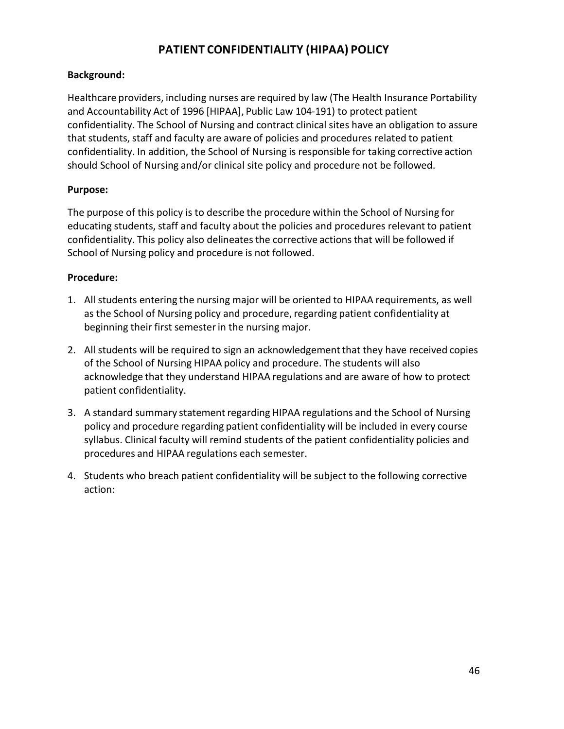# PATIENT CONFIDENTIALITY (HIPAA) POLICY

**Background:**

Healthcare providers, including nurses are required by law (The Health Insurance Portability and Accountability Act of 1996 [HIPAA], Public Law 104-191) to protect patient confidentiality. The School of Nursing and contract clinical sites have an obligation to assure that students, staff and faculty are aware of policies and procedures related to patient confidentiality. In addition, the School of Nursing is responsible for taking corrective action should School of Nursing and/or clinical site policy and procedure not be followed.

**Purpose:**

The purpose of this policy is to describe the procedure within the School of Nursing for educating students, staff and faculty about the policies and procedures relevant to patient confidentiality. This policy also delineates the corrective actions that will be followed if School of Nursing policy and procedure is not followed.

**Procedure:**

1. All students entering the nursing major will be oriented to HIPAA requirements, as well as the School of Nursing policy and procedure, regarding patient confidentiality at beginning their first semester in the nursing major.
2. All students will be required to sign an acknowledgement that they have received copies of the School of Nursing HIPAA policy and procedure. The students will also acknowledge that they understand HIPAA regulations and are aware of how to protect patient confidentiality.
3. A standard summary statement regarding HIPAA regulations and the School of Nursing policy and procedure regarding patient confidentiality will be included in every course syllabus. Clinical faculty will remind students of the patient confidentiality policies and procedures and HIPAA regulations each semester.
4. Students who breach patient confidentiality will be subject to the following corrective action: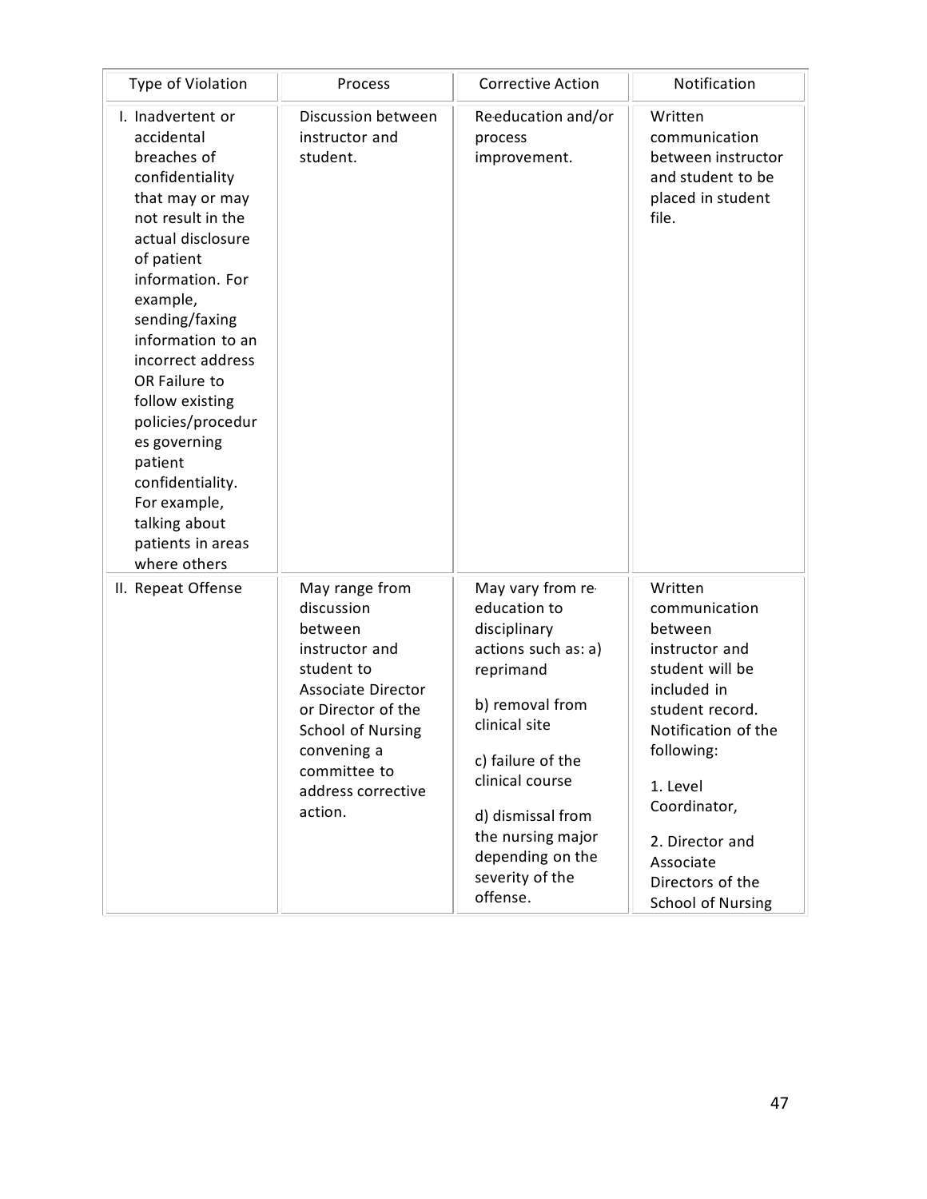| Type of Violation | Process | Corrective Action | Notification |
|---|---|---|---|
| I. Inadvertent or accidental breaches of confidentiality that may or may not result in the actual disclosure of patient information. For example, sending/faxing information to an incorrect address OR Failure to follow existing policies/procedures governing patient confidentiality. For example, talking about patients in areas where others | Discussion between instructor and student. | Re-education and/or process improvement. | Written communication between instructor and student to be placed in student file. |
| II. Repeat Offense | May range from discussion between instructor and student to Associate Director or Director of the School of Nursing convening a committee to address corrective action. | May vary from re-education to disciplinary actions such as: a) reprimand<br><br>b) removal from clinical site<br><br>c) failure of the clinical course<br><br>d) dismissal from the nursing major depending on the severity of the offense. | Written communication between instructor and student will be included in student record. Notification of the following:<br><br>1. Level Coordinator,<br><br>2. Director and Associate Directors of the School of Nursing |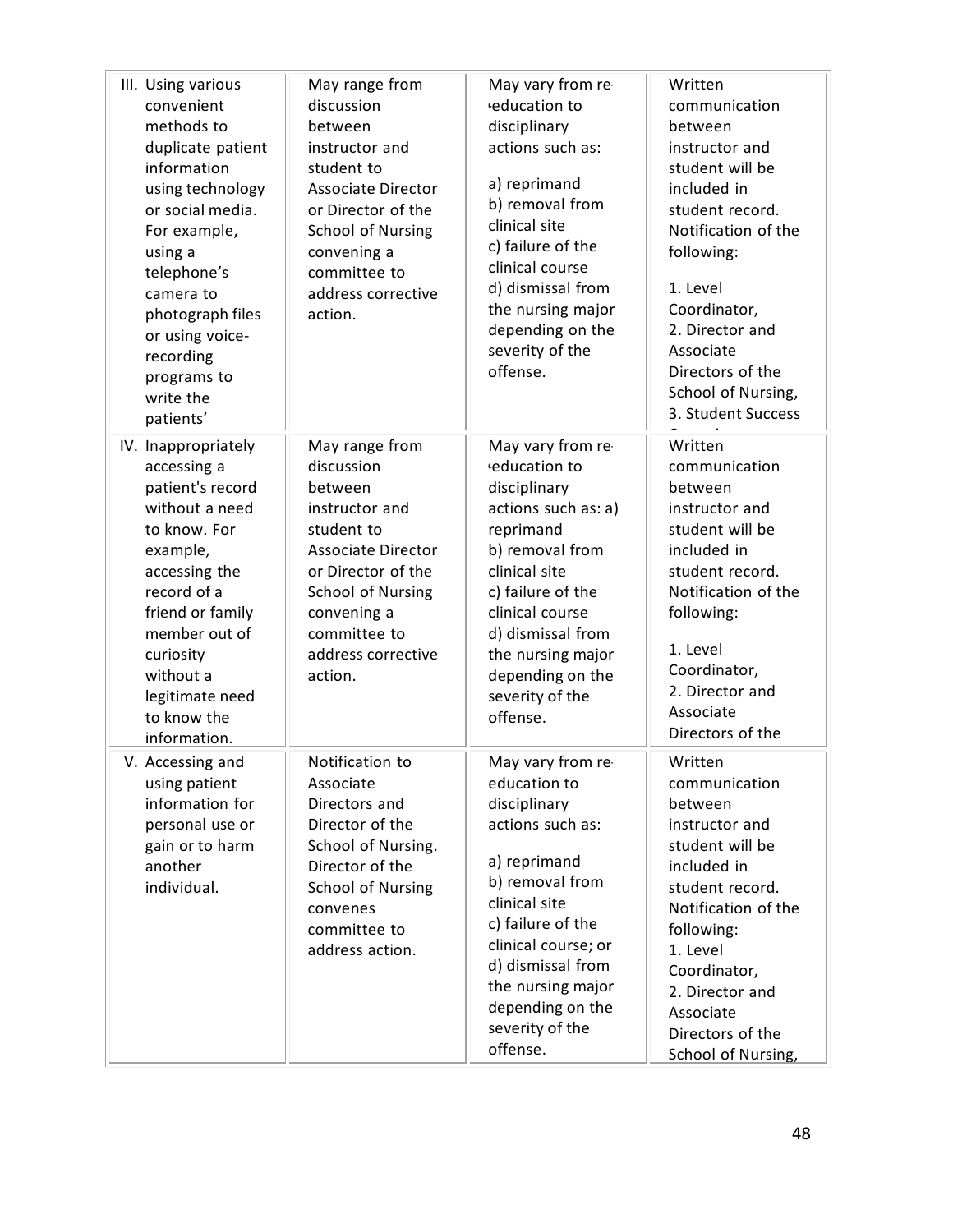| | | | |
|---|---|---|---|
| III. Using various convenient methods to duplicate patient information using technology or social media. For example, using a telephone's camera to photograph files or using voice-recording programs to write the patients' | May range from discussion between instructor and student to Associate Director or Director of the School of Nursing convening a committee to address corrective action. | May vary from re-education to disciplinary actions such as:<br><br>a) reprimand<br>b) removal from clinical site<br>c) failure of the clinical course<br>d) dismissal from the nursing major depending on the severity of the offense. | Written communication between instructor and student will be included in student record. Notification of the following:<br><br>1. Level Coordinator,<br>2. Director and Associate Directors of the School of Nursing,<br>3. Student Success |
| IV. Inappropriately accessing a patient's record without a need to know. For example, accessing the record of a friend or family member out of curiosity without a legitimate need to know the information. | May range from discussion between instructor and student to Associate Director or Director of the School of Nursing convening a committee to address corrective action. | May vary from re-education to disciplinary actions such as: a) reprimand<br>b) removal from clinical site<br>c) failure of the clinical course<br>d) dismissal from the nursing major depending on the severity of the offense. | Written communication between instructor and student will be included in student record. Notification of the following:<br><br>1. Level Coordinator,<br>2. Director and Associate Directors of the |
| V. Accessing and using patient information for personal use or gain or to harm another individual. | Notification to Associate Directors and Director of the School of Nursing. Director of the School of Nursing convenes committee to address action. | May vary from re-education to disciplinary actions such as:<br><br>a) reprimand<br>b) removal from clinical site<br>c) failure of the clinical course; or<br>d) dismissal from the nursing major depending on the severity of the offense. | Written communication between instructor and student will be included in student record. Notification of the following:<br>1. Level Coordinator,<br>2. Director and Associate Directors of the School of Nursing, |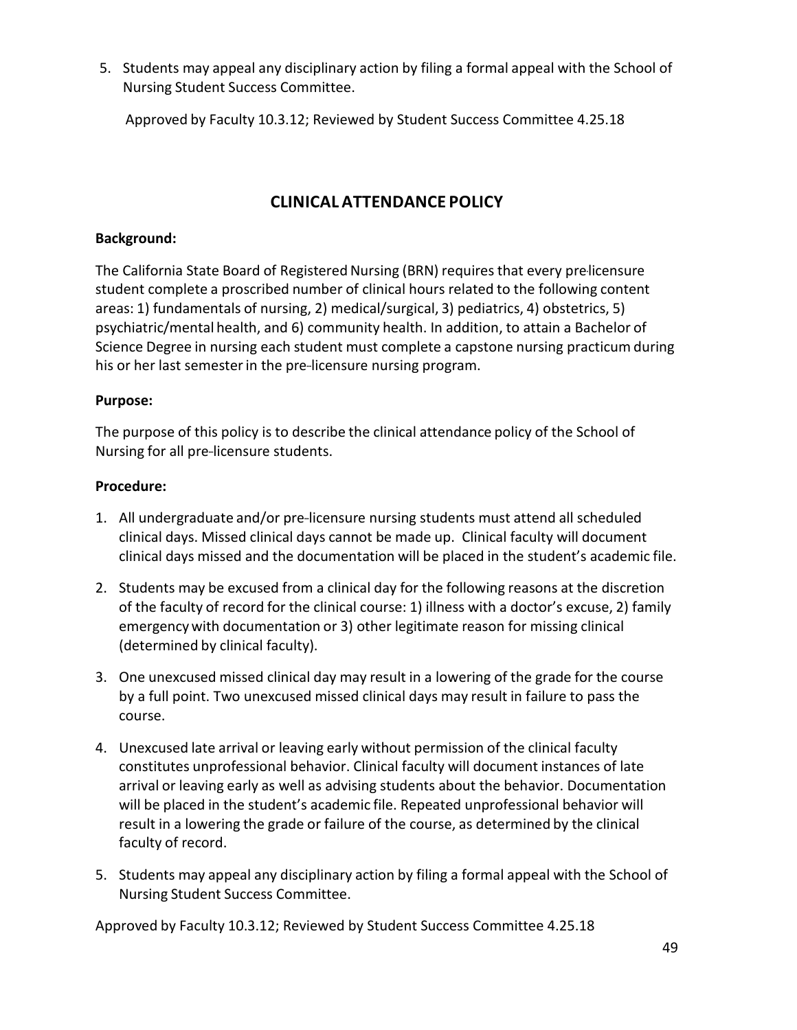5. Students may appeal any disciplinary action by filing a formal appeal with the School of Nursing Student Success Committee.

Approved by Faculty 10.3.12; Reviewed by Student Success Committee 4.25.18

## CLINICAL ATTENDANCE POLICY

**Background:**

The California State Board of Registered Nursing (BRN) requires that every pre-licensure student complete a proscribed number of clinical hours related to the following content areas: 1) fundamentals of nursing, 2) medical/surgical, 3) pediatrics, 4) obstetrics, 5) psychiatric/mental health, and 6) community health. In addition, to attain a Bachelor of Science Degree in nursing each student must complete a capstone nursing practicum during his or her last semester in the pre-licensure nursing program.

**Purpose:**

The purpose of this policy is to describe the clinical attendance policy of the School of Nursing for all pre-licensure students.

**Procedure:**

1. All undergraduate and/or pre-licensure nursing students must attend all scheduled clinical days. Missed clinical days cannot be made up. Clinical faculty will document clinical days missed and the documentation will be placed in the student's academic file.
2. Students may be excused from a clinical day for the following reasons at the discretion of the faculty of record for the clinical course: 1) illness with a doctor's excuse, 2) family emergency with documentation or 3) other legitimate reason for missing clinical (determined by clinical faculty).
3. One unexcused missed clinical day may result in a lowering of the grade for the course by a full point. Two unexcused missed clinical days may result in failure to pass the course.
4. Unexcused late arrival or leaving early without permission of the clinical faculty constitutes unprofessional behavior. Clinical faculty will document instances of late arrival or leaving early as well as advising students about the behavior. Documentation will be placed in the student's academic file. Repeated unprofessional behavior will result in a lowering the grade or failure of the course, as determined by the clinical faculty of record.
5. Students may appeal any disciplinary action by filing a formal appeal with the School of Nursing Student Success Committee.

Approved by Faculty 10.3.12; Reviewed by Student Success Committee 4.25.18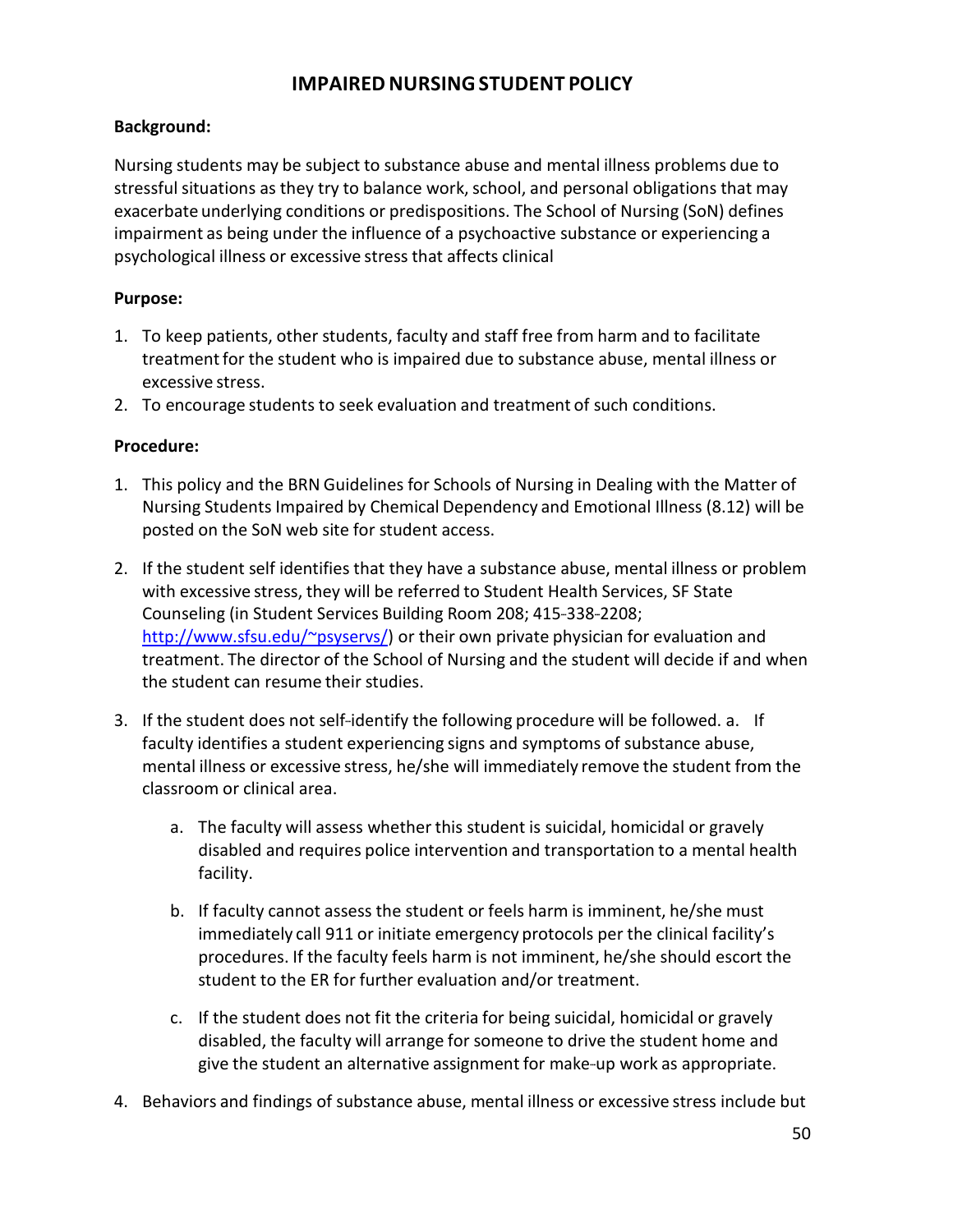## IMPAIRED NURSING STUDENT POLICY

**Background:**

Nursing students may be subject to substance abuse and mental illness problems due to stressful situations as they try to balance work, school, and personal obligations that may exacerbate underlying conditions or predispositions. The School of Nursing (SoN) defines impairment as being under the influence of a psychoactive substance or experiencing a psychological illness or excessive stress that affects clinical

**Purpose:**

1. To keep patients, other students, faculty and staff free from harm and to facilitate treatment for the student who is impaired due to substance abuse, mental illness or excessive stress.
2. To encourage students to seek evaluation and treatment of such conditions.

**Procedure:**

1. This policy and the BRN Guidelines for Schools of Nursing in Dealing with the Matter of Nursing Students Impaired by Chemical Dependency and Emotional Illness (8.12) will be posted on the SoN web site for student access.

2. If the student self identifies that they have a substance abuse, mental illness or problem with excessive stress, they will be referred to Student Health Services, SF State Counseling (in Student Services Building Room 208; 415-338-2208; [http://www.sfsu.edu/~psyservs/](http://www.sfsu.edu/~psyservs/)) or their own private physician for evaluation and treatment. The director of the School of Nursing and the student will decide if and when the student can resume their studies.

3. If the student does not self-identify the following procedure will be followed. a. If faculty identifies a student experiencing signs and symptoms of substance abuse, mental illness or excessive stress, he/she will immediately remove the student from the classroom or clinical area.

    a. The faculty will assess whether this student is suicidal, homicidal or gravely disabled and requires police intervention and transportation to a mental health facility.

    b. If faculty cannot assess the student or feels harm is imminent, he/she must immediately call 911 or initiate emergency protocols per the clinical facility's procedures. If the faculty feels harm is not imminent, he/she should escort the student to the ER for further evaluation and/or treatment.

    c. If the student does not fit the criteria for being suicidal, homicidal or gravely disabled, the faculty will arrange for someone to drive the student home and give the student an alternative assignment for make-up work as appropriate.

4. Behaviors and findings of substance abuse, mental illness or excessive stress include but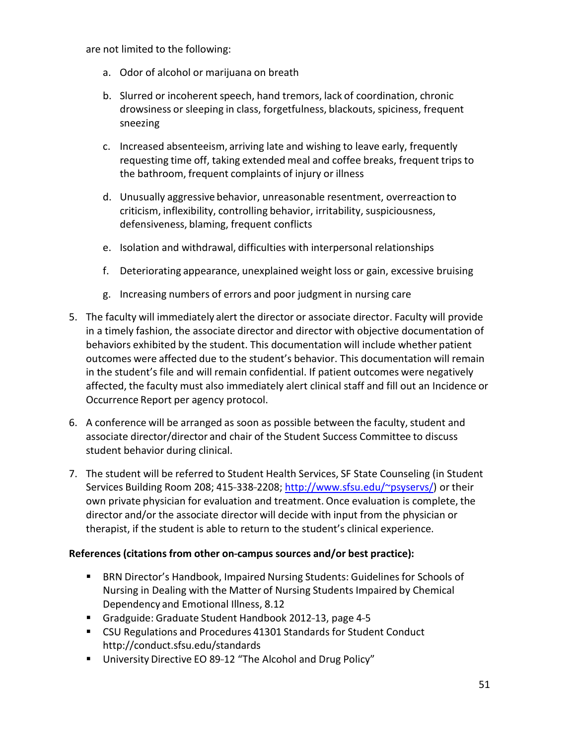are not limited to the following:

a. Odor of alcohol or marijuana on breath

b. Slurred or incoherent speech, hand tremors, lack of coordination, chronic drowsiness or sleeping in class, forgetfulness, blackouts, spiciness, frequent sneezing

c. Increased absenteeism, arriving late and wishing to leave early, frequently requesting time off, taking extended meal and coffee breaks, frequent trips to the bathroom, frequent complaints of injury or illness

d. Unusually aggressive behavior, unreasonable resentment, overreaction to criticism, inflexibility, controlling behavior, irritability, suspiciousness, defensiveness, blaming, frequent conflicts

e. Isolation and withdrawal, difficulties with interpersonal relationships

f. Deteriorating appearance, unexplained weight loss or gain, excessive bruising

g. Increasing numbers of errors and poor judgment in nursing care

5. The faculty will immediately alert the director or associate director. Faculty will provide in a timely fashion, the associate director and director with objective documentation of behaviors exhibited by the student. This documentation will include whether patient outcomes were affected due to the student's behavior. This documentation will remain in the student's file and will remain confidential. If patient outcomes were negatively affected, the faculty must also immediately alert clinical staff and fill out an Incidence or Occurrence Report per agency protocol.

6. A conference will be arranged as soon as possible between the faculty, student and associate director/director and chair of the Student Success Committee to discuss student behavior during clinical.

7. The student will be referred to Student Health Services, SF State Counseling (in Student Services Building Room 208; 415-338-2208; http://www.sfsu.edu/~psyservs/) or their own private physician for evaluation and treatment. Once evaluation is complete, the director and/or the associate director will decide with input from the physician or therapist, if the student is able to return to the student's clinical experience.

**References (citations from other on-campus sources and/or best practice):**

- BRN Director's Handbook, Impaired Nursing Students: Guidelines for Schools of Nursing in Dealing with the Matter of Nursing Students Impaired by Chemical Dependency and Emotional Illness, 8.12
- Gradguide: Graduate Student Handbook 2012-13, page 4-5
- CSU Regulations and Procedures 41301 Standards for Student Conduct http://conduct.sfsu.edu/standards
- University Directive EO 89-12 "The Alcohol and Drug Policy"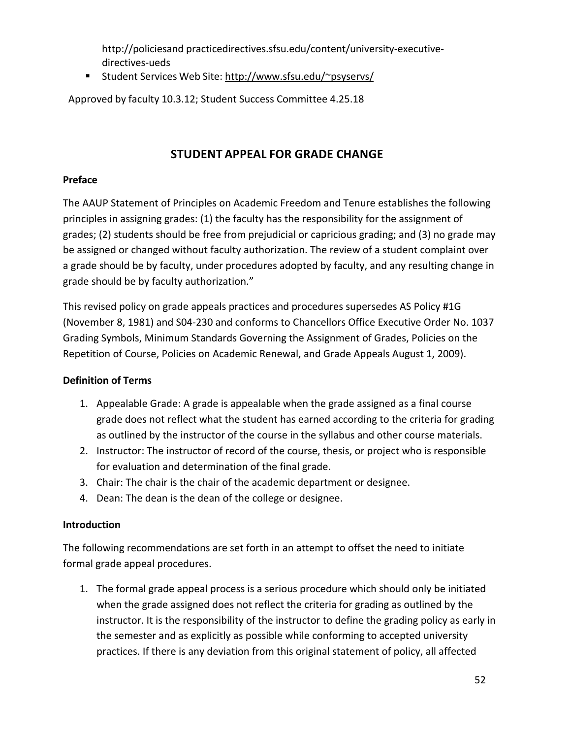http://policiesand practicedirectives.sfsu.edu/content/university-executive-directives-ueds

- Student Services Web Site: http://www.sfsu.edu/~psyservs/

Approved by faculty 10.3.12; Student Success Committee 4.25.18

## STUDENT APPEAL FOR GRADE CHANGE

**Preface**

The AAUP Statement of Principles on Academic Freedom and Tenure establishes the following principles in assigning grades: (1) the faculty has the responsibility for the assignment of grades; (2) students should be free from prejudicial or capricious grading; and (3) no grade may be assigned or changed without faculty authorization. The review of a student complaint over a grade should be by faculty, under procedures adopted by faculty, and any resulting change in grade should be by faculty authorization."

This revised policy on grade appeals practices and procedures supersedes AS Policy #1G (November 8, 1981) and S04-230 and conforms to Chancellors Office Executive Order No. 1037 Grading Symbols, Minimum Standards Governing the Assignment of Grades, Policies on the Repetition of Course, Policies on Academic Renewal, and Grade Appeals August 1, 2009).

**Definition of Terms**

1. Appealable Grade: A grade is appealable when the grade assigned as a final course grade does not reflect what the student has earned according to the criteria for grading as outlined by the instructor of the course in the syllabus and other course materials.
2. Instructor: The instructor of record of the course, thesis, or project who is responsible for evaluation and determination of the final grade.
3. Chair: The chair is the chair of the academic department or designee.
4. Dean: The dean is the dean of the college or designee.

**Introduction**

The following recommendations are set forth in an attempt to offset the need to initiate formal grade appeal procedures.

1. The formal grade appeal process is a serious procedure which should only be initiated when the grade assigned does not reflect the criteria for grading as outlined by the instructor. It is the responsibility of the instructor to define the grading policy as early in the semester and as explicitly as possible while conforming to accepted university practices. If there is any deviation from this original statement of policy, all affected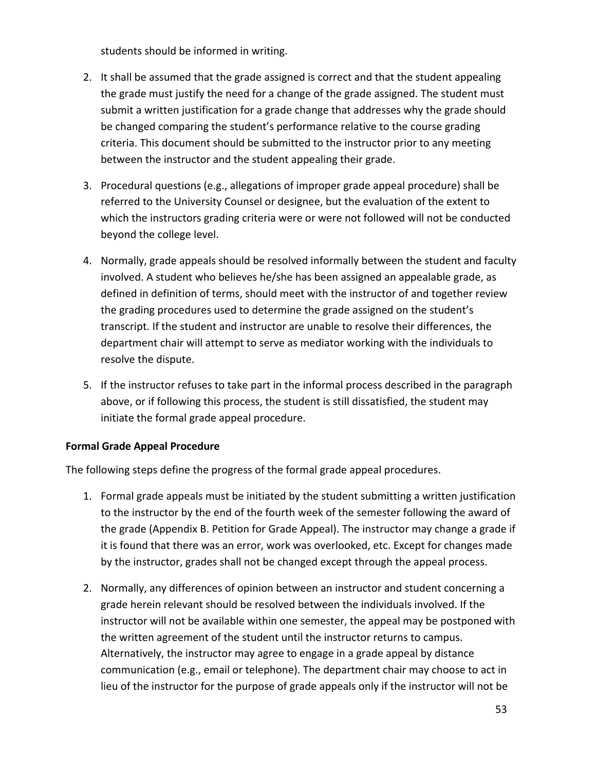students should be informed in writing.

2. It shall be assumed that the grade assigned is correct and that the student appealing the grade must justify the need for a change of the grade assigned. The student must submit a written justification for a grade change that addresses why the grade should be changed comparing the student's performance relative to the course grading criteria. This document should be submitted to the instructor prior to any meeting between the instructor and the student appealing their grade.

3. Procedural questions (e.g., allegations of improper grade appeal procedure) shall be referred to the University Counsel or designee, but the evaluation of the extent to which the instructors grading criteria were or were not followed will not be conducted beyond the college level.

4. Normally, grade appeals should be resolved informally between the student and faculty involved. A student who believes he/she has been assigned an appealable grade, as defined in definition of terms, should meet with the instructor of and together review the grading procedures used to determine the grade assigned on the student's transcript. If the student and instructor are unable to resolve their differences, the department chair will attempt to serve as mediator working with the individuals to resolve the dispute.

5. If the instructor refuses to take part in the informal process described in the paragraph above, or if following this process, the student is still dissatisfied, the student may initiate the formal grade appeal procedure.

**Formal Grade Appeal Procedure**

The following steps define the progress of the formal grade appeal procedures.

1. Formal grade appeals must be initiated by the student submitting a written justification to the instructor by the end of the fourth week of the semester following the award of the grade (Appendix B. Petition for Grade Appeal). The instructor may change a grade if it is found that there was an error, work was overlooked, etc. Except for changes made by the instructor, grades shall not be changed except through the appeal process.

2. Normally, any differences of opinion between an instructor and student concerning a grade herein relevant should be resolved between the individuals involved. If the instructor will not be available within one semester, the appeal may be postponed with the written agreement of the student until the instructor returns to campus. Alternatively, the instructor may agree to engage in a grade appeal by distance communication (e.g., email or telephone). The department chair may choose to act in lieu of the instructor for the purpose of grade appeals only if the instructor will not be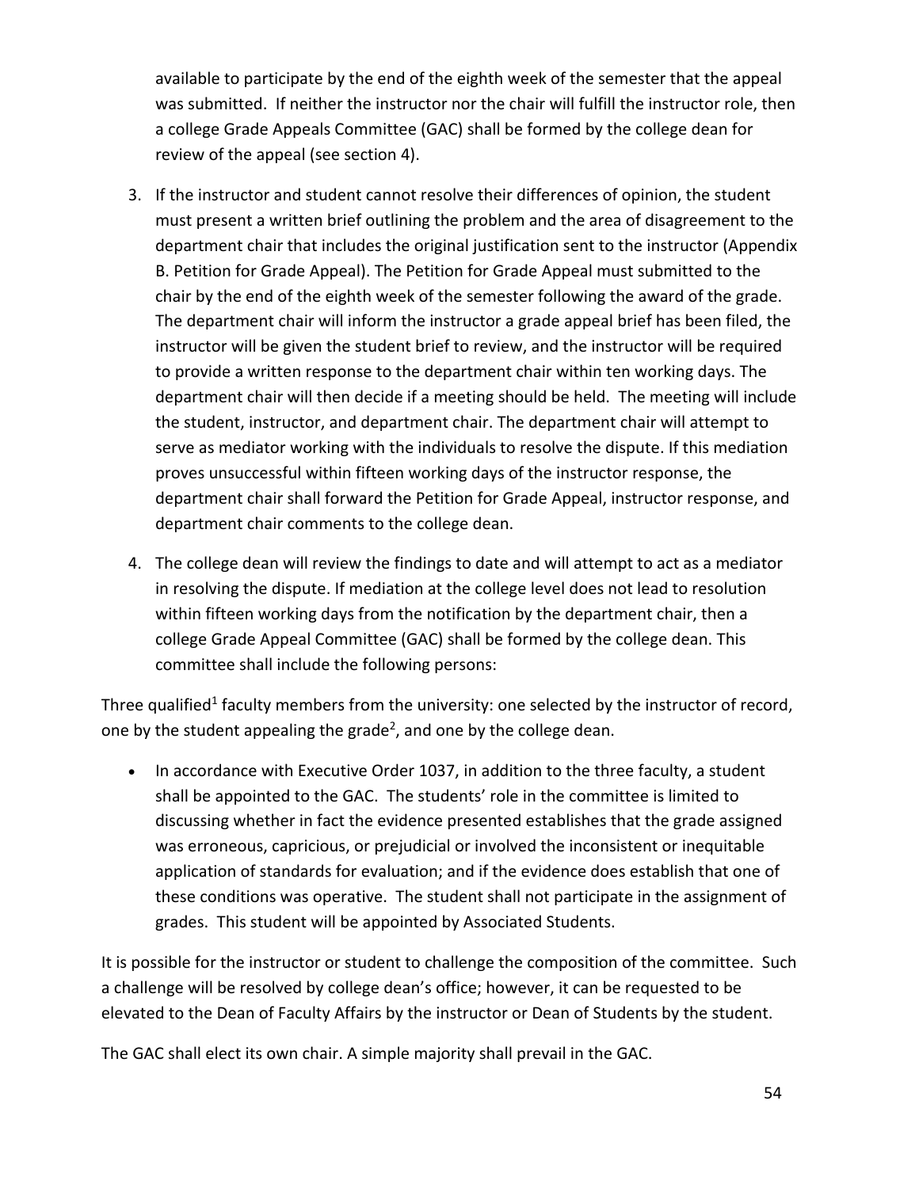available to participate by the end of the eighth week of the semester that the appeal was submitted. If neither the instructor nor the chair will fulfill the instructor role, then a college Grade Appeals Committee (GAC) shall be formed by the college dean for review of the appeal (see section 4).

3. If the instructor and student cannot resolve their differences of opinion, the student must present a written brief outlining the problem and the area of disagreement to the department chair that includes the original justification sent to the instructor (Appendix B. Petition for Grade Appeal). The Petition for Grade Appeal must submitted to the chair by the end of the eighth week of the semester following the award of the grade. The department chair will inform the instructor a grade appeal brief has been filed, the instructor will be given the student brief to review, and the instructor will be required to provide a written response to the department chair within ten working days. The department chair will then decide if a meeting should be held. The meeting will include the student, instructor, and department chair. The department chair will attempt to serve as mediator working with the individuals to resolve the dispute. If this mediation proves unsuccessful within fifteen working days of the instructor response, the department chair shall forward the Petition for Grade Appeal, instructor response, and department chair comments to the college dean.

4. The college dean will review the findings to date and will attempt to act as a mediator in resolving the dispute. If mediation at the college level does not lead to resolution within fifteen working days from the notification by the department chair, then a college Grade Appeal Committee (GAC) shall be formed by the college dean. This committee shall include the following persons:

Three qualified[1] faculty members from the university: one selected by the instructor of record, one by the student appealing the grade[2], and one by the college dean.

- In accordance with Executive Order 1037, in addition to the three faculty, a student shall be appointed to the GAC. The students' role in the committee is limited to discussing whether in fact the evidence presented establishes that the grade assigned was erroneous, capricious, or prejudicial or involved the inconsistent or inequitable application of standards for evaluation; and if the evidence does establish that one of these conditions was operative. The student shall not participate in the assignment of grades. This student will be appointed by Associated Students.

It is possible for the instructor or student to challenge the composition of the committee. Such a challenge will be resolved by college dean's office; however, it can be requested to be elevated to the Dean of Faculty Affairs by the instructor or Dean of Students by the student.

The GAC shall elect its own chair. A simple majority shall prevail in the GAC.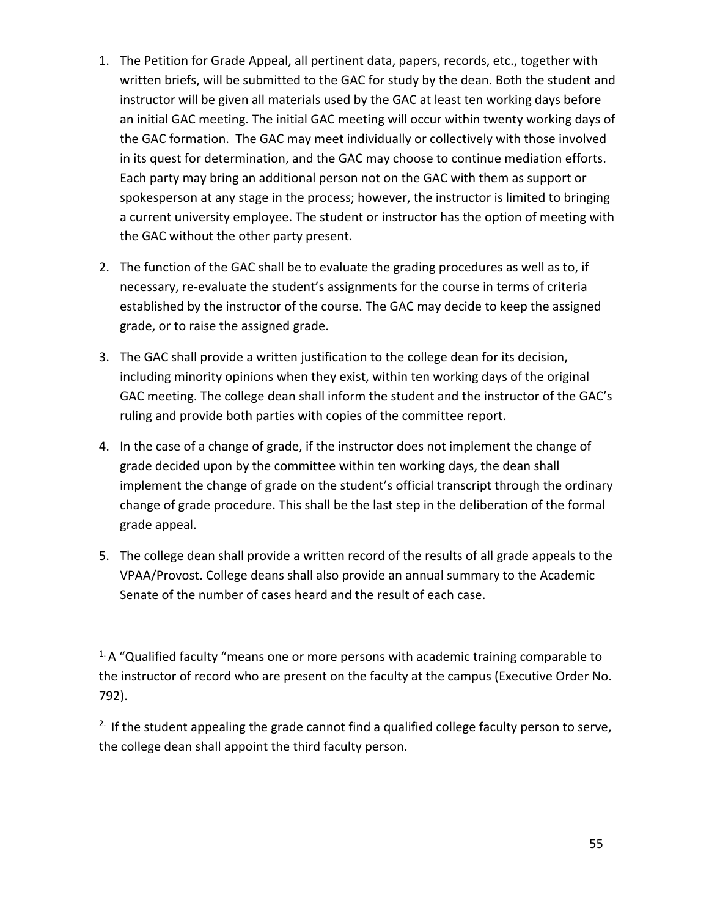1. The Petition for Grade Appeal, all pertinent data, papers, records, etc., together with written briefs, will be submitted to the GAC for study by the dean. Both the student and instructor will be given all materials used by the GAC at least ten working days before an initial GAC meeting. The initial GAC meeting will occur within twenty working days of the GAC formation. The GAC may meet individually or collectively with those involved in its quest for determination, and the GAC may choose to continue mediation efforts. Each party may bring an additional person not on the GAC with them as support or spokesperson at any stage in the process; however, the instructor is limited to bringing a current university employee. The student or instructor has the option of meeting with the GAC without the other party present.

2. The function of the GAC shall be to evaluate the grading procedures as well as to, if necessary, re-evaluate the student's assignments for the course in terms of criteria established by the instructor of the course. The GAC may decide to keep the assigned grade, or to raise the assigned grade.

3. The GAC shall provide a written justification to the college dean for its decision, including minority opinions when they exist, within ten working days of the original GAC meeting. The college dean shall inform the student and the instructor of the GAC's ruling and provide both parties with copies of the committee report.

4. In the case of a change of grade, if the instructor does not implement the change of grade decided upon by the committee within ten working days, the dean shall implement the change of grade on the student's official transcript through the ordinary change of grade procedure. This shall be the last step in the deliberation of the formal grade appeal.

5. The college dean shall provide a written record of the results of all grade appeals to the VPAA/Provost. College deans shall also provide an annual summary to the Academic Senate of the number of cases heard and the result of each case.

[1.] A "Qualified faculty "means one or more persons with academic training comparable to the instructor of record who are present on the faculty at the campus (Executive Order No. 792).

[2.] If the student appealing the grade cannot find a qualified college faculty person to serve, the college dean shall appoint the third faculty person.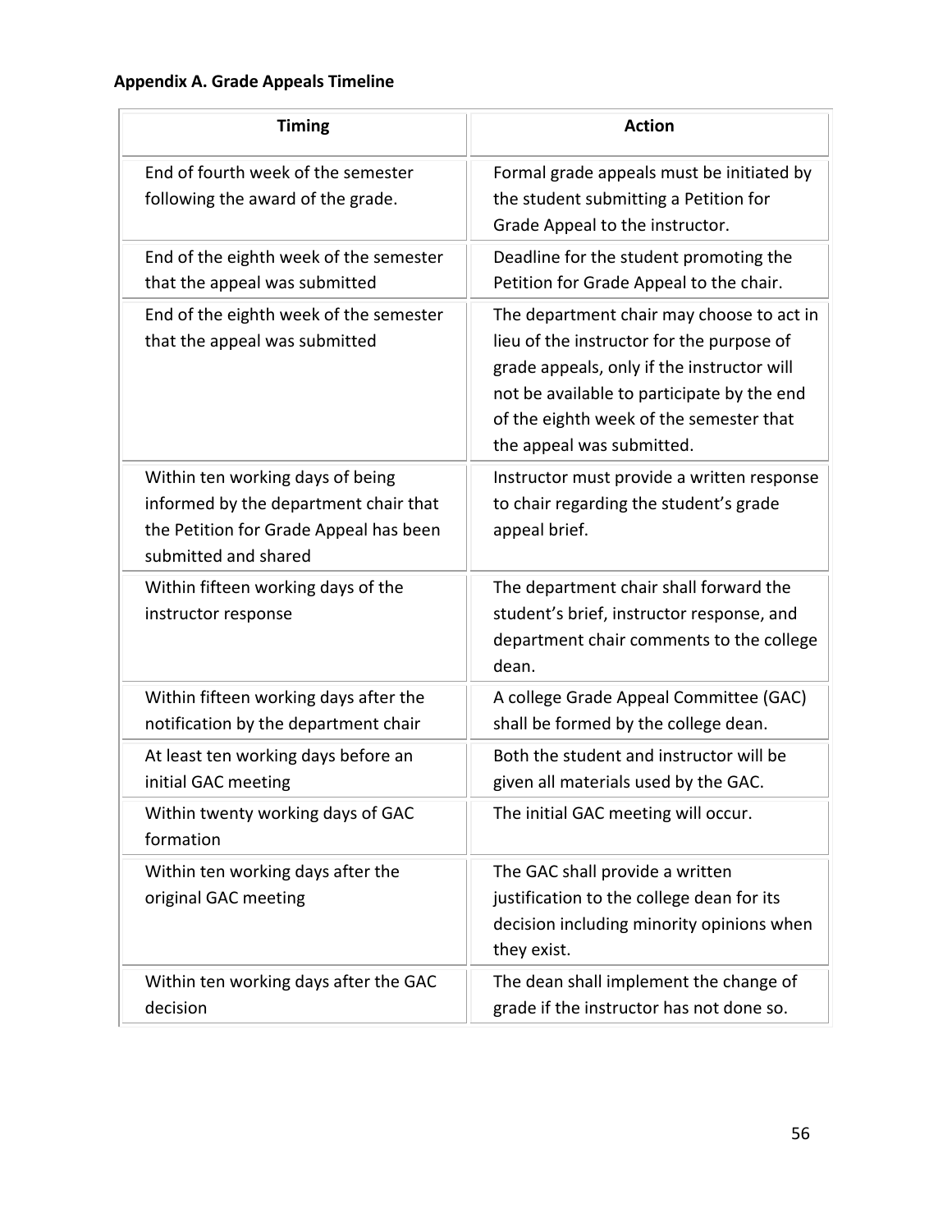### Appendix A. Grade Appeals Timeline

| Timing | Action |
| --- | --- |
| End of fourth week of the semester following the award of the grade. | Formal grade appeals must be initiated by the student submitting a Petition for Grade Appeal to the instructor. |
| End of the eighth week of the semester that the appeal was submitted | Deadline for the student promoting the Petition for Grade Appeal to the chair. |
| End of the eighth week of the semester that the appeal was submitted | The department chair may choose to act in lieu of the instructor for the purpose of grade appeals, only if the instructor will not be available to participate by the end of the eighth week of the semester that the appeal was submitted. |
| Within ten working days of being informed by the department chair that the Petition for Grade Appeal has been submitted and shared | Instructor must provide a written response to chair regarding the student's grade appeal brief. |
| Within fifteen working days of the instructor response | The department chair shall forward the student's brief, instructor response, and department chair comments to the college dean. |
| Within fifteen working days after the notification by the department chair | A college Grade Appeal Committee (GAC) shall be formed by the college dean. |
| At least ten working days before an initial GAC meeting | Both the student and instructor will be given all materials used by the GAC. |
| Within twenty working days of GAC formation | The initial GAC meeting will occur. |
| Within ten working days after the original GAC meeting | The GAC shall provide a written justification to the college dean for its decision including minority opinions when they exist. |
| Within ten working days after the GAC decision | The dean shall implement the change of grade if the instructor has not done so. |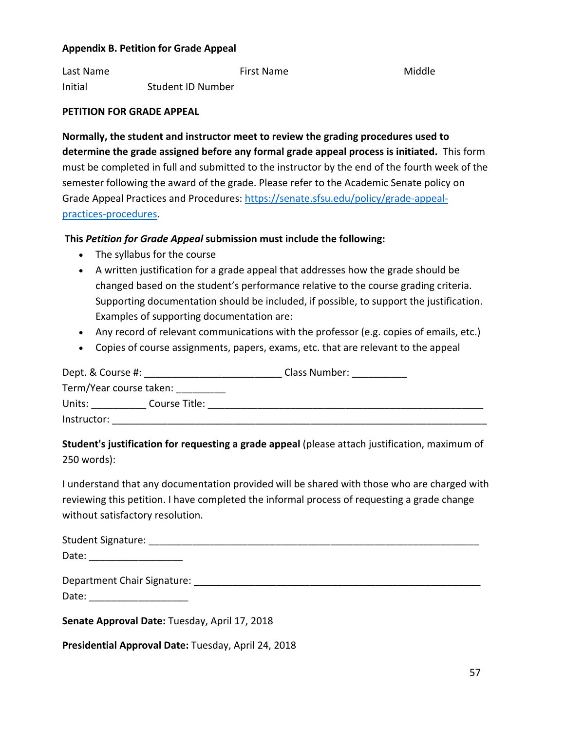**Appendix B. Petition for Grade Appeal**

Last Name First Name Middle Initial Student ID Number

**PETITION FOR GRADE APPEAL**

**Normally, the student and instructor meet to review the grading procedures used to determine the grade assigned before any formal grade appeal process is initiated.** This form must be completed in full and submitted to the instructor by the end of the fourth week of the semester following the award of the grade. Please refer to the Academic Senate policy on Grade Appeal Practices and Procedures: [https://senate.sfsu.edu/policy/grade-appeal-practices-procedures](https://senate.sfsu.edu/policy/grade-appeal-practices-procedures).

**This *Petition for Grade Appeal* submission must include the following:**

- The syllabus for the course
- A written justification for a grade appeal that addresses how the grade should be changed based on the student's performance relative to the course grading criteria. Supporting documentation should be included, if possible, to support the justification. Examples of supporting documentation are:
- Any record of relevant communications with the professor (e.g. copies of emails, etc.)
- Copies of course assignments, papers, exams, etc. that are relevant to the appeal

Dept. & Course #: _________________________ Class Number: __________

Term/Year course taken: _________

Units: __________ Course Title: ____________________________________________________

Instructor: _____________________________________________________________________

**Student's justification for requesting a grade appeal** (please attach justification, maximum of 250 words):

I understand that any documentation provided will be shared with those who are charged with reviewing this petition. I have completed the informal process of requesting a grade change without satisfactory resolution.

Student Signature: _____________________________________________________________

Date: _________________

Department Chair Signature: _____________________________________________________

Date: __________________

**Senate Approval Date:** Tuesday, April 17, 2018

**Presidential Approval Date:** Tuesday, April 24, 2018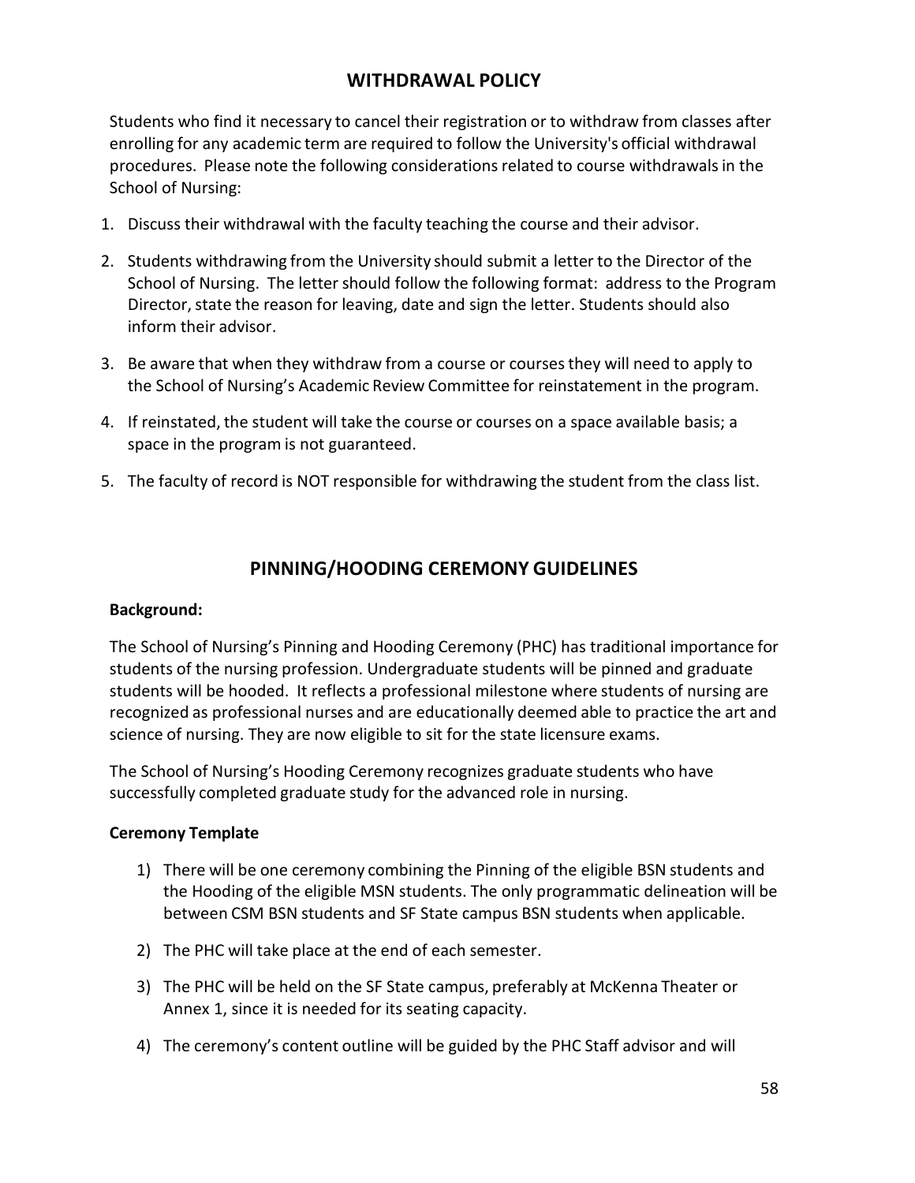## WITHDRAWAL POLICY

Students who find it necessary to cancel their registration or to withdraw from classes after enrolling for any academic term are required to follow the University's official withdrawal procedures. Please note the following considerations related to course withdrawals in the School of Nursing:

1. Discuss their withdrawal with the faculty teaching the course and their advisor.
2. Students withdrawing from the University should submit a letter to the Director of the School of Nursing. The letter should follow the following format: address to the Program Director, state the reason for leaving, date and sign the letter. Students should also inform their advisor.
3. Be aware that when they withdraw from a course or courses they will need to apply to the School of Nursing's Academic Review Committee for reinstatement in the program.
4. If reinstated, the student will take the course or courses on a space available basis; a space in the program is not guaranteed.
5. The faculty of record is NOT responsible for withdrawing the student from the class list.

## PINNING/HOODING CEREMONY GUIDELINES

**Background:**

The School of Nursing's Pinning and Hooding Ceremony (PHC) has traditional importance for students of the nursing profession. Undergraduate students will be pinned and graduate students will be hooded. It reflects a professional milestone where students of nursing are recognized as professional nurses and are educationally deemed able to practice the art and science of nursing. They are now eligible to sit for the state licensure exams.

The School of Nursing's Hooding Ceremony recognizes graduate students who have successfully completed graduate study for the advanced role in nursing.

**Ceremony Template**

1) There will be one ceremony combining the Pinning of the eligible BSN students and the Hooding of the eligible MSN students. The only programmatic delineation will be between CSM BSN students and SF State campus BSN students when applicable.
2) The PHC will take place at the end of each semester.
3) The PHC will be held on the SF State campus, preferably at McKenna Theater or Annex 1, since it is needed for its seating capacity.
4) The ceremony's content outline will be guided by the PHC Staff advisor and will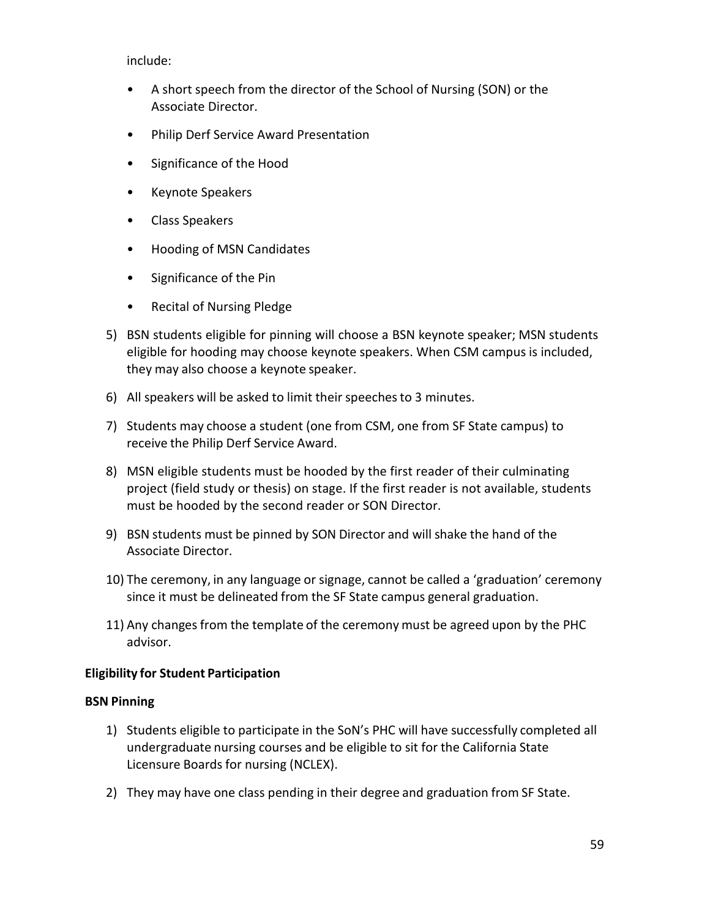include:

- A short speech from the director of the School of Nursing (SON) or the Associate Director.
- Philip Derf Service Award Presentation
- Significance of the Hood
- Keynote Speakers
- Class Speakers
- Hooding of MSN Candidates
- Significance of the Pin
- Recital of Nursing Pledge

5) BSN students eligible for pinning will choose a BSN keynote speaker; MSN students eligible for hooding may choose keynote speakers. When CSM campus is included, they may also choose a keynote speaker.
6) All speakers will be asked to limit their speeches to 3 minutes.
7) Students may choose a student (one from CSM, one from SF State campus) to receive the Philip Derf Service Award.
8) MSN eligible students must be hooded by the first reader of their culminating project (field study or thesis) on stage. If the first reader is not available, students must be hooded by the second reader or SON Director.
9) BSN students must be pinned by SON Director and will shake the hand of the Associate Director.
10) The ceremony, in any language or signage, cannot be called a 'graduation' ceremony since it must be delineated from the SF State campus general graduation.
11) Any changes from the template of the ceremony must be agreed upon by the PHC advisor.

**Eligibility for Student Participation**

**BSN Pinning**

1) Students eligible to participate in the SoN's PHC will have successfully completed all undergraduate nursing courses and be eligible to sit for the California State Licensure Boards for nursing (NCLEX).
2) They may have one class pending in their degree and graduation from SF State.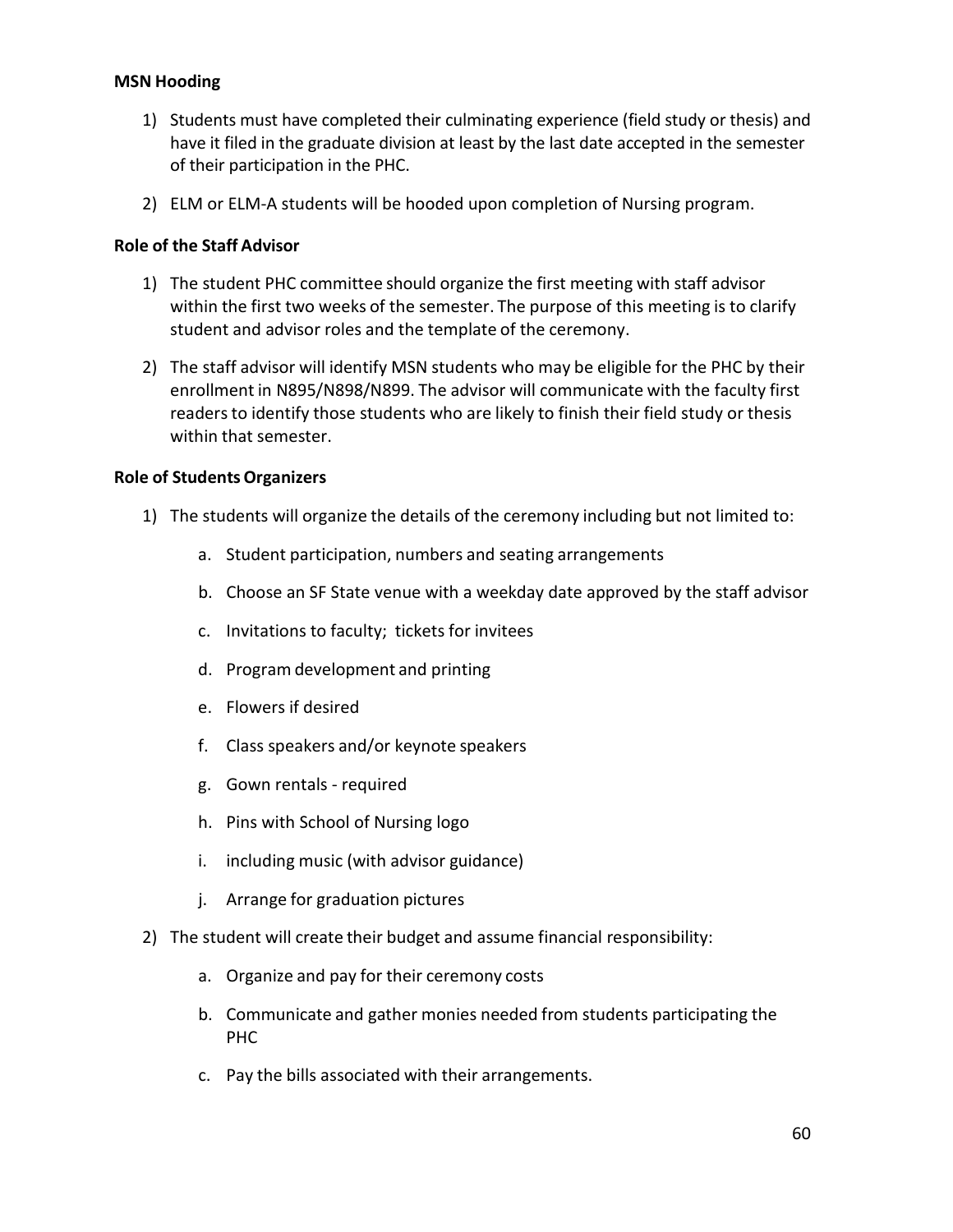**MSN Hooding**

1) Students must have completed their culminating experience (field study or thesis) and have it filed in the graduate division at least by the last date accepted in the semester of their participation in the PHC.
2) ELM or ELM-A students will be hooded upon completion of Nursing program.

**Role of the Staff Advisor**

1) The student PHC committee should organize the first meeting with staff advisor within the first two weeks of the semester. The purpose of this meeting is to clarify student and advisor roles and the template of the ceremony.
2) The staff advisor will identify MSN students who may be eligible for the PHC by their enrollment in N895/N898/N899. The advisor will communicate with the faculty first readers to identify those students who are likely to finish their field study or thesis within that semester.

**Role of Students Organizers**

1) The students will organize the details of the ceremony including but not limited to:
    a. Student participation, numbers and seating arrangements
    b. Choose an SF State venue with a weekday date approved by the staff advisor
    c. Invitations to faculty; tickets for invitees
    d. Program development and printing
    e. Flowers if desired
    f. Class speakers and/or keynote speakers
    g. Gown rentals - required
    h. Pins with School of Nursing logo
    i. including music (with advisor guidance)
    j. Arrange for graduation pictures
2) The student will create their budget and assume financial responsibility:
    a. Organize and pay for their ceremony costs
    b. Communicate and gather monies needed from students participating the PHC
    c. Pay the bills associated with their arrangements.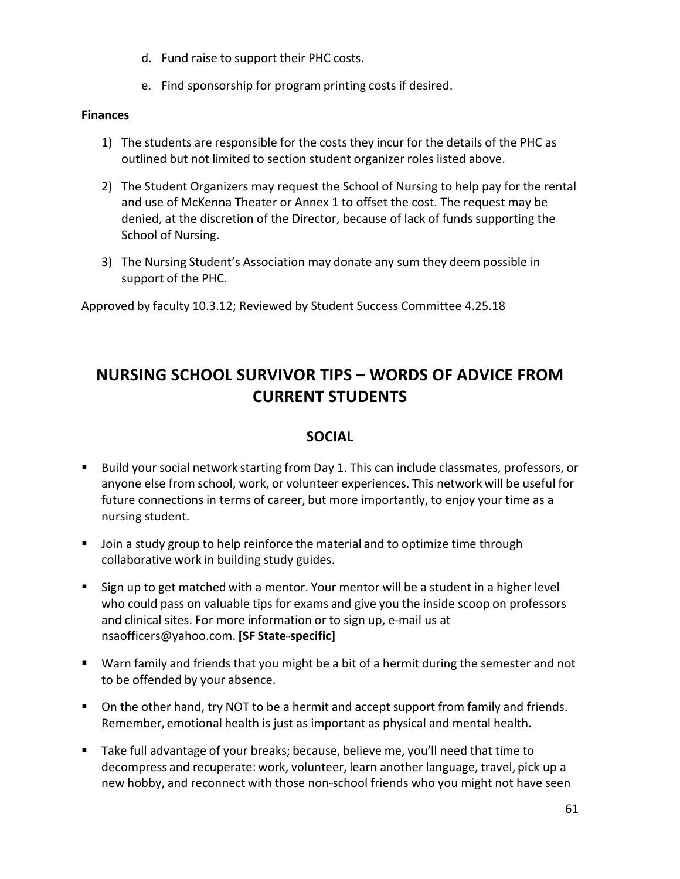d. Fund raise to support their PHC costs.

e. Find sponsorship for program printing costs if desired.

**Finances**

1) The students are responsible for the costs they incur for the details of the PHC as outlined but not limited to section student organizer roles listed above.

2) The Student Organizers may request the School of Nursing to help pay for the rental and use of McKenna Theater or Annex 1 to offset the cost. The request may be denied, at the discretion of the Director, because of lack of funds supporting the School of Nursing.

3) The Nursing Student's Association may donate any sum they deem possible in support of the PHC.

Approved by faculty 10.3.12; Reviewed by Student Success Committee 4.25.18

## NURSING SCHOOL SURVIVOR TIPS – WORDS OF ADVICE FROM CURRENT STUDENTS

### SOCIAL

- Build your social network starting from Day 1. This can include classmates, professors, or anyone else from school, work, or volunteer experiences. This network will be useful for future connections in terms of career, but more importantly, to enjoy your time as a nursing student.
- Join a study group to help reinforce the material and to optimize time through collaborative work in building study guides.
- Sign up to get matched with a mentor. Your mentor will be a student in a higher level who could pass on valuable tips for exams and give you the inside scoop on professors and clinical sites. For more information or to sign up, e-mail us at nsaofficers@yahoo.com. **[SF State-specific]**
- Warn family and friends that you might be a bit of a hermit during the semester and not to be offended by your absence.
- On the other hand, try NOT to be a hermit and accept support from family and friends. Remember, emotional health is just as important as physical and mental health.
- Take full advantage of your breaks; because, believe me, you'll need that time to decompress and recuperate: work, volunteer, learn another language, travel, pick up a new hobby, and reconnect with those non-school friends who you might not have seen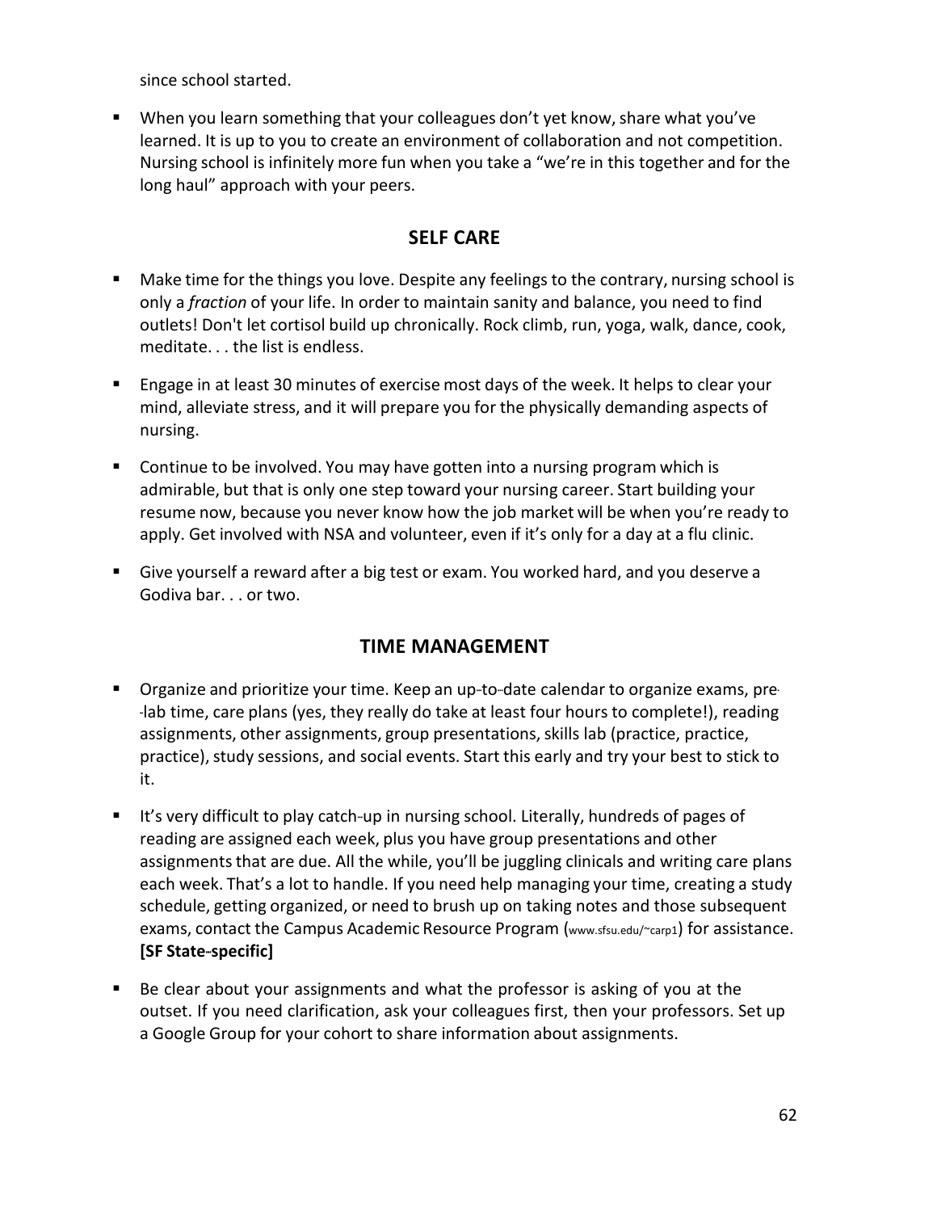since school started.

- When you learn something that your colleagues don't yet know, share what you've learned. It is up to you to create an environment of collaboration and not competition. Nursing school is infinitely more fun when you take a "we're in this together and for the long haul" approach with your peers.

## SELF CARE

- Make time for the things you love. Despite any feelings to the contrary, nursing school is only a *fraction* of your life. In order to maintain sanity and balance, you need to find outlets! Don't let cortisol build up chronically. Rock climb, run, yoga, walk, dance, cook, meditate. . . the list is endless.

- Engage in at least 30 minutes of exercise most days of the week. It helps to clear your mind, alleviate stress, and it will prepare you for the physically demanding aspects of nursing.

- Continue to be involved. You may have gotten into a nursing program which is admirable, but that is only one step toward your nursing career. Start building your resume now, because you never know how the job market will be when you're ready to apply. Get involved with NSA and volunteer, even if it's only for a day at a flu clinic.

- Give yourself a reward after a big test or exam. You worked hard, and you deserve a Godiva bar. . . or two.

## TIME MANAGEMENT

- Organize and prioritize your time. Keep an up-to-date calendar to organize exams, pre-lab time, care plans (yes, they really do take at least four hours to complete!), reading assignments, other assignments, group presentations, skills lab (practice, practice, practice), study sessions, and social events. Start this early and try your best to stick to it.

- It's very difficult to play catch-up in nursing school. Literally, hundreds of pages of reading are assigned each week, plus you have group presentations and other assignments that are due. All the while, you'll be juggling clinicals and writing care plans each week. That's a lot to handle. If you need help managing your time, creating a study schedule, getting organized, or need to brush up on taking notes and those subsequent exams, contact the Campus Academic Resource Program (www.sfsu.edu/~carp1) for assistance. **[SF State-specific]**

- Be clear about your assignments and what the professor is asking of you at the outset. If you need clarification, ask your colleagues first, then your professors. Set up a Google Group for your cohort to share information about assignments.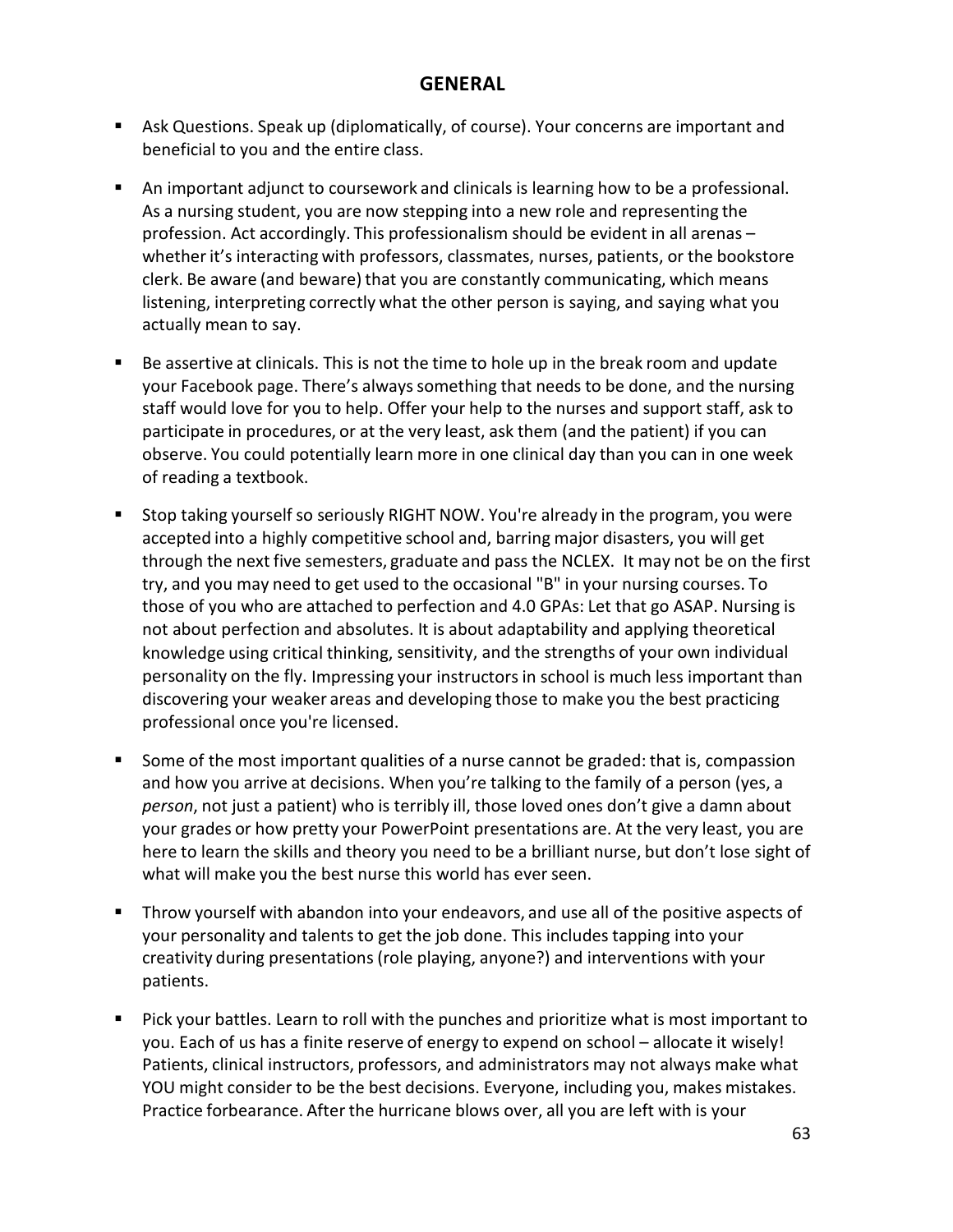## GENERAL

- Ask Questions. Speak up (diplomatically, of course). Your concerns are important and beneficial to you and the entire class.
- An important adjunct to coursework and clinicals is learning how to be a professional. As a nursing student, you are now stepping into a new role and representing the profession. Act accordingly. This professionalism should be evident in all arenas – whether it's interacting with professors, classmates, nurses, patients, or the bookstore clerk. Be aware (and beware) that you are constantly communicating, which means listening, interpreting correctly what the other person is saying, and saying what you actually mean to say.
- Be assertive at clinicals. This is not the time to hole up in the break room and update your Facebook page. There's always something that needs to be done, and the nursing staff would love for you to help. Offer your help to the nurses and support staff, ask to participate in procedures, or at the very least, ask them (and the patient) if you can observe. You could potentially learn more in one clinical day than you can in one week of reading a textbook.
- Stop taking yourself so seriously RIGHT NOW. You're already in the program, you were accepted into a highly competitive school and, barring major disasters, you will get through the next five semesters, graduate and pass the NCLEX. It may not be on the first try, and you may need to get used to the occasional "B" in your nursing courses. To those of you who are attached to perfection and 4.0 GPAs: Let that go ASAP. Nursing is not about perfection and absolutes. It is about adaptability and applying theoretical knowledge using critical thinking, sensitivity, and the strengths of your own individual personality on the fly. Impressing your instructors in school is much less important than discovering your weaker areas and developing those to make you the best practicing professional once you're licensed.
- Some of the most important qualities of a nurse cannot be graded: that is, compassion and how you arrive at decisions. When you're talking to the family of a person (yes, a *person*, not just a patient) who is terribly ill, those loved ones don't give a damn about your grades or how pretty your PowerPoint presentations are. At the very least, you are here to learn the skills and theory you need to be a brilliant nurse, but don't lose sight of what will make you the best nurse this world has ever seen.
- Throw yourself with abandon into your endeavors, and use all of the positive aspects of your personality and talents to get the job done. This includes tapping into your creativity during presentations (role playing, anyone?) and interventions with your patients.
- Pick your battles. Learn to roll with the punches and prioritize what is most important to you. Each of us has a finite reserve of energy to expend on school – allocate it wisely! Patients, clinical instructors, professors, and administrators may not always make what YOU might consider to be the best decisions. Everyone, including you, makes mistakes. Practice forbearance. After the hurricane blows over, all you are left with is your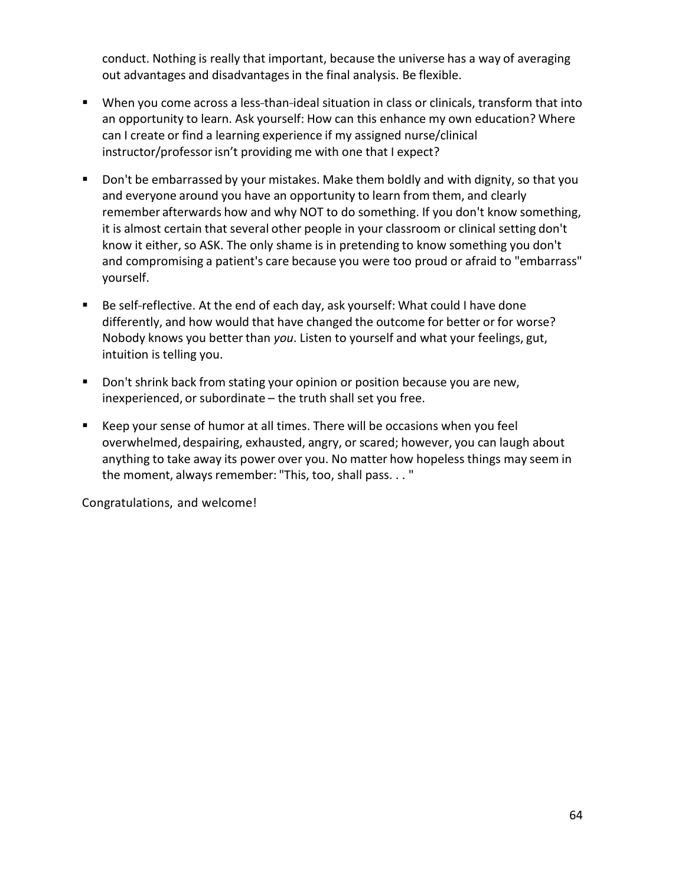conduct. Nothing is really that important, because the universe has a way of averaging out advantages and disadvantages in the final analysis. Be flexible.

- When you come across a less-than-ideal situation in class or clinicals, transform that into an opportunity to learn. Ask yourself: How can this enhance my own education? Where can I create or find a learning experience if my assigned nurse/clinical instructor/professor isn't providing me with one that I expect?

- Don't be embarrassed by your mistakes. Make them boldly and with dignity, so that you and everyone around you have an opportunity to learn from them, and clearly remember afterwards how and why NOT to do something. If you don't know something, it is almost certain that several other people in your classroom or clinical setting don't know it either, so ASK. The only shame is in pretending to know something you don't and compromising a patient's care because you were too proud or afraid to "embarrass" yourself.

- Be self-reflective. At the end of each day, ask yourself: What could I have done differently, and how would that have changed the outcome for better or for worse? Nobody knows you better than *you*. Listen to yourself and what your feelings, gut, intuition is telling you.

- Don't shrink back from stating your opinion or position because you are new, inexperienced, or subordinate – the truth shall set you free.

- Keep your sense of humor at all times. There will be occasions when you feel overwhelmed, despairing, exhausted, angry, or scared; however, you can laugh about anything to take away its power over you. No matter how hopeless things may seem in the moment, always remember: "This, too, shall pass. . . "

Congratulations, and welcome!